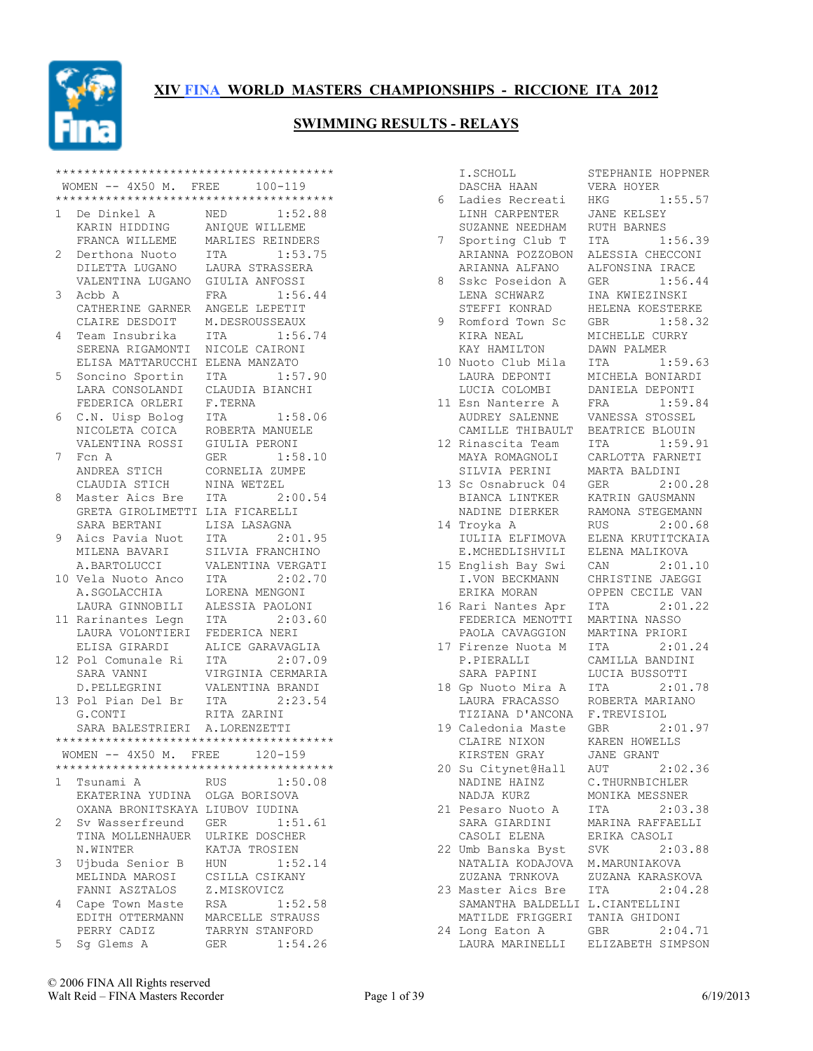# XIV FINA WORLD MASTERS CHAMPIONSHIPS - RICCIONE ITA 2012

## SWIMMING RESULTS - RELAYS

### WOMEN -- 4X50 M. FREE 100-119

| Place | Team | Nation | Time |
|---|---|---|---|
| 1 | De Dinkel A | NED | 1:52.88 |
| | KARIN HIDDING, ANIQUE WILLEME, FRANCA WILLEME, MARLIES REINDERS | | |
| 2 | Derthona Nuoto | ITA | 1:53.75 |
| | DILETTA LUGANO, LAURA STRASSERA, VALENTINA LUGANO, GIULIA ANFOSSI | | |
| 3 | Acbb A | FRA | 1:56.44 |
| | CATHERINE GARNER, ANGELE LEPETIT, CLAIRE DESDOIT, M.DESROUSSEAUX | | |
| 4 | Team Insubrika | ITA | 1:56.74 |
| | SERENA RIGAMONTI, NICOLE CAIRONI, ELISA MATTARUCCHI, ELENA MANZATO | | |
| 5 | Soncino Sportin | ITA | 1:57.90 |
| | LARA CONSOLANDI, CLAUDIA BIANCHI, FEDERICA ORLERI, F.TERNA | | |
| 6 | C.N. Uisp Bolog | ITA | 1:58.06 |
| | NICOLETA COICA, ROBERTA MANUELE, VALENTINA ROSSI, GIULIA PERONI | | |
| 7 | Fcn A | GER | 1:58.10 |
| | ANDREA STICH, CORNELIA ZUMPE, CLAUDIA STICH, NINA WETZEL | | |
| 8 | Master Aics Bre | ITA | 2:00.54 |
| | GRETA GIROLIMETTI, LIA FICARELLI, SARA BERTANI, LISA LASAGNA | | |
| 9 | Aics Pavia Nuot | ITA | 2:01.95 |
| | MILENA BAVARI, SILVIA FRANCHINO, A.BARTOLUCCI, VALENTINA VERGATI | | |
| 10 | Vela Nuoto Anco | ITA | 2:02.70 |
| | A.SGOLACCHIA, LORENA MENGONI, LAURA GINNOBILI, ALESSIA PAOLONI | | |
| 11 | Rarinantes Legn | ITA | 2:03.60 |
| | LAURA VOLONTIERI, FEDERICA NERI, ELISA GIRARDI, ALICE GARAVAGLIA | | |
| 12 | Pol Comunale Ri | ITA | 2:07.09 |
| | SARA VANNI, VIRGINIA CERMARIA, D.PELLEGRINI, VALENTINA BRANDI | | |
| 13 | Pol Pian Del Br | ITA | 2:23.54 |
| | G.CONTI, RITA ZARINI, SARA BALESTRIERI, A.LORENZETTI | | |

### WOMEN -- 4X50 M. FREE 120-159

| Place | Team | Nation | Time |
|---|---|---|---|
| 1 | Tsunami A | RUS | 1:50.08 |
| | EKATERINA YUDINA, OLGA BORISOVA, OXANA BRONITSKAYA, LIUBOV IUDINA | | |
| 2 | Sv Wasserfreund | GER | 1:51.61 |
| | TINA MOLLENHAUER, ULRIKE DOSCHER, N.WINTER, KATJA TROSIEN | | |
| 3 | Ujbuda Senior B | HUN | 1:52.14 |
| | MELINDA MAROSI, CSILLA CSIKANY, FANNI ASZTALOS, Z.MISKOVICZ | | |
| 4 | Cape Town Maste | RSA | 1:52.58 |
| | EDITH OTTERMANN, MARCELLE STRAUSS, PERRY CADIZ, TARRYN STANFORD | | |
| 5 | Sg Glems A | GER | 1:54.26 |
| | I.SCHOLL, STEPHANIE HOPPNER, DASCHA HAAN, VERA HOYER | | |
| 6 | Ladies Recreati | HKG | 1:55.57 |
| | LINH CARPENTER, JANE KELSEY, SUZANNE NEEDHAM, RUTH BARNES | | |
| 7 | Sporting Club T | ITA | 1:56.39 |
| | ARIANNA POZZOBON, ALESSIA CHECCONI, ARIANNA ALFANO, ALFONSINA IRACE | | |
| 8 | Sskc Poseidon A | GER | 1:56.44 |
| | LENA SCHWARZ, INA KWIEZINSKI, STEFFI KONRAD, HELENA KOESTERKE | | |
| 9 | Romford Town Sc | GBR | 1:58.32 |
| | KIRA NEAL, MICHELLE CURRY, KAY HAMILTON, DAWN PALMER | | |
| 10 | Nuoto Club Mila | ITA | 1:59.63 |
| | LAURA DEPONTI, MICHELA BONIARDI, LUCIA COLOMBI, DANIELA DEPONTI | | |
| 11 | Esn Nanterre A | FRA | 1:59.84 |
| | AUDREY SALENNE, VANESSA STOSSEL, CAMILLE THIBAULT, BEATRICE BLOUIN | | |
| 12 | Rinascita Team | ITA | 1:59.91 |
| | MAYA ROMAGNOLI, CARLOTTA FARNETI, SILVIA PERINI, MARTA BALDINI | | |
| 13 | Sc Osnabruck 04 | GER | 2:00.28 |
| | BIANCA LINTKER, KATRIN GAUSMANN, NADINE DIERKER, RAMONA STEGEMANN | | |
| 14 | Troyka A | RUS | 2:00.68 |
| | IULIIA ELFIMOVA, ELENA KRUTITCKAIA, E.MCHEDLISHVILI, ELENA MALIKOVA | | |
| 15 | English Bay Swi | CAN | 2:01.10 |
| | I.VON BECKMANN, CHRISTINE JAEGGI, ERIKA MORAN, OPPEN CECILE VAN | | |
| 16 | Rari Nantes Apr | ITA | 2:01.22 |
| | FEDERICA MENOTTI, MARTINA NASSO, PAOLA CAVAGGION, MARTINA PRIORI | | |
| 17 | Firenze Nuota M | ITA | 2:01.24 |
| | P.PIERALLI, CAMILLA BANDINI, SARA PAPINI, LUCIA BUSSOTTI | | |
| 18 | Gp Nuoto Mira A | ITA | 2:01.78 |
| | LAURA FRACASSO, ROBERTA MARIANO, TIZIANA D'ANCONA, F.TREVISIOL | | |
| 19 | Caledonia Maste | GBR | 2:01.97 |
| | CLAIRE NIXON, KAREN HOWELLS, KIRSTEN GRAY, JANE GRANT | | |
| 20 | Su Citynet@Hall | AUT | 2:02.36 |
| | NADINE HAINZ, C.THURNBICHLER, NADJA KURZ, MONIKA MESSNER | | |
| 21 | Pesaro Nuoto A | ITA | 2:03.38 |
| | SARA GIARDINI, MARINA RAFFAELLI, CASOLI ELENA, ERIKA CASOLI | | |
| 22 | Umb Banska Byst | SVK | 2:03.88 |
| | NATALIA KODAJOVA, M.MARUNIAKOVA, ZUZANA TRNKOVA, ZUZANA KARASKOVA | | |
| 23 | Master Aics Bre | ITA | 2:04.28 |
| | SAMANTHA BALDELLI, L.CIANTELLINI, MATILDE FRIGGERI, TANIA GHIDONI | | |
| 24 | Long Eaton A | GBR | 2:04.71 |
| | LAURA MARINELLI, ELIZABETH SIMPSON | | |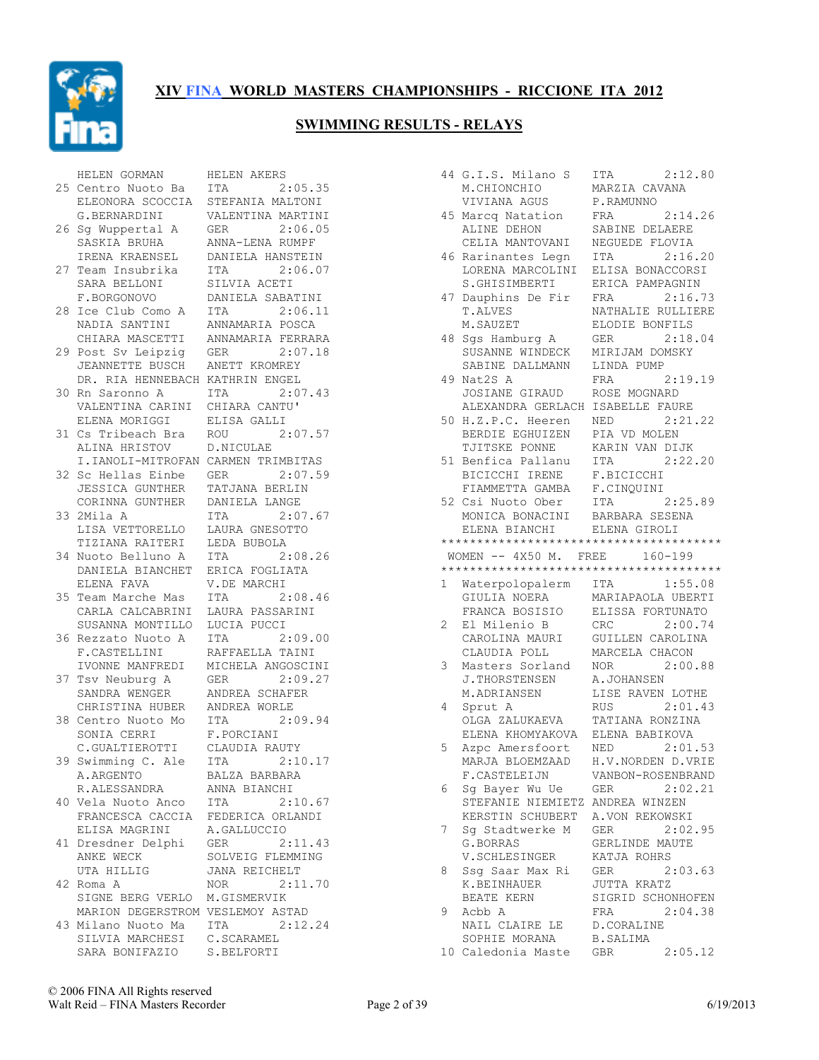# XIV FINA WORLD MASTERS CHAMPIONSHIPS - RICCIONE ITA 2012

## SWIMMING RESULTS - RELAYS

```
    HELEN GORMAN       HELEN AKERS
 25 Centro Nuoto Ba    ITA        2:05.35
    ELEONORA SCOCCIA   STEFANIA MALTONI
    G.BERNARDINI       VALENTINA MARTINI
 26 Sg Wuppertal A     GER        2:06.05
    SASKIA BRUHA       ANNA-LENA RUMPF
    IRENA KRAENSEL     DANIELA HANSTEIN
 27 Team Insubrika     ITA        2:06.07
    SARA BELLONI       SILVIA ACETI
    F.BORGONOVO        DANIELA SABATINI
 28 Ice Club Como A    ITA        2:06.11
    NADIA SANTINI      ANNAMARIA POSCA
    CHIARA MASCETTI    ANNAMARIA FERRARA
 29 Post Sv Leipzig    GER        2:07.18
    JEANNETTE BUSCH    ANETT KROMREY
    DR. RIA HENNEBACH KATHRIN ENGEL
 30 Rn Saronno A       ITA        2:07.43
    VALENTINA CARINI   CHIARA CANTU'
    ELENA MORIGGI      ELISA GALLI
 31 Cs Tribeach Bra    ROU        2:07.57
    ALINA HRISTOV      D.NICULAE
    I.IANOLI-MITROFAN CARMEN TRIMBITAS
 32 Sc Hellas Einbe    GER        2:07.59
    JESSICA GUNTHER    TATJANA BERLIN
    CORINNA GUNTHER    DANIELA LANGE
 33 2Mila A            ITA        2:07.67
    LISA VETTORELLO    LAURA GNESOTTO
    TIZIANA RAITERI    LEDA BUBOLA
 34 Nuoto Belluno A    ITA        2:08.26
    DANIELA BIANCHET   ERICA FOGLIATA
    ELENA FAVA         V.DE MARCHI
 35 Team Marche Mas    ITA        2:08.46
    CARLA CALCABRINI   LAURA PASSARINI
    SUSANNA MONTILLO   LUCIA PUCCI
 36 Rezzato Nuoto A    ITA        2:09.00
    F.CASTELLINI       RAFFAELLA TAINI
    IVONNE MANFREDI    MICHELA ANGOSCINI
 37 Tsv Neuburg A      GER        2:09.27
    SANDRA WENGER      ANDREA SCHAFER
    CHRISTINA HUBER    ANDREA WORLE
 38 Centro Nuoto Mo    ITA        2:09.94
    SONIA CERRI        F.PORCIANI
    C.GUALTIEROTTI     CLAUDIA RAUTY
 39 Swimming C. Ale    ITA        2:10.17
    A.ARGENTO          BALZA BARBARA
    R.ALESSANDRA       ANNA BIANCHI
 40 Vela Nuoto Anco    ITA        2:10.67
    FRANCESCA CACCIA   FEDERICA ORLANDI
    ELISA MAGRINI      A.GALLUCCIO
 41 Dresdner Delphi    GER        2:11.43
    ANKE WECK          SOLVEIG FLEMMING
    UTA HILLIG         JANA REICHELT
 42 Roma A             NOR        2:11.70
    SIGNE BERG VERLO   M.GISMERVIK
    MARION DEGERSTROM VESLEMOY ASTAD
 43 Milano Nuoto Ma    ITA        2:12.24
    SILVIA MARCHESI    C.SCARAMEL
    SARA BONIFAZIO     S.BELFORTI
 44 G.I.S. Milano S    ITA        2:12.80
    M.CHIONCHIO        MARZIA CAVANA
    VIVIANA AGUS       P.RAMUNNO
 45 Marcq Natation     FRA        2:14.26
    ALINE DEHON        SABINE DELAERE
    CELIA MANTOVANI    NEGUEDE FLOVIA
 46 Rarinantes Legn    ITA        2:16.20
    LORENA MARCOLINI   ELISA BONACCORSI
    S.GHISIMBERTI      ERICA PAMPAGNIN
 47 Dauphins De Fir    FRA        2:16.73
    T.ALVES            NATHALIE RULLIERE
    M.SAUZET           ELODIE BONFILS
 48 Sgs Hamburg A      GER        2:18.04
    SUSANNE WINDECK    MIRIJAM DOMSKY
    SABINE DALLMANN    LINDA PUMP
 49 Nat2S A            FRA        2:19.19
    JOSIANE GIRAUD     ROSE MOGNARD
    ALEXANDRA GERLACH ISABELLE FAURE
 50 H.Z.P.C. Heeren    NED        2:21.22
    BERDIE EGHUIZEN    PIA VD MOLEN
    TJITSKE PONNE      KARIN VAN DIJK
 51 Benfica Pallanu    ITA        2:22.20
    BICICCHI IRENE     F.BICICCHI
    FIAMMETTA GAMBA    F.CINQUINI
 52 Csi Nuoto Ober     ITA        2:25.89
    MONICA BONACINI    BARBARA SESENA
    ELENA BIANCHI      ELENA GIROLI
****************************************
 WOMEN -- 4X50 M.  FREE      160-199
****************************************
 1  Waterpolopalerm    ITA        1:55.08
    GIULIA NOERA       MARIAPAOLA UBERTI
    FRANCA BOSISIO     ELISSA FORTUNATO
 2  El Milenio B       CRC        2:00.74
    CAROLINA MAURI     GUILLEN CAROLINA
    CLAUDIA POLL       MARCELA CHACON
 3  Masters Sorland    NOR        2:00.88
    J.THORSTENSEN      A.JOHANSEN
    M.ADRIANSEN        LISE RAVEN LOTHE
 4  Sprut A            RUS        2:01.43
    OLGA ZALUKAEVA     TATIANA RONZINA
    ELENA KHOMYAKOVA   ELENA BABIKOVA
 5  Azpc Amersfoort    NED        2:01.53
    MARJA BLOEMZAAD    H.V.NORDEN D.VRIE
    F.CASTELEIJN       VANBON-ROSENBRAND
 6  Sg Bayer Wu Ue     GER        2:02.21
    STEFANIE NIEMIETZ ANDREA WINZEN
    KERSTIN SCHUBERT   A.VON REKOWSKI
 7  Sg Stadtwerke M    GER        2:02.95
    G.BORRAS           GERLINDE MAUTE
    V.SCHLESINGER      KATJA ROHRS
 8  Ssg Saar Max Ri    GER        2:03.63
    K.BEINHAUER        JUTTA KRATZ
    BEATE KERN         SIGRID SCHONHOFEN
 9  Acbb A             FRA        2:04.38
    NAIL CLAIRE LE     D.CORALINE
    SOPHIE MORANA      B.SALIMA
 10 Caledonia Maste    GBR        2:05.12
```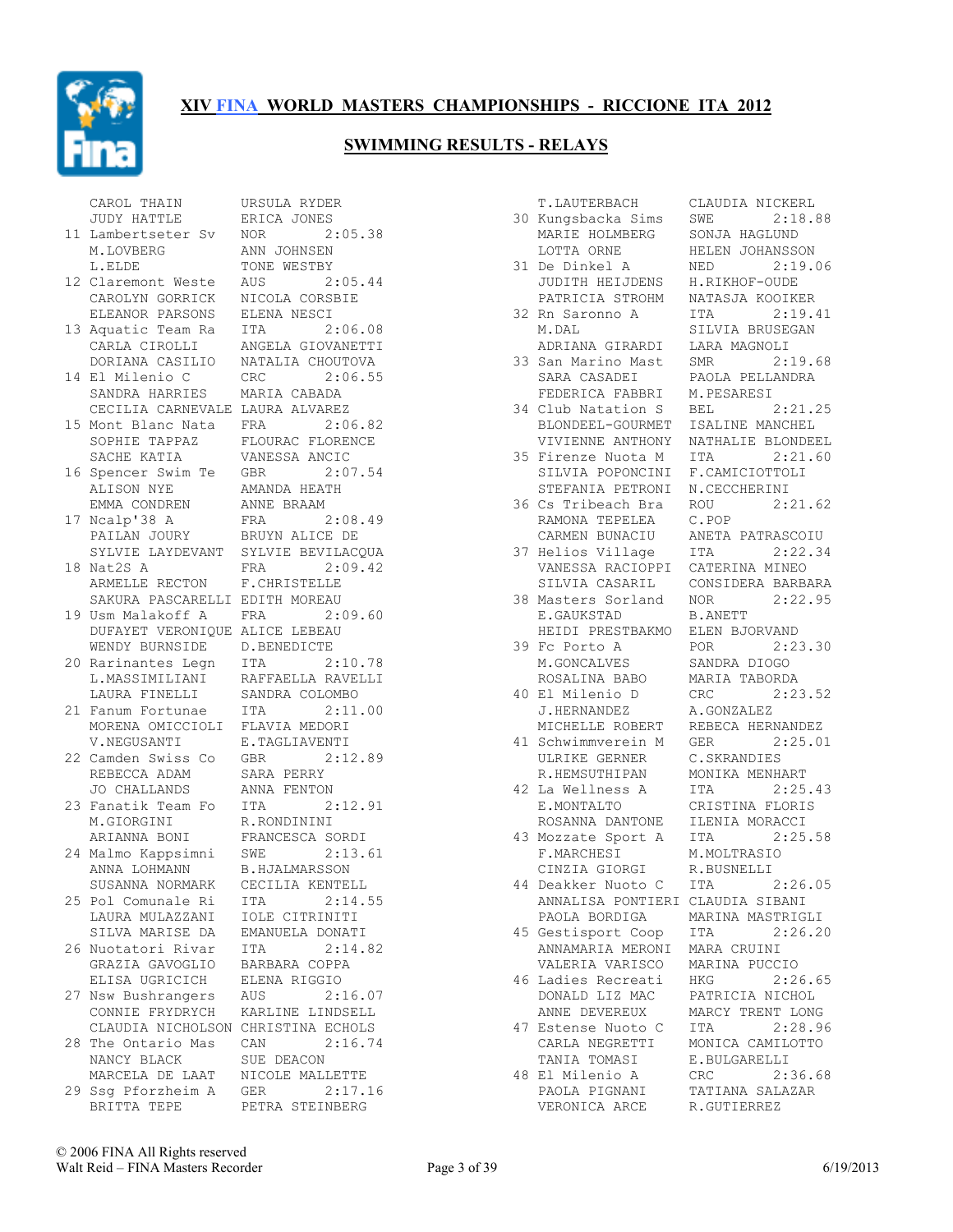# XIV FINA WORLD MASTERS CHAMPIONSHIPS - RICCIONE ITA 2012

## SWIMMING RESULTS - RELAYS

```
    CAROL THAIN         URSULA RYDER
    JUDY HATTLE         ERICA JONES
 11 Lambertseter Sv     NOR        2:05.38
    M.LOVBERG           ANN JOHNSEN
    L.ELDE              TONE WESTBY
 12 Claremont Weste     AUS        2:05.44
    CAROLYN GORRICK     NICOLA CORSBIE
    ELEANOR PARSONS     ELENA NESCI
 13 Aquatic Team Ra     ITA        2:06.08
    CARLA CIROLLI       ANGELA GIOVANETTI
    DORIANA CASILIO     NATALIA CHOUTOVA
 14 El Milenio C        CRC        2:06.55
    SANDRA HARRIES      MARIA CABADA
    CECILIA CARNEVALE   LAURA ALVAREZ
 15 Mont Blanc Nata     FRA        2:06.82
    SOPHIE TAPPAZ       FLOURAC FLORENCE
    SACHE KATIA         VANESSA ANCIC
 16 Spencer Swim Te     GBR        2:07.54
    ALISON NYE          AMANDA HEATH
    EMMA CONDREN        ANNE BRAAM
 17 Ncalp'38 A          FRA        2:08.49
    PAILAN JOURY        BRUYN ALICE DE
    SYLVIE LAYDEVANT    SYLVIE BEVILACQUA
 18 Nat2S A             FRA        2:09.42
    ARMELLE RECTON      F.CHRISTELLE
    SAKURA PASCARELLI   EDITH MOREAU
 19 Usm Malakoff A      FRA        2:09.60
    DUFAYET VERONIQUE   ALICE LEBEAU
    WENDY BURNSIDE      D.BENEDICTE
 20 Rarinantes Legn     ITA        2:10.78
    L.MASSIMILIANI      RAFFAELLA RAVELLI
    LAURA FINELLI       SANDRA COLOMBO
 21 Fanum Fortunae      ITA        2:11.00
    MORENA OMICCIOLI    FLAVIA MEDORI
    V.NEGUSANTI         E.TAGLIAVENTI
 22 Camden Swiss Co     GBR        2:12.89
    REBECCA ADAM        SARA PERRY
    JO CHALLANDS        ANNA FENTON
 23 Fanatik Team Fo     ITA        2:12.91
    M.GIORGINI          R.RONDININI
    ARIANNA BONI        FRANCESCA SORDI
 24 Malmo Kappsimni     SWE        2:13.61
    ANNA LOHMANN        B.HJALMARSSON
    SUSANNA NORMARK     CECILIA KENTELL
 25 Pol Comunale Ri     ITA        2:14.55
    LAURA MULAZZANI     IOLE CITRINITI
    SILVA MARISE DA     EMANUELA DONATI
 26 Nuotatori Rivar     ITA        2:14.82
    GRAZIA GAVOGLIO     BARBARA COPPA
    ELISA UGRICICH      ELENA RIGGIO
 27 Nsw Bushrangers     AUS        2:16.07
    CONNIE FRYDRYCH     KARLINE LINDSELL
    CLAUDIA NICHOLSON   CHRISTINA ECHOLS
 28 The Ontario Mas     CAN        2:16.74
    NANCY BLACK         SUE DEACON
    MARCELA DE LAAT     NICOLE MALLETTE
 29 Ssg Pforzheim A     GER        2:17.16
    BRITTA TEPE         PETRA STEINBERG
    T.LAUTERBACH        CLAUDIA NICKERL
 30 Kungsbacka Sims     SWE        2:18.88
    MARIE HOLMBERG      SONJA HAGLUND
    LOTTA ORNE          HELEN JOHANSSON
 31 De Dinkel A         NED        2:19.06
    JUDITH HEIJDENS     H.RIKHOF-OUDE
    PATRICIA STROHM     NATASJA KOOIKER
 32 Rn Saronno A        ITA        2:19.41
    M.DAL               SILVIA BRUSEGAN
    ADRIANA GIRARDI     LARA MAGNOLI
 33 San Marino Mast     SMR        2:19.68
    SARA CASADEI        PAOLA PELLANDRA
    FEDERICA FABBRI     M.PESARESI
 34 Club Natation S     BEL        2:21.25
    BLONDEEL-GOURMET    ISALINE MANCHEL
    VIVIENNE ANTHONY    NATHALIE BLONDEEL
 35 Firenze Nuota M     ITA        2:21.60
    SILVIA POPONCINI    F.CAMICIOTTOLI
    STEFANIA PETRONI    N.CECCHERINI
 36 Cs Tribeach Bra     ROU        2:21.62
    RAMONA TEPELEA      C.POP
    CARMEN BUNACIU      ANETA PATRASCOIU
 37 Helios Village      ITA        2:22.34
    VANESSA RACIOPPI    CATERINA MINEO
    SILVIA CASARIL      CONSIDERA BARBARA
 38 Masters Sorland     NOR        2:22.95
    E.GAUKSTAD          B.ANETT
    HEIDI PRESTBAKMO    ELEN BJORVAND
 39 Fc Porto A          POR        2:23.30
    M.GONCALVES         SANDRA DIOGO
    ROSALINA BABO       MARIA TABORDA
 40 El Milenio D        CRC        2:23.52
    J.HERNANDEZ         A.GONZALEZ
    MICHELLE ROBERT     REBECA HERNANDEZ
 41 Schwimmverein M     GER        2:25.01
    ULRIKE GERNER       C.SKRANDIES
    R.HEMSUTHIPAN       MONIKA MENHART
 42 La Wellness A       ITA        2:25.43
    E.MONTALTO          CRISTINA FLORIS
    ROSANNA DANTONE     ILENIA MORACCI
 43 Mozzate Sport A     ITA        2:25.58
    F.MARCHESI          M.MOLTRASIO
    CINZIA GIORGI       R.BUSNELLI
 44 Deakker Nuoto C     ITA        2:26.05
    ANNALISA PONTIERI   CLAUDIA SIBANI
    PAOLA BORDIGA       MARINA MASTRIGLI
 45 Gestisport Coop     ITA        2:26.20
    ANNAMARIA MERONI    MARA CRUINI
    VALERIA VARISCO     MARINA PUCCIO
 46 Ladies Recreati     HKG        2:26.65
    DONALD LIZ MAC      PATRICIA NICHOL
    ANNE DEVEREUX       MARCY TRENT LONG
 47 Estense Nuoto C     ITA        2:28.96
    CARLA NEGRETTI      MONICA CAMILOTTO
    TANIA TOMASI        E.BULGARELLI
 48 El Milenio A        CRC        2:36.68
    PAOLA PIGNANI       TATIANA SALAZAR
    VERONICA ARCE       R.GUTIERREZ
```

© 2006 FINA All Rights reserved
Walt Reid – FINA Masters Recorder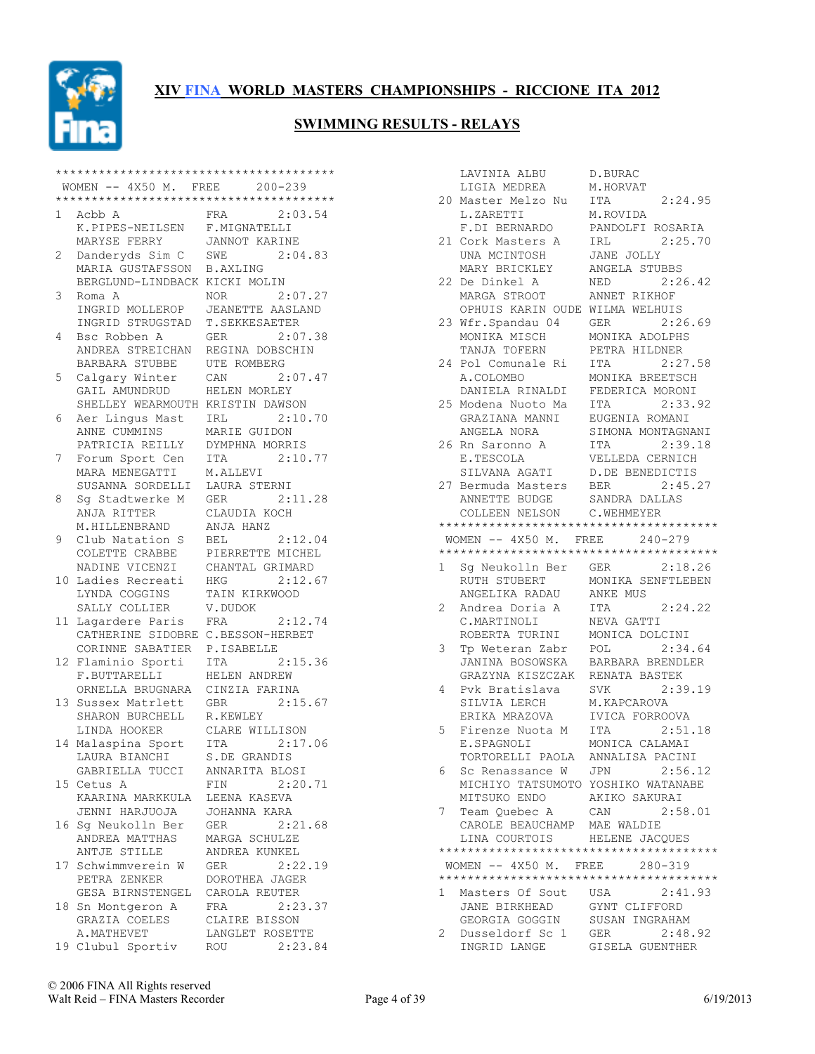# XIV FINA WORLD MASTERS CHAMPIONSHIPS - RICCIONE ITA 2012

## SWIMMING RESULTS - RELAYS

```
****************************************
 WOMEN -- 4X50 M.  FREE     200-239
****************************************
1  Acbb A            FRA        2:03.54
   K.PIPES-NEILSEN   F.MIGNATELLI
   MARYSE FERRY      JANNOT KARINE
2  Danderyds Sim C   SWE        2:04.83
   MARIA GUSTAFSSON  B.AXLING
   BERGLUND-LINDBACK KICKI MOLIN
3  Roma A            NOR        2:07.27
   INGRID MOLLEROP   JEANETTE AASLAND
   INGRID STRUGSTAD  T.SEKKESAETER
4  Bsc Robben A      GER        2:07.38
   ANDREA STREICHAN  REGINA DOBSCHIN
   BARBARA STUBBE    UTE ROMBERG
5  Calgary Winter    CAN        2:07.47
   GAIL AMUNDRUD     HELEN MORLEY
   SHELLEY WEARMOUTH KRISTIN DAWSON
6  Aer Lingus Mast   IRL        2:10.70
   ANNE CUMMINS      MARIE GUIDON
   PATRICIA REILLY   DYMPHNA MORRIS
7  Forum Sport Cen   ITA        2:10.77
   MARA MENEGATTI    M.ALLEVI
   SUSANNA SORDELLI  LAURA STERNI
8  Sg Stadtwerke M   GER        2:11.28
   ANJA RITTER       CLAUDIA KOCH
   M.HILLENBRAND     ANJA HANZ
9  Club Natation S   BEL        2:12.04
   COLETTE CRABBE    PIERRETTE MICHEL
   NADINE VICENZI    CHANTAL GRIMARD
10 Ladies Recreati   HKG        2:12.67
   LYNDA COGGINS     TAIN KIRKWOOD
   SALLY COLLIER     V.DUDOK
11 Lagardere Paris   FRA        2:12.74
   CATHERINE SIDOBRE C.BESSON-HERBET
   CORINNE SABATIER  P.ISABELLE
12 Flaminio Sporti   ITA        2:15.36
   F.BUTTARELLI      HELEN ANDREW
   ORNELLA BRUGNARA  CINZIA FARINA
13 Sussex Matrlett   GBR        2:15.67
   SHARON BURCHELL   R.KEWLEY
   LINDA HOOKER      CLARE WILLISON
14 Malaspina Sport   ITA        2:17.06
   LAURA BIANCHI     S.DE GRANDIS
   GABRIELLA TUCCI   ANNARITA BLOSI
15 Cetus A           FIN        2:20.71
   KAARINA MARKKULA  LEENA KASEVA
   JENNI HARJUOJA    JOHANNA KARA
16 Sg Neukolln Ber   GER        2:21.68
   ANDREA MATTHAS    MARGA SCHULZE
   ANTJE STILLE      ANDREA KUNKEL
17 Schwimmverein W   GER        2:22.19
   PETRA ZENKER      DOROTHEA JAGER
   GESA BIRNSTENGEL  CAROLA REUTER
18 Sn Montgeron A    FRA        2:23.37
   GRAZIA COELES     CLAIRE BISSON
   A.MATHEVET        LANGLET ROSETTE
19 Clubul Sportiv    ROU        2:23.84
   LAVINIA ALBU      D.BURAC
   LIGIA MEDREA      M.HORVAT
20 Master Melzo Nu   ITA        2:24.95
   L.ZARETTI         M.ROVIDA
   F.DI BERNARDO     PANDOLFI ROSARIA
21 Cork Masters A    IRL        2:25.70
   UNA MCINTOSH      JANE JOLLY
   MARY BRICKLEY     ANGELA STUBBS
22 De Dinkel A       NED        2:26.42
   MARGA STROOT      ANNET RIKHOF
   OPHUIS KARIN OUDE WILMA WELHUIS
23 Wfr.Spandau 04    GER        2:26.69
   MONIKA MISCH      MONIKA ADOLPHS
   TANJA TOFERN      PETRA HILDNER
24 Pol Comunale Ri   ITA        2:27.58
   A.COLOMBO         MONIKA BREETSCH
   DANIELA RINALDI   FEDERICA MORONI
25 Modena Nuoto Ma   ITA        2:33.92
   GRAZIANA MANNI    EUGENIA ROMANI
   ANGELA NORA       SIMONA MONTAGNANI
26 Rn Saronno A      ITA        2:39.18
   E.TESCOLA         VELLEDA CERNICH
   SILVANA AGATI     D.DE BENEDICTIS
27 Bermuda Masters   BER        2:45.27
   ANNETTE BUDGE     SANDRA DALLAS
   COLLEEN NELSON    C.WEHMEYER
****************************************
 WOMEN -- 4X50 M.  FREE     240-279
****************************************
1  Sg Neukolln Ber   GER        2:18.26
   RUTH STUBERT      MONIKA SENFTLEBEN
   ANGELIKA RADAU    ANKE MUS
2  Andrea Doria A    ITA        2:24.22
   C.MARTINOLI       NEVA GATTI
   ROBERTA TURINI    MONICA DOLCINI
3  Tp Weteran Zabr   POL        2:34.64
   JANINA BOSOWSKA   BARBARA BRENDLER
   GRAZYNA KISZCZAK  RENATA BASTEK
4  Pvk Bratislava    SVK        2:39.19
   SILVIA LERCH      M.KAPCAROVA
   ERIKA MRAZOVA     IVICA FORROOVA
5  Firenze Nuota M   ITA        2:51.18
   E.SPAGNOLI        MONICA CALAMAI
   TORTORELLI PAOLA  ANNALISA PACINI
6  Sc Renassance W   JPN        2:56.12
   MICHIYO TATSUMOTO YOSHIKO WATANABE
   MITSUKO ENDO      AKIKO SAKURAI
7  Team Quebec A     CAN        2:58.01
   CAROLE BEAUCHAMP  MAE WALDIE
   LINA COURTOIS     HELENE JACQUES
****************************************
 WOMEN -- 4X50 M.  FREE     280-319
****************************************
1  Masters Of Sout   USA        2:41.93
   JANE BIRKHEAD     GYNT CLIFFORD
   GEORGIA GOGGIN    SUSAN INGRAHAM
2  Dusseldorf Sc 1   GER        2:48.92
   INGRID LANGE      GISELA GUENTHER
```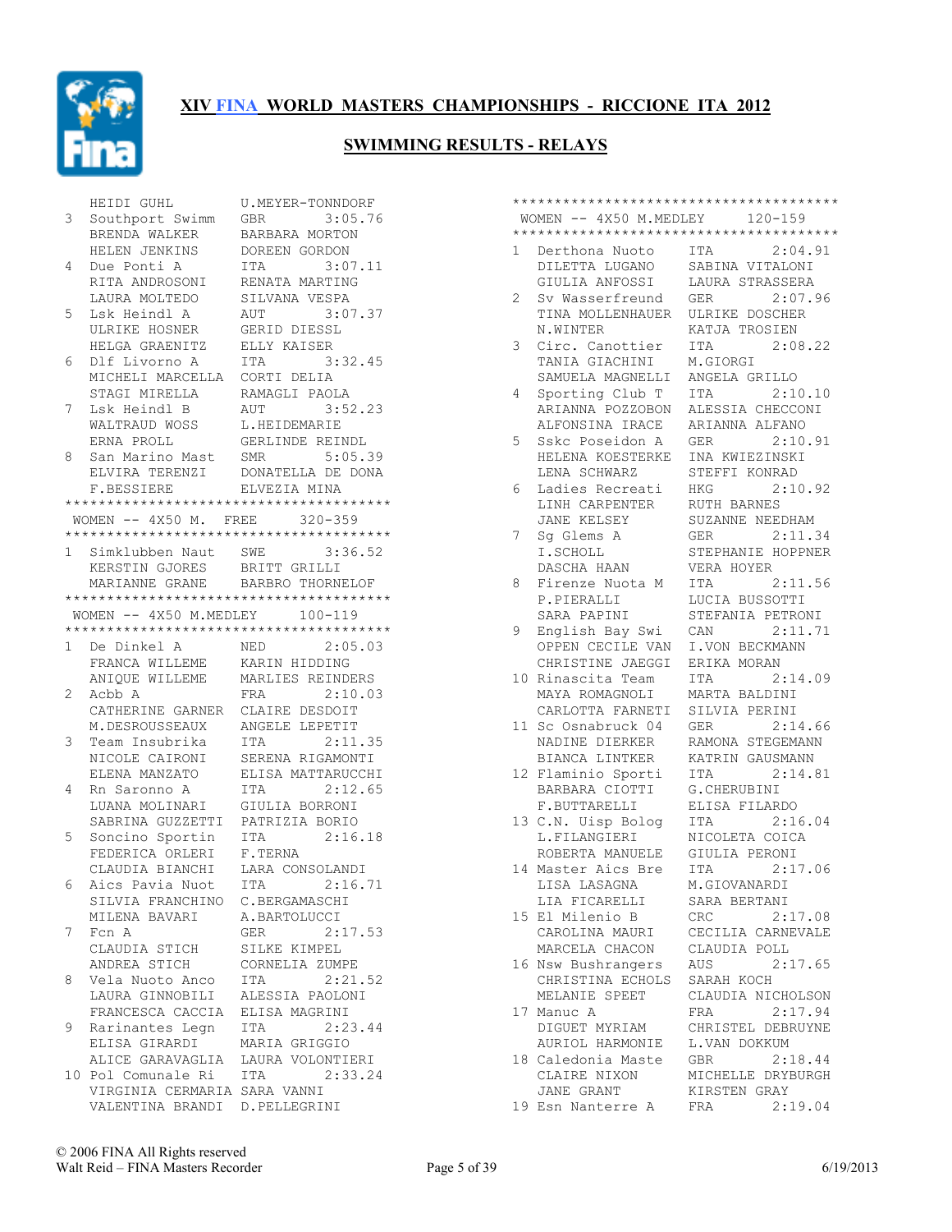# XIV FINA WORLD MASTERS CHAMPIONSHIPS - RICCIONE ITA 2012

## SWIMMING RESULTS - RELAYS

```
    HEIDI GUHL         U.MEYER-TONNDORF
 3  Southport Swimm    GBR       3:05.76
    BRENDA WALKER      BARBARA MORTON
    HELEN JENKINS      DOREEN GORDON
 4  Due Ponti A        ITA       3:07.11
    RITA ANDROSONI     RENATA MARTING
    LAURA MOLTEDO      SILVANA VESPA
 5  Lsk Heindl A       AUT       3:07.37
    ULRIKE HOSNER      GERID DIESSL
    HELGA GRAENITZ     ELLY KAISER
 6  Dlf Livorno A      ITA       3:32.45
    MICHELI MARCELLA   CORTI DELIA
    STAGI MIRELLA      RAMAGLI PAOLA
 7  Lsk Heindl B       AUT       3:52.23
    WALTRAUD WOSS      L.HEIDEMARIE
    ERNA PROLL         GERLINDE REINDL
 8  San Marino Mast    SMR       5:05.39
    ELVIRA TERENZI     DONATELLA DE DONA
    F.BESSIERE         ELVEZIA MINA
****************************************
 WOMEN -- 4X50 M.  FREE      320-359
****************************************
 1  Simklubben Naut    SWE       3:36.52
    KERSTIN GJORES     BRITT GRILLI
    MARIANNE GRANE     BARBRO THORNELOF
****************************************
 WOMEN -- 4X50 M.MEDLEY      100-119
****************************************
 1  De Dinkel A        NED       2:05.03
    FRANCA WILLEME     KARIN HIDDING
    ANIQUE WILLEME     MARLIES REINDERS
 2  Acbb A             FRA       2:10.03
    CATHERINE GARNER   CLAIRE DESDOIT
    M.DESROUSSEAUX     ANGELE LEPETIT
 3  Team Insubrika     ITA       2:11.35
    NICOLE CAIRONI     SERENA RIGAMONTI
    ELENA MANZATO      ELISA MATTARUCCHI
 4  Rn Saronno A       ITA       2:12.65
    LUANA MOLINARI     GIULIA BORRONI
    SABRINA GUZZETTI   PATRIZIA BORIO
 5  Soncino Sportin    ITA       2:16.18
    FEDERICA ORLERI    F.TERNA
    CLAUDIA BIANCHI    LARA CONSOLANDI
 6  Aics Pavia Nuot    ITA       2:16.71
    SILVIA FRANCHINO   C.BERGAMASCHI
    MILENA BAVARI      A.BARTOLUCCI
 7  Fcn A              GER       2:17.53
    CLAUDIA STICH      SILKE KIMPEL
    ANDREA STICH       CORNELIA ZUMPE
 8  Vela Nuoto Anco    ITA       2:21.52
    LAURA GINNOBILI    ALESSIA PAOLONI
    FRANCESCA CACCIA   ELISA MAGRINI
 9  Rarinantes Legn    ITA       2:23.44
    ELISA GIRARDI      MARIA GRIGGIO
    ALICE GARAVAGLIA   LAURA VOLONTIERI
10  Pol Comunale Ri    ITA       2:33.24
    VIRGINIA CERMARIA  SARA VANNI
    VALENTINA BRANDI   D.PELLEGRINI
```

```
****************************************
 WOMEN -- 4X50 M.MEDLEY      120-159
****************************************
 1  Derthona Nuoto     ITA       2:04.91
    DILETTA LUGANO     SABINA VITALONI
    GIULIA ANFOSSI     LAURA STRASSERA
 2  Sv Wasserfreund    GER       2:07.96
    TINA MOLLENHAUER   ULRIKE DOSCHER
    N.WINTER           KATJA TROSIEN
 3  Circ. Canottier    ITA       2:08.22
    TANIA GIACHINI     M.GIORGI
    SAMUELA MAGNELLI   ANGELA GRILLO
 4  Sporting Club T    ITA       2:10.10
    ARIANNA POZZOBON   ALESSIA CHECCONI
    ALFONSINA IRACE    ARIANNA ALFANO
 5  Sskc Poseidon A    GER       2:10.91
    HELENA KOESTERKE   INA KWIEZINSKI
    LENA SCHWARZ       STEFFI KONRAD
 6  Ladies Recreati    HKG       2:10.92
    LINH CARPENTER     RUTH BARNES
    JANE KELSEY        SUZANNE NEEDHAM
 7  Sg Glems A         GER       2:11.34
    I.SCHOLL           STEPHANIE HOPPNER
    DASCHA HAAN        VERA HOYER
 8  Firenze Nuota M    ITA       2:11.56
    P.PIERALLI         LUCIA BUSSOTTI
    SARA PAPINI        STEFANIA PETRONI
 9  English Bay Swi    CAN       2:11.71
    OPPEN CECILE VAN   I.VON BECKMANN
    CHRISTINE JAEGGI   ERIKA MORAN
10  Rinascita Team     ITA       2:14.09
    MAYA ROMAGNOLI     MARTA BALDINI
    CARLOTTA FARNETI   SILVIA PERINI
11  Sc Osnabruck 04    GER       2:14.66
    NADINE DIERKER     RAMONA STEGEMANN
    BIANCA LINTKER     KATRIN GAUSMANN
12  Flaminio Sporti    ITA       2:14.81
    BARBARA CIOTTI     G.CHERUBINI
    F.BUTTARELLI       ELISA FILARDO
13  C.N. Uisp Bolog    ITA       2:16.04
    L.FILANGIERI       NICOLETA COICA
    ROBERTA MANUELE    GIULIA PERONI
14  Master Aics Bre    ITA       2:17.06
    LISA LASAGNA       M.GIOVANARDI
    LIA FICARELLI      SARA BERTANI
15  El Milenio B       CRC       2:17.08
    CAROLINA MAURI     CECILIA CARNEVALE
    MARCELA CHACON     CLAUDIA POLL
16  Nsw Bushrangers    AUS       2:17.65
    CHRISTINA ECHOLS   SARAH KOCH
    MELANIE SPEET      CLAUDIA NICHOLSON
17  Manuc A            FRA       2:17.94
    DIGUET MYRIAM      CHRISTEL DEBRUYNE
    AURIOL HARMONIE    L.VAN DOKKUM
18  Caledonia Maste    GBR       2:18.44
    CLAIRE NIXON       MICHELLE DRYBURGH
    JANE GRANT         KIRSTEN GRAY
19  Esn Nanterre A     FRA       2:19.04
```

© 2006 FINA All Rights reserved
Walt Reid – FINA Masters Recorder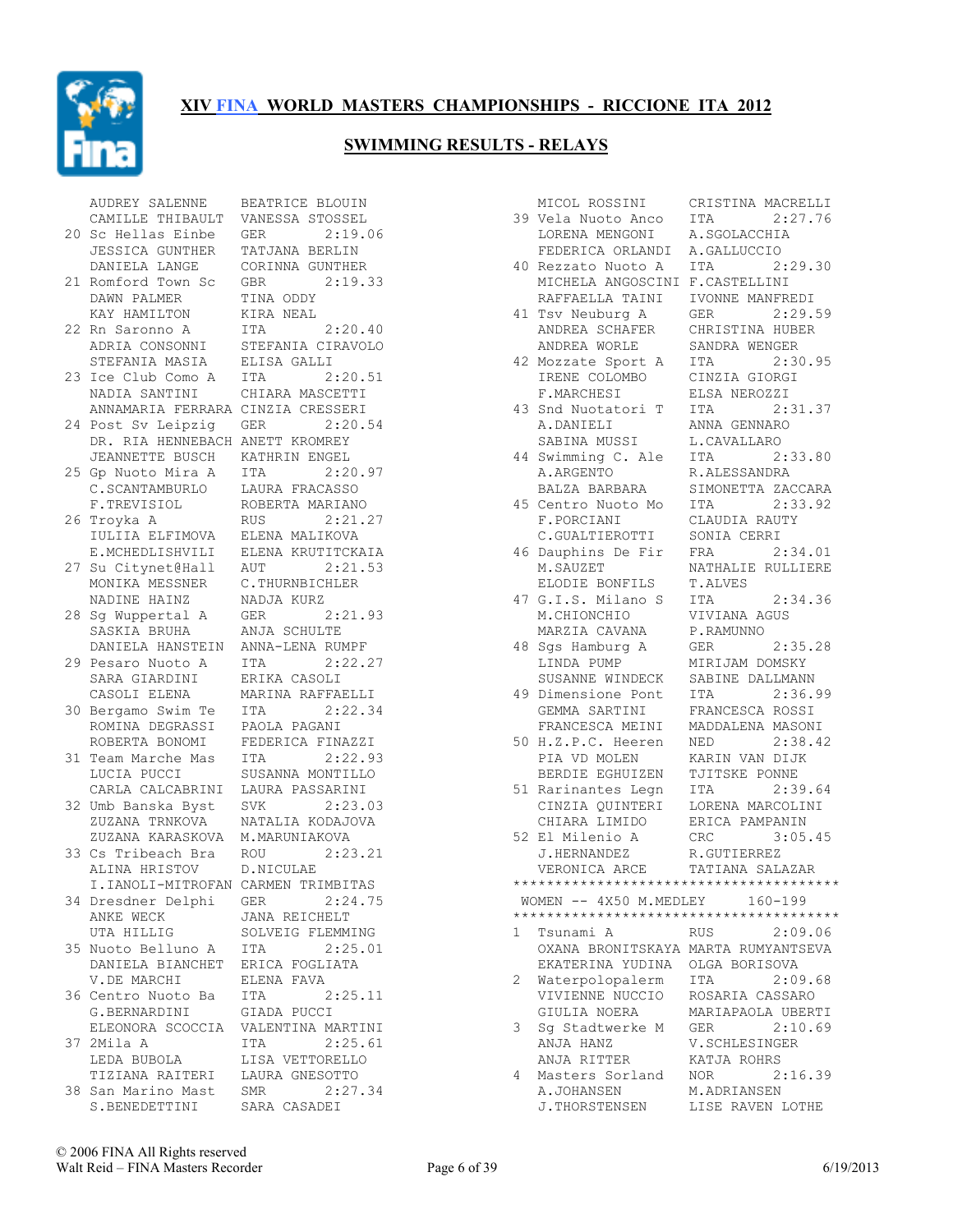# XIV FINA WORLD MASTERS CHAMPIONSHIPS - RICCIONE ITA 2012

## SWIMMING RESULTS - RELAYS

```
     AUDREY SALENNE     BEATRICE BLOUIN
     CAMILLE THIBAULT   VANESSA STOSSEL
  20 Sc Hellas Einbe    GER        2:19.06
     JESSICA GUNTHER    TATJANA BERLIN
     DANIELA LANGE      CORINNA GUNTHER
  21 Romford Town Sc    GBR        2:19.33
     DAWN PALMER        TINA ODDY
     KAY HAMILTON       KIRA NEAL
  22 Rn Saronno A       ITA        2:20.40
     ADRIA CONSONNI     STEFANIA CIRAVOLO
     STEFANIA MASIA     ELISA GALLI
  23 Ice Club Como A    ITA        2:20.51
     NADIA SANTINI      CHIARA MASCETTI
     ANNAMARIA FERRARA  CINZIA CRESSERI
  24 Post Sv Leipzig    GER        2:20.54
     DR. RIA HENNEBACH  ANETT KROMREY
     JEANNETTE BUSCH    KATHRIN ENGEL
  25 Gp Nuoto Mira A    ITA        2:20.97
     C.SCANTAMBURLO     LAURA FRACASSO
     F.TREVISIOL        ROBERTA MARIANO
  26 Troyka A           RUS        2:21.27
     IULIIA ELFIMOVA    ELENA MALIKOVA
     E.MCHEDLISHVILI    ELENA KRUTITCKAIA
  27 Su Citynet@Hall    AUT        2:21.53
     MONIKA MESSNER     C.THURNBICHLER
     NADINE HAINZ       NADJA KURZ
  28 Sg Wuppertal A     GER        2:21.93
     SASKIA BRUHA       ANJA SCHULTE
     DANIELA HANSTEIN   ANNA-LENA RUMPF
  29 Pesaro Nuoto A     ITA        2:22.27
     SARA GIARDINI      ERIKA CASOLI
     CASOLI ELENA       MARINA RAFFAELLI
  30 Bergamo Swim Te    ITA        2:22.34
     ROMINA DEGRASSI    PAOLA PAGANI
     ROBERTA BONOMI     FEDERICA FINAZZI
  31 Team Marche Mas    ITA        2:22.93
     LUCIA PUCCI        SUSANNA MONTILLO
     CARLA CALCABRINI   LAURA PASSARINI
  32 Umb Banska Byst    SVK        2:23.03
     ZUZANA TRNKOVA     NATALIA KODAJOVA
     ZUZANA KARASKOVA   M.MARUNIAKOVA
  33 Cs Tribeach Bra    ROU        2:23.21
     ALINA HRISTOV      D.NICULAE
     I.IANOLI-MITROFAN  CARMEN TRIMBITAS
  34 Dresdner Delphi    GER        2:24.75
     ANKE WECK          JANA REICHELT
     UTA HILLIG         SOLVEIG FLEMMING
  35 Nuoto Belluno A    ITA        2:25.01
     DANIELA BIANCHET   ERICA FOGLIATA
     V.DE MARCHI        ELENA FAVA
  36 Centro Nuoto Ba    ITA        2:25.11
     G.BERNARDINI       GIADA PUCCI
     ELEONORA SCOCCIA   VALENTINA MARTINI
  37 2Mila A            ITA        2:25.61
     LEDA BUBOLA        LISA VETTORELLO
     TIZIANA RAITERI    LAURA GNESOTTO
  38 San Marino Mast    SMR        2:27.34
     S.BENEDETTINI      SARA CASADEI
     MICOL ROSSINI      CRISTINA MACRELLI
  39 Vela Nuoto Anco    ITA        2:27.76
     LORENA MENGONI     A.SGOLACCHIA
     FEDERICA ORLANDI   A.GALLUCCIO
  40 Rezzato Nuoto A    ITA        2:29.30
     MICHELA ANGOSCINI  F.CASTELLINI
     RAFFAELLA TAINI    IVONNE MANFREDI
  41 Tsv Neuburg A      GER        2:29.59
     ANDREA SCHAFER     CHRISTINA HUBER
     ANDREA WORLE       SANDRA WENGER
  42 Mozzate Sport A    ITA        2:30.95
     IRENE COLOMBO      CINZIA GIORGI
     F.MARCHESI         ELSA NEROZZI
  43 Snd Nuotatori T    ITA        2:31.37
     A.DANIELI          ANNA GENNARO
     SABINA MUSSI       L.CAVALLARO
  44 Swimming C. Ale    ITA        2:33.80
     A.ARGENTO          R.ALESSANDRA
     BALZA BARBARA      SIMONETTA ZACCARA
  45 Centro Nuoto Mo    ITA        2:33.92
     F.PORCIANI         CLAUDIA RAUTY
     C.GUALTIEROTTI     SONIA CERRI
  46 Dauphins De Fir    FRA        2:34.01
     M.SAUZET           NATHALIE RULLIERE
     ELODIE BONFILS     T.ALVES
  47 G.I.S. Milano S    ITA        2:34.36
     M.CHIONCHIO        VIVIANA AGUS
     MARZIA CAVANA      P.RAMUNNO
  48 Sgs Hamburg A      GER        2:35.28
     LINDA PUMP         MIRIJAM DOMSKY
     SUSANNE WINDECK    SABINE DALLMANN
  49 Dimensione Pont    ITA        2:36.99
     GEMMA SARTINI      FRANCESCA ROSSI
     FRANCESCA MEINI    MADDALENA MASONI
  50 H.Z.P.C. Heeren    NED        2:38.42
     PIA VD MOLEN       KARIN VAN DIJK
     BERDIE EGHUIZEN    TJITSKE PONNE
  51 Rarinantes Legn    ITA        2:39.64
     CINZIA QUINTERI    LORENA MARCOLINI
     CHIARA LIMIDO      ERICA PAMPANIN
  52 El Milenio A       CRC        3:05.45
     J.HERNANDEZ        R.GUTIERREZ
     VERONICA ARCE      TATIANA SALAZAR
****************************************
 WOMEN -- 4X50 M.MEDLEY       160-199
****************************************
 1   Tsunami A          RUS        2:09.06
     OXANA BRONITSKAYA  MARTA RUMYANTSEVA
     EKATERINA YUDINA   OLGA BORISOVA
 2   Waterpolopalerm    ITA        2:09.68
     VIVIENNE NUCCIO    ROSARIA CASSARO
     GIULIA NOERA       MARIAPAOLA UBERTI
 3   Sg Stadtwerke M    GER        2:10.69
     ANJA HANZ          V.SCHLESINGER
     ANJA RITTER        KATJA ROHRS
 4   Masters Sorland    NOR        2:16.39
     A.JOHANSEN         M.ADRIANSEN
     J.THORSTENSEN      LISE RAVEN LOTHE
```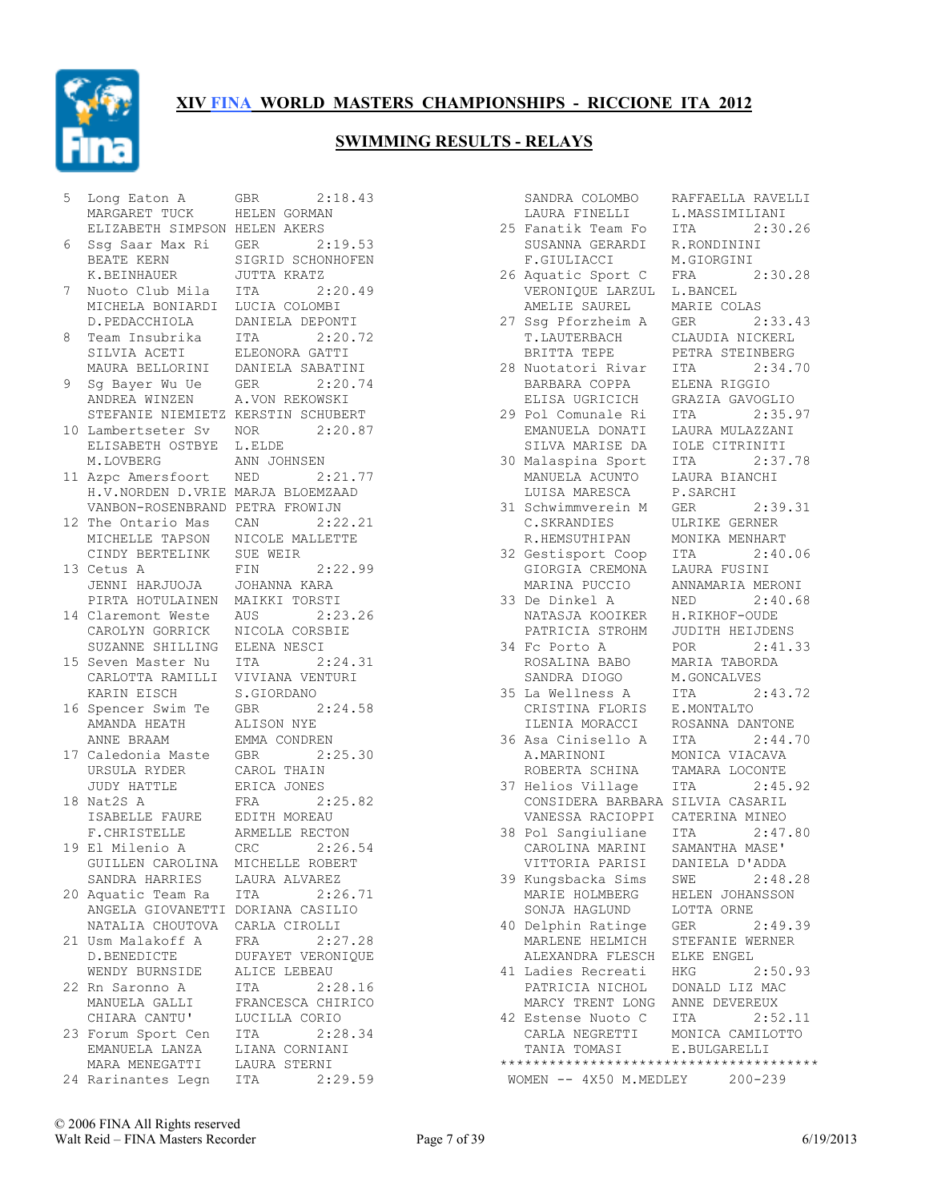## XIV FINA WORLD MASTERS CHAMPIONSHIPS - RICCIONE ITA 2012

### SWIMMING RESULTS - RELAYS

```
 5  Long Eaton A        GBR        2:18.43
    MARGARET TUCK       HELEN GORMAN
    ELIZABETH SIMPSON   HELEN AKERS
 6  Ssg Saar Max Ri     GER        2:19.53
    BEATE KERN          SIGRID SCHONHOFEN
    K.BEINHAUER         JUTTA KRATZ
 7  Nuoto Club Mila     ITA        2:20.49
    MICHELA BONIARDI    LUCIA COLOMBI
    D.PEDACCHIOLA       DANIELA DEPONTI
 8  Team Insubrika      ITA        2:20.72
    SILVIA ACETI        ELEONORA GATTI
    MAURA BELLORINI     DANIELA SABATINI
 9  Sg Bayer Wu Ue      GER        2:20.74
    ANDREA WINZEN       A.VON REKOWSKI
    STEFANIE NIEMIETZ   KERSTIN SCHUBERT
10  Lambertseter Sv     NOR        2:20.87
    ELISABETH OSTBYE    L.ELDE
    M.LOVBERG           ANN JOHNSEN
11  Azpc Amersfoort     NED        2:21.77
    H.V.NORDEN D.VRIE   MARJA BLOEMZAAD
    VANBON-ROSENBRAND   PETRA FROWIJN
12  The Ontario Mas     CAN        2:22.21
    MICHELLE TAPSON     NICOLE MALLETTE
    CINDY BERTELINK     SUE WEIR
13  Cetus A             FIN        2:22.99
    JENNI HARJUOJA      JOHANNA KARA
    PIRTA HOTULAINEN    MAIKKI TORSTI
14  Claremont Weste     AUS        2:23.26
    CAROLYN GORRICK     NICOLA CORSBIE
    SUZANNE SHILLING    ELENA NESCI
15  Seven Master Nu     ITA        2:24.31
    CARLOTTA RAMILLI    VIVIANA VENTURI
    KARIN EISCH         S.GIORDANO
16  Spencer Swim Te     GBR        2:24.58
    AMANDA HEATH        ALISON NYE
    ANNE BRAAM          EMMA CONDREN
17  Caledonia Maste     GBR        2:25.30
    URSULA RYDER        CAROL THAIN
    JUDY HATTLE         ERICA JONES
18  Nat2S A             FRA        2:25.82
    ISABELLE FAURE      EDITH MOREAU
    F.CHRISTELLE        ARMELLE RECTON
19  El Milenio A        CRC        2:26.54
    GUILLEN CAROLINA    MICHELLE ROBERT
    SANDRA HARRIES      LAURA ALVAREZ
20  Aquatic Team Ra     ITA        2:26.71
    ANGELA GIOVANETTI   DORIANA CASILIO
    NATALIA CHOUTOVA    CARLA CIROLLI
21  Usm Malakoff A      FRA        2:27.28
    D.BENEDICTE         DUFAYET VERONIQUE
    WENDY BURNSIDE      ALICE LEBEAU
22  Rn Saronno A        ITA        2:28.16
    MANUELA GALLI       FRANCESCA CHIRICO
    CHIARA CANTU'       LUCILLA CORIO
23  Forum Sport Cen     ITA        2:28.34
    EMANUELA LANZA      LIANA CORNIANI
    MARA MENEGATTI      LAURA STERNI
24  Rarinantes Legn     ITA        2:29.59
    SANDRA COLOMBO      RAFFAELLA RAVELLI
    LAURA FINELLI       L.MASSIMILIANI
25  Fanatik Team Fo     ITA        2:30.26
    SUSANNA GERARDI     R.RONDININI
    F.GIULIACCI         M.GIORGINI
26  Aquatic Sport C     FRA        2:30.28
    VERONIQUE LARZUL    L.BANCEL
    AMELIE SAUREL       MARIE COLAS
27  Ssg Pforzheim A     GER        2:33.43
    T.LAUTERBACH        CLAUDIA NICKERL
    BRITTA TEPE         PETRA STEINBERG
28  Nuotatori Rivar     ITA        2:34.70
    BARBARA COPPA       ELENA RIGGIO
    ELISA UGRICICH      GRAZIA GAVOGLIO
29  Pol Comunale Ri     ITA        2:35.97
    EMMANUELA DONATI    LAURA MULAZZANI
    SILVA MARISE DA     IOLE CITRINITI
30  Malaspina Sport     ITA        2:37.78
    MANUELA ACUNTO      LAURA BIANCHI
    LUISA MARESCA       P.SARCHI
31  Schwimmverein M     GER        2:39.31
    C.SKRANDIES         ULRIKE GERNER
    R.HEMSUTHIPAN       MONIKA MENHART
32  Gestisport Coop     ITA        2:40.06
    GIORGIA CREMONA     LAURA FUSINI
    MARINA PUCCIO       ANNAMARIA MERONI
33  De Dinkel A         NED        2:40.68
    NATASJA KOOIKER     H.RIKHOF-OUDE
    PATRICIA STROHM     JUDITH HEIJDENS
34  Fc Porto A          POR        2:41.33
    ROSALINA BABO       MARIA TABORDA
    SANDRA DIOGO        M.GONCALVES
35  La Wellness A       ITA        2:43.72
    CRISTINA FLORIS     E.MONTALTO
    ILENIA MORACCI      ROSANNA DANTONE
36  Asa Cinisello A     ITA        2:44.70
    A.MARINONI          MONICA VIACAVA
    ROBERTA SCHINA      TAMARA LOCONTE
37  Helios Village      ITA        2:45.92
    CONSIDERA BARBARA   SILVIA CASARIL
    VANESSA RACIOPPI    CATERINA MINEO
38  Pol Sangiuliane     ITA        2:47.80
    CAROLINA MARINI     SAMANTHA MASE'
    VITTORIA PARISI     DANIELA D'ADDA
39  Kungsbacka Sims     SWE        2:48.28
    MARIE HOLMBERG      HELEN JOHANSSON
    SONJA HAGLUND       LOTTA ORNE
40  Delphin Ratinge     GER        2:49.39
    MARLENE HELMICH     STEFANIE WERNER
    ALEXANDRA FLESCH    ELKE ENGEL
41  Ladies Recreati     HKG        2:50.93
    PATRICIA NICHOL     DONALD LIZ MAC
    MARCY TRENT LONG    ANNE DEVEREUX
42  Estense Nuoto C     ITA        2:52.11
    CARLA NEGRETTI      MONICA CAMILOTTO
    TANIA TOMASI        E.BULGARELLI
****************************************
 WOMEN -- 4X50 M.MEDLEY     200-239
```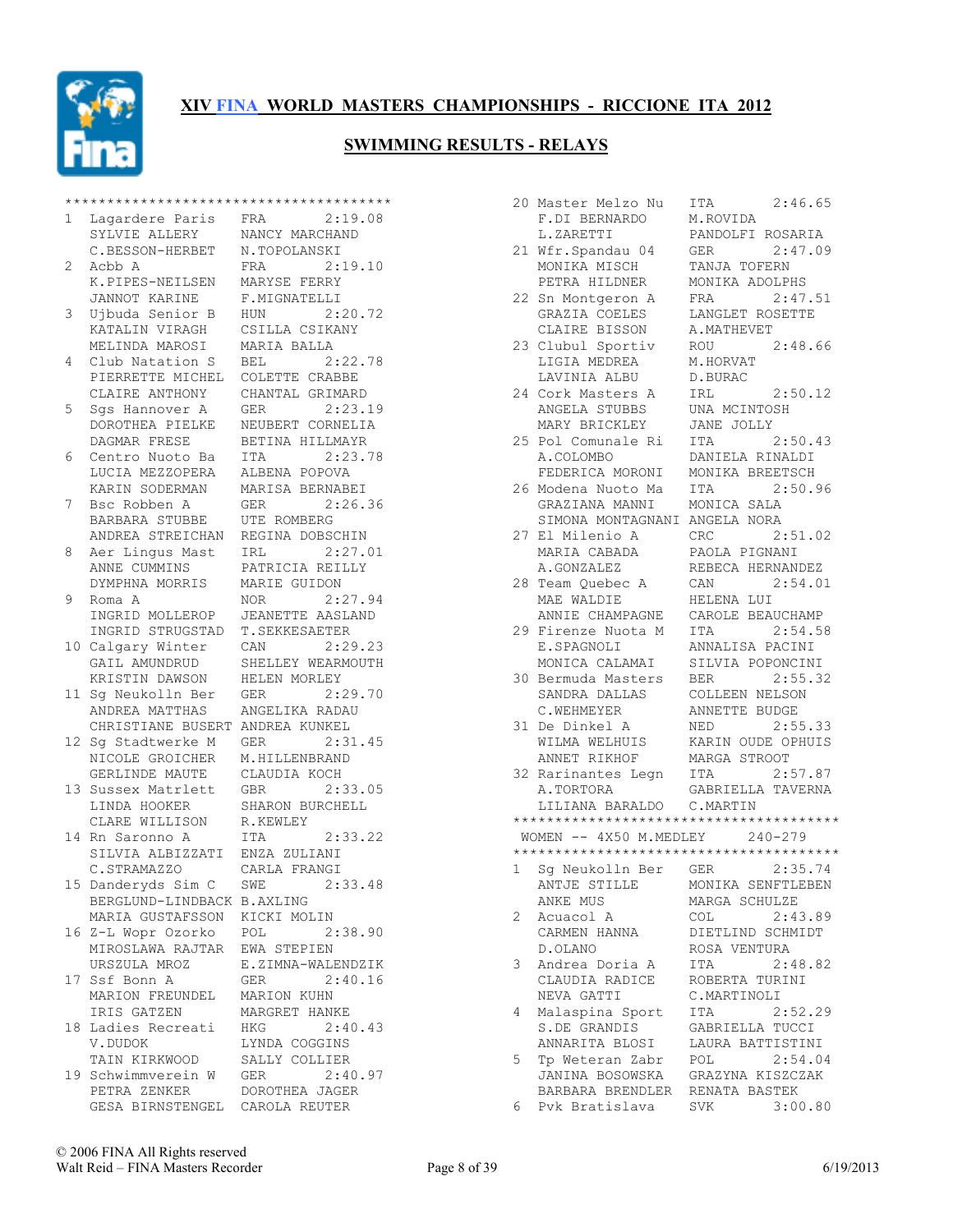# XIV FINA WORLD MASTERS CHAMPIONSHIPS - RICCIONE ITA 2012

## SWIMMING RESULTS - RELAYS

```
****************************************
1  Lagardere Paris    FRA        2:19.08
   SYLVIE ALLERY      NANCY MARCHAND
   C.BESSON-HERBET    N.TOPOLANSKI
2  Acbb A             FRA        2:19.10
   K.PIPES-NEILSEN    MARYSE FERRY
   JANNOT KARINE      F.MIGNATELLI
3  Ujbuda Senior B    HUN        2:20.72
   KATALIN VIRAGH     CSILLA CSIKANY
   MELINDA MAROSI     MARIA BALLA
4  Club Natation S    BEL        2:22.78
   PIERRETTE MICHEL   COLETTE CRABBE
   CLAIRE ANTHONY     CHANTAL GRIMARD
5  Sgs Hannover A     GER        2:23.19
   DOROTHEA PIELKE    NEUBERT CORNELIA
   DAGMAR FRESE       BETINA HILLMAYR
6  Centro Nuoto Ba    ITA        2:23.78
   LUCIA MEZZOPERA    ALBENA POPOVA
   KARIN SODERMAN     MARISA BERNABEI
7  Bsc Robben A       GER        2:26.36
   BARBARA STUBBE     UTE ROMBERG
   ANDREA STREICHAN   REGINA DOBSCHIN
8  Aer Lingus Mast    IRL        2:27.01
   ANNE CUMMINS       PATRICIA REILLY
   DYMPHNA MORRIS     MARIE GUIDON
9  Roma A             NOR        2:27.94
   INGRID MOLLEROP    JEANETTE AASLAND
   INGRID STRUGSTAD   T.SEKKESAETER
10 Calgary Winter     CAN        2:29.23
   GAIL AMUNDRUD      SHELLEY WEARMOUTH
   KRISTIN DAWSON     HELEN MORLEY
11 Sg Neukolln Ber    GER        2:29.70
   ANDREA MATTHAS     ANGELIKA RADAU
   CHRISTIANE BUSERT  ANDREA KUNKEL
12 Sg Stadtwerke M    GER        2:31.45
   NICOLE GROICHER    M.HILLENBRAND
   GERLINDE MAUTE     CLAUDIA KOCH
13 Sussex Matrlett    GBR        2:33.05
   LINDA HOOKER       SHARON BURCHELL
   CLARE WILLISON     R.KEWLEY
14 Rn Saronno A       ITA        2:33.22
   SILVIA ALBIZZATI   ENZA ZULIANI
   C.STRAMAZZO        CARLA FRANGI
15 Danderyds Sim C    SWE        2:33.48
   BERGLUND-LINDBACK  B.AXLING
   MARIA GUSTAFSSON   KICKI MOLIN
16 Z-L Wopr Ozorko    POL        2:38.90
   MIROSLAWA RAJTAR   EWA STEPIEN
   URSZULA MROZ       E.ZIMNA-WALENDZIK
17 Ssf Bonn A         GER        2:40.16
   MARION FREUNDEL    MARION KUHN
   IRIS GATZEN        MARGRET HANKE
18 Ladies Recreati    HKG        2:40.43
   V.DUDOK            LYNDA COGGINS
   TAIN KIRKWOOD      SALLY COLLIER
19 Schwimmverein W    GER        2:40.97
   PETRA ZENKER       DOROTHEA JAGER
   GESA BIRNSTENGEL   CAROLA REUTER
20 Master Melzo Nu    ITA        2:46.65
   F.DI BERNARDO      M.ROVIDA
   L.ZARETTI          PANDOLFI ROSARIA
21 Wfr.Spandau 04     GER        2:47.09
   MONIKA MISCH       TANJA TOFERN
   PETRA HILDNER      MONIKA ADOLPHS
22 Sn Montgeron A     FRA        2:47.51
   GRAZIA COELES      LANGLET ROSETTE
   CLAIRE BISSON      A.MATHEVET
23 Clubul Sportiv     ROU        2:48.66
   LIGIA MEDREA       M.HORVAT
   LAVINIA ALBU       D.BURAC
24 Cork Masters A     IRL        2:50.12
   ANGELA STUBBS      UNA MCINTOSH
   MARY BRICKLEY      JANE JOLLY
25 Pol Comunale Ri    ITA        2:50.43
   A.COLOMBO          DANIELA RINALDI
   FEDERICA MORONI    MONIKA BREETSCH
26 Modena Nuoto Ma    ITA        2:50.96
   GRAZIANA MANNI     MONICA SALA
   SIMONA MONTAGNANI  ANGELA NORA
27 El Milenio A       CRC        2:51.02
   MARIA CABADA       PAOLA PIGNANI
   A.GONZALEZ         REBECA HERNANDEZ
28 Team Quebec A      CAN        2:54.01
   MAE WALDIE         HELENA LUI
   ANNIE CHAMPAGNE    CAROLE BEAUCHAMP
29 Firenze Nuota M    ITA        2:54.58
   E.SPAGNOLI         ANNALISA PACINI
   MONICA CALAMAI     SILVIA POPONCINI
30 Bermuda Masters    BER        2:55.32
   SANDRA DALLAS      COLLEEN NELSON
   C.WEHMEYER         ANNETTE BUDGE
31 De Dinkel A        NED        2:55.33
   WILMA WELHUIS      KARIN OUDE OPHUIS
   ANNET RIKHOF       MARGA STROOT
32 Rarinantes Legn    ITA        2:57.87
   A.TORTORA          GABRIELLA TAVERNA
   LILIANA BARALDO    C.MARTIN
****************************************
 WOMEN -- 4X50 M.MEDLEY      240-279
****************************************
1  Sg Neukolln Ber    GER        2:35.74
   ANTJE STILLE       MONIKA SENFTLEBEN
   ANKE MUS           MARGA SCHULZE
2  Acuacol A          COL        2:43.89
   CARMEN HANNA       DIETLIND SCHMIDT
   D.OLANO            ROSA VENTURA
3  Andrea Doria A     ITA        2:48.82
   CLAUDIA RADICE     ROBERTA TURINI
   NEVA GATTI         C.MARTINOLI
4  Malaspina Sport    ITA        2:52.29
   S.DE GRANDIS       GABRIELLA TUCCI
   ANNARITA BLOSI     LAURA BATTISTINI
5  Tp Weteran Zabr    POL        2:54.04
   JANINA BOSOWSKA    GRAZYNA KISZCZAK
   BARBARA BRENDLER   RENATA BASTEK
6  Pvk Bratislava     SVK        3:00.80
```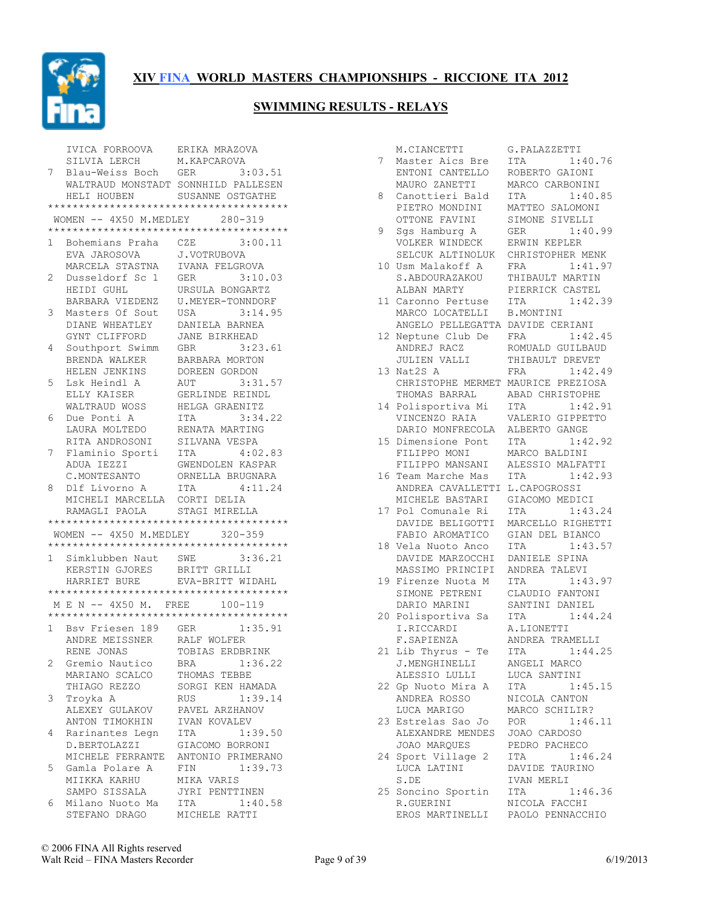# XIV FINA WORLD MASTERS CHAMPIONSHIPS - RICCIONE ITA 2012

## SWIMMING RESULTS - RELAYS

```
    IVICA FORROOVA     ERIKA MRAZOVA
    SILVIA LERCH       M.KAPCAROVA
 7  Blau-Weiss Boch    GER        3:03.51
    WALTRAUD MONSTADT SONNHILD PALLESEN
    HELI HOUBEN        SUSANNE OSTGATHE
***************************************
 WOMEN -- 4X50 M.MEDLEY      280-319
***************************************
 1  Bohemians Praha    CZE        3:00.11
    EVA JAROSOVA       J.VOTRUBOVA
    MARCELA STASTNA    IVANA FELGROVA
 2  Dusseldorf Sc 1    GER        3:10.03
    HEIDI GUHL         URSULA BONGARTZ
    BARBARA VIEDENZ    U.MEYER-TONNDORF
 3  Masters Of Sout    USA        3:14.95
    DIANE WHEATLEY     DANIELA BARNEA
    GYNT CLIFFORD      JANE BIRKHEAD
 4  Southport Swimm    GBR        3:23.61
    BRENDA WALKER      BARBARA MORTON
    HELEN JENKINS      DOREEN GORDON
 5  Lsk Heindl A       AUT        3:31.57
    ELLY KAISER        GERLINDE REINDL
    WALTRAUD WOSS      HELGA GRAENITZ
 6  Due Ponti A        ITA        3:34.22
    LAURA MOLTEDO      RENATA MARTING
    RITA ANDROSONI     SILVANA VESPA
 7  Flaminio Sporti    ITA        4:02.83
    ADUA IEZZI         GWENDOLEN KASPAR
    C.MONTESANTO       ORNELLA BRUGNARA
 8  Dlf Livorno A      ITA        4:11.24
    MICHELI MARCELLA   CORTI DELIA
    RAMAGLI PAOLA      STAGI MIRELLA
***************************************
 WOMEN -- 4X50 M.MEDLEY      320-359
***************************************
 1  Simklubben Naut    SWE        3:36.21
    KERSTIN GJORES     BRITT GRILLI
    HARRIET BURE       EVA-BRITT WIDAHL
***************************************
 M E N -- 4X50 M.  FREE      100-119
***************************************
 1  Bsv Friesen 189    GER        1:35.91
    ANDRE MEISSNER     RALF WOLFER
    RENE JONAS         TOBIAS ERDBRINK
 2  Gremio Nautico     BRA        1:36.22
    MARIANO SCALCO     THOMAS TEBBE
    THIAGO REZZO       SORGI KEN HAMADA
 3  Troyka A           RUS        1:39.14
    ALEXEY GULAKOV     PAVEL ARZHANOV
    ANTON TIMOKHIN     IVAN KOVALEV
 4  Rarinantes Legn    ITA        1:39.50
    D.BERTOLAZZI       GIACOMO BORRONI
    MICHELE FERRANTE   ANTONIO PRIMERANO
 5  Gamla Polare A     FIN        1:39.73
    MIIKKA KARHU       MIKA VARIS
    SAMPO SISSALA      JYRI PENTTINEN
 6  Milano Nuoto Ma    ITA        1:40.58
    STEFANO DRAGO      MICHELE RATTI
    M.CIANCETTI        G.PALAZZETTI
 7  Master Aics Bre    ITA        1:40.76
    ENTONI CANTELLO    ROBERTO GAIONI
    MAURO ZANETTI      MARCO CARBONINI
 8  Canottieri Bald    ITA        1:40.85
    PIETRO MONDINI     MATTEO SALOMONI
    OTTONE FAVINI      SIMONE SIVELLI
 9  Sgs Hamburg A      GER        1:40.99
    VOLKER WINDECK     ERWIN KEPLER
    SELCUK ALTINOLUK   CHRISTOPHER MENK
10  Usm Malakoff A     FRA        1:41.97
    S.ABDOURAZAKOU     THIBAULT MARTIN
    ALBAN MARTY        PIERRICK CASTEL
11  Caronno Pertuse    ITA        1:42.39
    MARCO LOCATELLI    B.MONTINI
    ANGELO PELLEGATTA DAVIDE CERIANI
12  Neptune Club De    FRA        1:42.45
    ANDREJ RACZ        ROMUALD GUILBAUD
    JULIEN VALLI       THIBAULT DREVET
13  Nat2S A            FRA        1:42.49
    CHRISTOPHE MERMET MAURICE PREZIOSA
    THOMAS BARRAL      ABAD CHRISTOPHE
14  Polisportiva Mi    ITA        1:42.91
    VINCENZO RAIA      VALERIO GIPPETTO
    DARIO MONFRECOLA   ALBERTO GANGE
15  Dimensione Pont    ITA        1:42.92
    FILIPPO MONI       MARCO BALDINI
    FILIPPO MANSANI    ALESSIO MALFATTI
16  Team Marche Mas    ITA        1:42.93
    ANDREA CAVALLETTI L.CAPOGROSSI
    MICHELE BASTARI    GIACOMO MEDICI
17  Pol Comunale Ri    ITA        1:43.24
    DAVIDE BELIGOTTI   MARCELLO RIGHETTI
    FABIO AROMATICO    GIAN DEL BIANCO
18  Vela Nuoto Anco    ITA        1:43.57
    DAVIDE MARZOCCHI   DANIELE SPINA
    MASSIMO PRINCIPI   ANDREA TALEVI
19  Firenze Nuota M    ITA        1:43.97
    SIMONE PETRENI     CLAUDIO FANTONI
    DARIO MARINI       SANTINI DANIEL
20  Polisportiva Sa    ITA        1:44.24
    I.RICCARDI         A.LIONETTI
    F.SAPIENZA         ANDREA TRAMELLI
21  Lib Thyrus - Te    ITA        1:44.25
    J.MENGHINELLI      ANGELI MARCO
    ALESSIO LULLI      LUCA SANTINI
22  Gp Nuoto Mira A    ITA        1:45.15
    ANDREA ROSSO       NICOLA CANTON
    LUCA MARIGO        MARCO SCHILIR?
23  Estrelas Sao Jo    POR        1:46.11
    ALEXANDRE MENDES   JOAO CARDOSO
    JOAO MARQUES       PEDRO PACHECO
24  Sport Village 2    ITA        1:46.24
    LUCA LATINI        DAVIDE TAURINO
    S.DE               IVAN MERLI
25  Soncino Sportin    ITA        1:46.36
    R.GUERINI          NICOLA FACCHI
    EROS MARTINELLI    PAOLO PENNACCHIO
```

© 2006 FINA All Rights reserved
Walt Reid – FINA Masters Recorder 6/19/2013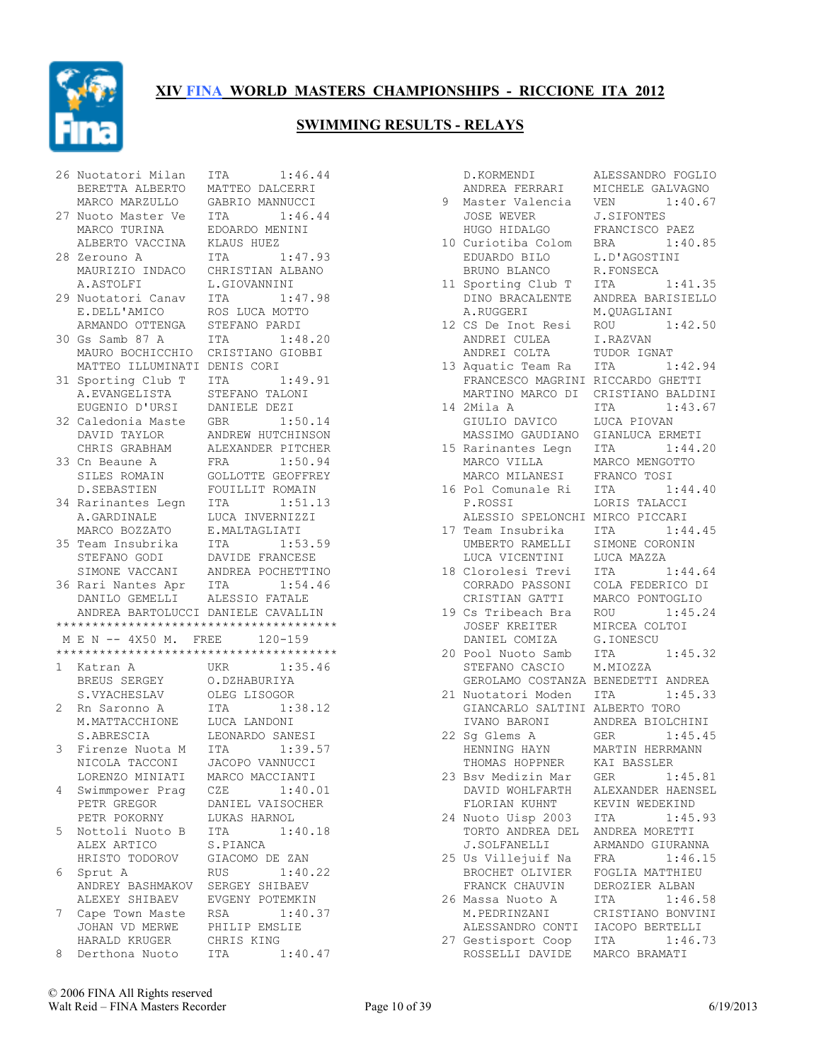# XIV FINA WORLD MASTERS CHAMPIONSHIPS - RICCIONE ITA 2012

## SWIMMING RESULTS - RELAYS

```
26 Nuotatori Milan   ITA        1:46.44
   BERETTA ALBERTO   MATTEO DALCERRI
   MARCO MARZULLO    GABRIO MANNUCCI
27 Nuoto Master Ve   ITA        1:46.44
   MARCO TURINA      EDOARDO MENINI
   ALBERTO VACCINA   KLAUS HUEZ
28 Zerouno A         ITA        1:47.93
   MAURIZIO INDACO   CHRISTIAN ALBANO
   A.ASTOLFI         L.GIOVANNINI
29 Nuotatori Canav   ITA        1:47.98
   E.DELL'AMICO      ROS LUCA MOTTO
   ARMANDO OTTENGA   STEFANO PARDI
30 Gs Samb 87 A      ITA        1:48.20
   MAURO BOCHICCHIO  CRISTIANO GIOBBI
   MATTEO ILLUMINATI DENIS CORI
31 Sporting Club T   ITA        1:49.91
   A.EVANGELISTA     STEFANO TALONI
   EUGENIO D'URSI    DANIELE DEZI
32 Caledonia Maste   GBR        1:50.14
   DAVID TAYLOR      ANDREW HUTCHINSON
   CHRIS GRABHAM     ALEXANDER PITCHER
33 Cn Beaune A       FRA        1:50.94
   SILES ROMAIN      GOLLOTTE GEOFFREY
   D.SEBASTIEN       FOUILLIT ROMAIN
34 Rarinantes Legn   ITA        1:51.13
   A.GARDINALE       LUCA INVERNIZZI
   MARCO BOZZATO     E.MALTAGLIATI
35 Team Insubrika    ITA        1:53.59
   STEFANO GODI      DAVIDE FRANCESE
   SIMONE VACCANI    ANDREA POCHETTINO
36 Rari Nantes Apr   ITA        1:54.46
   DANILO GEMELLI    ALESSIO FATALE
   ANDREA BARTOLUCCI DANIELE CAVALLIN
****************************************
 M E N -- 4X50 M.  FREE    120-159
****************************************
1  Katran A          UKR        1:35.46
   BREUS SERGEY      O.DZHABURIYA
   S.VYACHESLAV      OLEG LISOGOR
2  Rn Saronno A      ITA        1:38.12
   M.MATTACCHIONE    LUCA LANDONI
   S.ABRESCIA        LEONARDO SANESI
3  Firenze Nuota M   ITA        1:39.57
   NICOLA TACCONI    JACOPO VANNUCCI
   LORENZO MINIATI   MARCO MACCIANTI
4  Swimmpower Prag   CZE        1:40.01
   PETR GREGOR       DANIEL VAISOCHER
   PETR POKORNY      LUKAS HARNOL
5  Nottoli Nuoto B   ITA        1:40.18
   ALEX ARTICO       S.PIANCA
   HRISTO TODOROV    GIACOMO DE ZAN
6  Sprut A           RUS        1:40.22
   ANDREY BASHMAKOV  SERGEY SHIBAEV
   ALEXEY SHIBAEV    EVGENY POTEMKIN
7  Cape Town Maste   RSA        1:40.37
   JOHAN VD MERWE    PHILIP EMSLIE
   HARALD KRUGER     CHRIS KING
8  Derthona Nuoto    ITA        1:40.47
   D.KORMENDI        ALESSANDRO FOGLIO
   ANDREA FERRARI    MICHELE GALVAGNO
9  Master Valencia   VEN        1:40.67
   JOSE WEVER        J.SIFONTES
   HUGO HIDALGO      FRANCISCO PAEZ
10 Curiotiba Colom   BRA        1:40.85
   EDUARDO BILO      L.D'AGOSTINI
   BRUNO BLANCO      R.FONSECA
11 Sporting Club T   ITA        1:41.35
   DINO BRACALENTE   ANDREA BARISIELLO
   A.RUGGERI         M.QUAGLIANI
12 CS De Inot Resi   ROU        1:42.50
   ANDREI CULEA      I.RAZVAN
   ANDREI COLTA      TUDOR IGNAT
13 Aquatic Team Ra   ITA        1:42.94
   FRANCESCO MAGRINI RICCARDO GHETTI
   MARTINO MARCO DI  CRISTIANO BALDINI
14 2Mila A           ITA        1:43.67
   GIULIO DAVICO     LUCA PIOVAN
   MASSIMO GAUDIANO  GIANLUCA ERMETI
15 Rarinantes Legn   ITA        1:44.20
   MARCO VILLA       MARCO MENGOTTO
   MARCO MILANESI    FRANCO TOSI
16 Pol Comunale Ri   ITA        1:44.40
   P.ROSSI           LORIS TALACCI
   ALESSIO SPELONCHI MIRCO PICCARI
17 Team Insubrika    ITA        1:44.45
   UMBERTO RAMELLI   SIMONE CORONIN
   LUCA VICENTINI    LUCA MAZZA
18 Clorolesi Trevi   ITA        1:44.64
   CORRADO PASSONI   COLA FEDERICO DI
   CRISTIAN GATTI    MARCO PONTOGLIO
19 Cs Tribeach Bra   ROU        1:45.24
   JOSEF KREITER     MIRCEA COLTOI
   DANIEL COMIZA     G.IONESCU
20 Pool Nuoto Samb   ITA        1:45.32
   STEFANO CASCIO    M.MIOZZA
   GEROLAMO COSTANZA BENEDETTI ANDREA
21 Nuotatori Moden   ITA        1:45.33
   GIANCARLO SALTINI ALBERTO TORO
   IVANO BARONI      ANDREA BIOLCHINI
22 Sg Glems A        GER        1:45.45
   HENNING HAYN      MARTIN HERRMANN
   THOMAS HOPPNER    KAI BASSLER
23 Bsv Medizin Mar   GER        1:45.81
   DAVID WOHLFARTH   ALEXANDER HAENSEL
   FLORIAN KUHNT     KEVIN WEDEKIND
24 Nuoto Uisp 2003   ITA        1:45.93
   TORTO ANDREA DEL  ANDREA MORETTI
   J.SOLFANELLI      ARMANDO GIURANNA
25 Us Villejuif Na   FRA        1:46.15
   BROCHET OLIVIER   FOGLIA MATTHIEU
   FRANCK CHAUVIN    DEROZIER ALBAN
26 Massa Nuoto A     ITA        1:46.58
   M.PEDRINZANI      CRISTIANO BONVINI
   ALESSANDRO CONTI  IACOPO BERTELLI
27 Gestisport Coop   ITA        1:46.73
   ROSSELLI DAVIDE   MARCO BRAMATI
```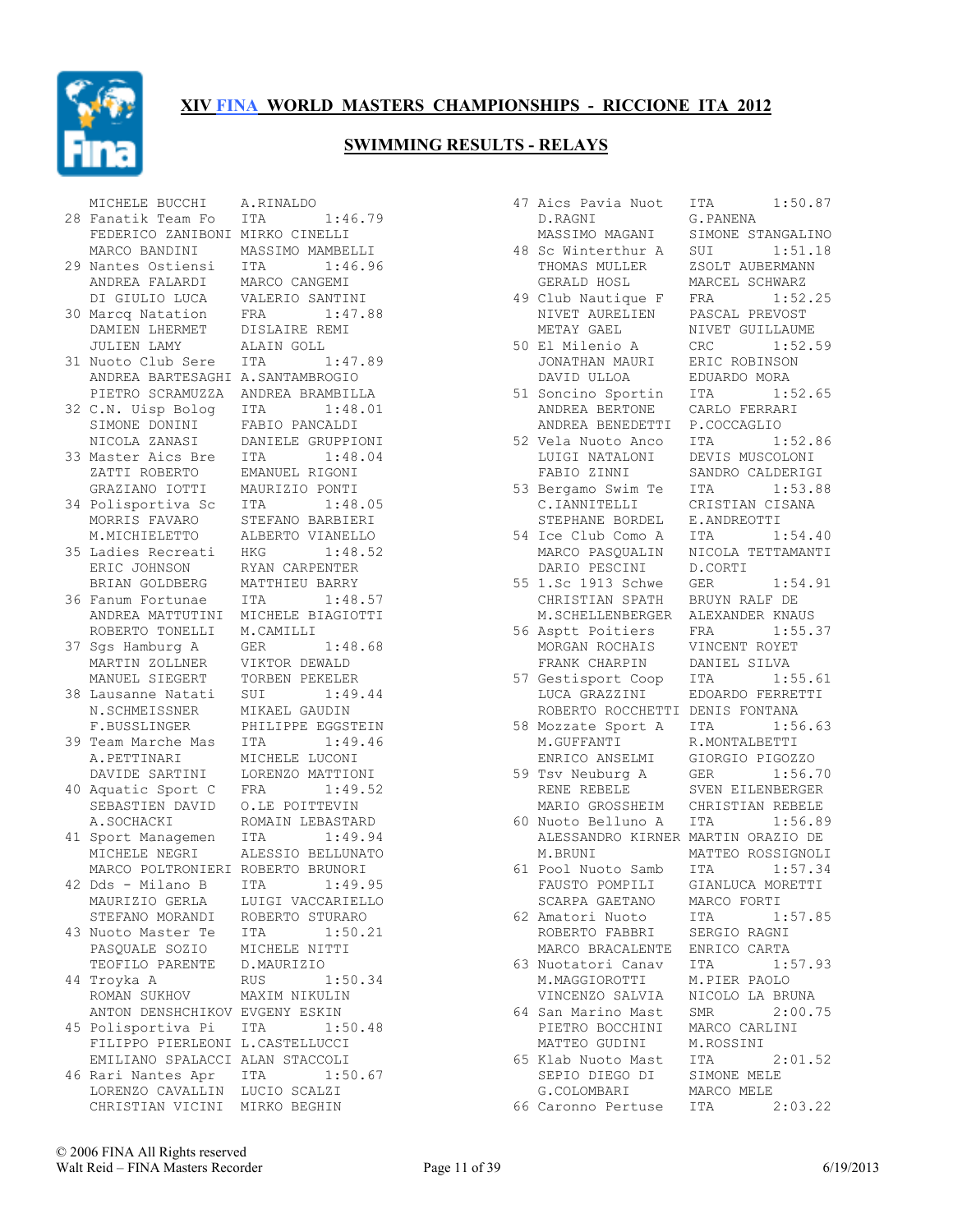# XIV FINA WORLD MASTERS CHAMPIONSHIPS - RICCIONE ITA 2012

## SWIMMING RESULTS - RELAYS

```
    MICHELE BUCCHI     A.RINALDO
 28 Fanatik Team Fo    ITA        1:46.79
    FEDERICO ZANIBONI  MIRKO CINELLI
    MARCO BANDINI      MASSIMO MAMBELLI
 29 Nantes Ostiensi    ITA        1:46.96
    ANDREA FALARDI     MARCO CANGEMI
    DI GIULIO LUCA     VALERIO SANTINI
 30 Marcq Natation     FRA        1:47.88
    DAMIEN LHERMET     DISLAIRE REMI
    JULIEN LAMY        ALAIN GOLL
 31 Nuoto Club Sere    ITA        1:47.89
    ANDREA BARTESAGHI  A.SANTAMBROGIO
    PIETRO SCRAMUZZA   ANDREA BRAMBILLA
 32 C.N. Uisp Bolog    ITA        1:48.01
    SIMONE DONINI      FABIO PANCALDI
    NICOLA ZANASI      DANIELE GRUPPIONI
 33 Master Aics Bre    ITA        1:48.04
    ZATTI ROBERTO      EMANUEL RIGONI
    GRAZIANO IOTTI     MAURIZIO PONTI
 34 Polisportiva Sc    ITA        1:48.05
    MORRIS FAVARO      STEFANO BARBIERI
    M.MICHIELETTO      ALBERTO VIANELLO
 35 Ladies Recreati    HKG        1:48.52
    ERIC JOHNSON       RYAN CARPENTER
    BRIAN GOLDBERG     MATTHIEU BARRY
 36 Fanum Fortunae     ITA        1:48.57
    ANDREA MATTUTINI   MICHELE BIAGIOTTI
    ROBERTO TONELLI    M.CAMILLI
 37 Sgs Hamburg A      GER        1:48.68
    MARTIN ZOLLNER     VIKTOR DEWALD
    MANUEL SIEGERT     TORBEN PEKELER
 38 Lausanne Natati    SUI        1:49.44
    N.SCHMEISSNER      MIKAEL GAUDIN
    F.BUSSLINGER       PHILIPPE EGGSTEIN
 39 Team Marche Mas    ITA        1:49.46
    A.PETTINARI        MICHELE LUCONI
    DAVIDE SARTINI     LORENZO MATTIONI
 40 Aquatic Sport C    FRA        1:49.52
    SEBASTIEN DAVID    O.LE POITTEVIN
    A.SOCHACKI         ROMAIN LEBASTARD
 41 Sport Managemen    ITA        1:49.94
    MICHELE NEGRI      ALESSIO BELLUNATO
    MARCO POLTRONIERI  ROBERTO BRUNORI
 42 Dds - Milano B     ITA        1:49.95
    MAURIZIO GERLA     LUIGI VACCARIELLO
    STEFANO MORANDI    ROBERTO STURARO
 43 Nuoto Master Te    ITA        1:50.21
    PASQUALE SOZIO     MICHELE NITTI
    TEOFILO PARENTE    D.MAURIZIO
 44 Troyka A           RUS        1:50.34
    ROMAN SUKHOV       MAXIM NIKULIN
    ANTON DENSHCHIKOV  EVGENY ESKIN
 45 Polisportiva Pi    ITA        1:50.48
    FILIPPO PIERLEONI  L.CASTELLUCCI
    EMILIANO SPALACCI  ALAN STACCOLI
 46 Rari Nantes Apr    ITA        1:50.67
    LORENZO CAVALLIN   LUCIO SCALZI
    CHRISTIAN VICINI   MIRKO BEGHIN
 47 Aics Pavia Nuot    ITA        1:50.87
    D.RAGNI            G.PANENA
    MASSIMO MAGANI     SIMONE STANGALINO
 48 Sc Winterthur A    SUI        1:51.18
    THOMAS MULLER      ZSOLT AUBERMANN
    GERALD HOSL        MARCEL SCHWARZ
 49 Club Nautique F    FRA        1:52.25
    NIVET AURELIEN     PASCAL PREVOST
    METAY GAEL         NIVET GUILLAUME
 50 El Milenio A       CRC        1:52.59
    JONATHAN MAURI     ERIC ROBINSON
    DAVID ULLOA        EDUARDO MORA
 51 Soncino Sportin    ITA        1:52.65
    ANDREA BERTONE     CARLO FERRARI
    ANDREA BENEDETTI   P.COCCAGLIO
 52 Vela Nuoto Anco    ITA        1:52.86
    LUIGI NATALONI     DEVIS MUSCOLONI
    FABIO ZINNI        SANDRO CALDERIGI
 53 Bergamo Swim Te    ITA        1:53.88
    C.IANNITELLI       CRISTIAN CISANA
    STEPHANE BORDEL    E.ANDREOTTI
 54 Ice Club Como A    ITA        1:54.40
    MARCO PASQUALIN    NICOLA TETTAMANTI
    DARIO PESCINI      D.CORTI
 55 1.Sc 1913 Schwe    GER        1:54.91
    CHRISTIAN SPATH    BRUYN RALF DE
    M.SCHELLENBERGER   ALEXANDER KNAUS
 56 Asptt Poitiers     FRA        1:55.37
    MORGAN ROCHAIS     VINCENT ROYET
    FRANK CHARPIN      DANIEL SILVA
 57 Gestisport Coop    ITA        1:55.61
    LUCA GRAZZINI      EDOARDO FERRETTI
    ROBERTO ROCCHETTI  DENIS FONTANA
 58 Mozzate Sport A    ITA        1:56.63
    M.GUFFANTI         R.MONTALBETTI
    ENRICO ANSELMI     GIORGIO PIGOZZO
 59 Tsv Neuburg A      GER        1:56.70
    RENE REBELE        SVEN EILENBERGER
    MARIO GROSSHEIM    CHRISTIAN REBELE
 60 Nuoto Belluno A    ITA        1:56.89
    ALESSANDRO KIRNER  MARTIN ORAZIO DE
    M.BRUNI            MATTEO ROSSIGNOLI
 61 Pool Nuoto Samb    ITA        1:57.34
    FAUSTO POMPILI     GIANLUCA MORETTI
    SCARPA GAETANO     MARCO FORTI
 62 Amatori Nuoto      ITA        1:57.85
    ROBERTO FABBRI     SERGIO RAGNI
    MARCO BRACALENTE   ENRICO CARTA
 63 Nuotatori Canav    ITA        1:57.93
    M.MAGGIOROTTI      M.PIER PAOLO
    VINCENZO SALVIA    NICOLO LA BRUNA
 64 San Marino Mast    SMR        2:00.75
    PIETRO BOCCHINI    MARCO CARLINI
    MATTEO GUDINI      M.ROSSINI
 65 Klab Nuoto Mast    ITA        2:01.52
    SEPIO DIEGO DI     SIMONE MELE
    G.COLOMBARI        MARCO MELE
 66 Caronno Pertuse    ITA        2:03.22
```

© 2006 FINA All Rights reserved
Walt Reid – FINA Masters Recorder
6/19/2013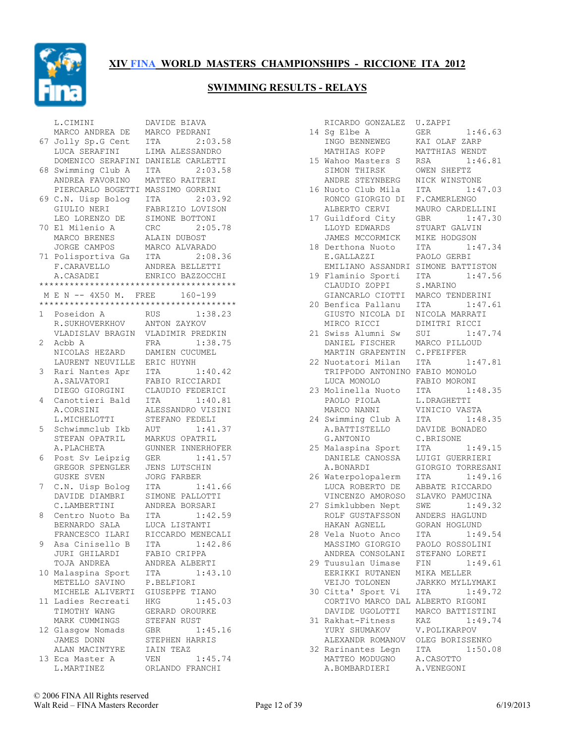# XIV FINA WORLD MASTERS CHAMPIONSHIPS - RICCIONE ITA 2012

## SWIMMING RESULTS - RELAYS

```
    L.CIMINI            DAVIDE BIAVA
    MARCO ANDREA DE     MARCO PEDRANI
67 Jolly Sp.G Cent      ITA        2:03.58
    LUCA SERAFINI       LIMA ALESSANDRO
    DOMENICO SERAFINI   DANIELE CARLETTI
68 Swimming Club A      ITA        2:03.58
    ANDREA FAVORINO     MATTEO RAITERI
    PIERCARLO BOGETTI   MASSIMO GORRINI
69 C.N. Uisp Bolog      ITA        2:03.92
    GIULIO NERI         FABRIZIO LOVISON
    LEO LORENZO DE      SIMONE BOTTONI
70 El Milenio A         CRC        2:05.78
    MARCO BRENES        ALAIN DUBOST
    JORGE CAMPOS        MARCO ALVARADO
71 Polisportiva Ga      ITA        2:08.36
    F.CARAVELLO         ANDREA BELLETTI
    A.CASADEI           ENRICO BAZZOCCHI
****************************************
 M E N -- 4X50 M.  FREE      160-199
****************************************
1  Poseidon A           RUS        1:38.23
    R.SUKHOVERKHOV      ANTON ZAYKOV
    VLADISLAV BRAGIN    VLADIMIR PREDKIN
2  Acbb A               FRA        1:38.75
    NICOLAS HEZARD      DAMIEN CUCUMEL
    LAURENT NEUVILLE    ERIC HUYNH
3  Rari Nantes Apr      ITA        1:40.42
    A.SALVATORI         FABIO RICCIARDI
    DIEGO GIORGINI      CLAUDIO FEDERICI
4  Canottieri Bald      ITA        1:40.81
    A.CORSINI           ALESSANDRO VISINI
    L.MICHELOTTI        STEFANO FEDELI
5  Schwimmclub Ikb      AUT        1:41.37
    STEFAN OPATRIL      MARKUS OPATRIL
    A.PLACHETA          GUNNER INNERHOFER
6  Post Sv Leipzig      GER        1:41.57
    GREGOR SPENGLER     JENS LUTSCHIN
    GUSKE SVEN          JORG FARBER
7  C.N. Uisp Bolog      ITA        1:41.66
    DAVIDE DIAMBRI      SIMONE PALLOTTI
    C.LAMBERTINI        ANDREA BORSARI
8  Centro Nuoto Ba      ITA        1:42.59
    BERNARDO SALA       LUCA LISTANTI
    FRANCESCO ILARI     RICCARDO MENECALI
9  Asa Cinisello B      ITA        1:42.86
    JURI GHILARDI       FABIO CRIPPA
    TOJA ANDREA         ANDREA ALBERTI
10 Malaspina Sport      ITA        1:43.10
    METELLO SAVINO      P.BELFIORI
    MICHELE ALIVERTI    GIUSEPPE TIANO
11 Ladies Recreati      HKG        1:45.03
    TIMOTHY WANG        GERARD OROURKE
    MARK CUMMINGS       STEFAN RUST
12 Glasgow Nomads       GBR        1:45.16
    JAMES DONN          STEPHEN HARRIS
    ALAN MACINTYRE      IAIN TEAZ
13 Eca Master A         VEN        1:45.74
    L.MARTINEZ          ORLANDO FRANCHI
    RICARDO GONZALEZ    U.ZAPPI
14 Sg Elbe A            GER        1:46.63
    INGO BENNEWEG       KAI OLAF ZARP
    MATHIAS KOPP        MATTHIAS WENDT
15 Wahoo Masters S      RSA        1:46.81
    SIMON THIRSK        OWEN SHEFTZ
    ANDRE STEYNBERG     NICK WINSTONE
16 Nuoto Club Mila      ITA        1:47.03
    RONCO GIORGIO DI    F.CAMERLENGO
    ALBERTO CERVI       MAURO CARDELLINI
17 Guildford City       GBR        1:47.30
    LLOYD EDWARDS       STUART GALVIN
    JAMES MCCORMICK     MIKE HODGSON
18 Derthona Nuoto       ITA        1:47.34
    E.GALLAZZI          PAOLO GERBI
    EMILIANO ASSANDRI   SIMONE BATTISTON
19 Flaminio Sporti      ITA        1:47.56
    CLAUDIO ZOPPI       S.MARINO
    GIANCARLO CIOTTI    MARCO TENDERINI
20 Benfica Pallanu      ITA        1:47.61
    GIUSTO NICOLA DI    NICOLA MARRATI
    MIRCO RICCI         DIMITRI RICCI
21 Swiss Alumni Sw      SUI        1:47.74
    DANIEL FISCHER      MARCO PILLOUD
    MARTIN GRAPENTIN    C.PFEIFFER
22 Nuotatori Milan      ITA        1:47.81
    TRIPPODO ANTONINO   FABIO MONOLO
    LUCA MONOLO         FABIO MORONI
23 Molinella Nuoto      ITA        1:48.35
    PAOLO PIOLA         L.DRAGHETTI
    MARCO NANNI         VINICIO VASTA
24 Swimming Club A      ITA        1:48.35
    A.BATTISTELLO       DAVIDE BONADEO
    G.ANTONIO           C.BRISONE
25 Malaspina Sport      ITA        1:49.15
    DANIELE CANOSSA     LUIGI GUERRIERI
    A.BONARDI           GIORGIO TORRESANI
26 Waterpolopalerm      ITA        1:49.16
    LUCA ROBERTO DE     ABBATE RICCARDO
    VINCENZO AMOROSO    SLAVKO PAMUCINA
27 Simklubben Nept      SWE        1:49.32
    ROLF GUSTAFSSON     ANDERS HAGLUND
    HAKAN AGNELL        GORAN HOGLUND
28 Vela Nuoto Anco      ITA        1:49.54
    MASSIMO GIORGIO     PAOLO ROSSOLINI
    ANDREA CONSOLANI    STEFANO LORETI
29 Tuusulan Uimase      FIN        1:49.61
    EERIKKI RUTANEN     MIKA MELLER
    VEIJO TOLONEN       JARKKO MYLLYMAKI
30 Citta' Sport Vi      ITA        1:49.72
    CORTIVO MARCO DAL   ALBERTO RIGONI
    DAVIDE UGOLOTTI     MARCO BATTISTINI
31 Rakhat-Fitness       KAZ        1:49.74
    YURY SHUMAKOV       V.POLIKARPOV
    ALEXANDR ROMANOV    OLEG BORISSENKO
32 Rarinantes Legn      ITA        1:50.08
    MATTEO MODUGNO      A.CASOTTO
    A.BOMBARDIERI       A.VENEGONI
```

© 2006 FINA All Rights reserved
Walt Reid – FINA Masters Recorder    6/19/2013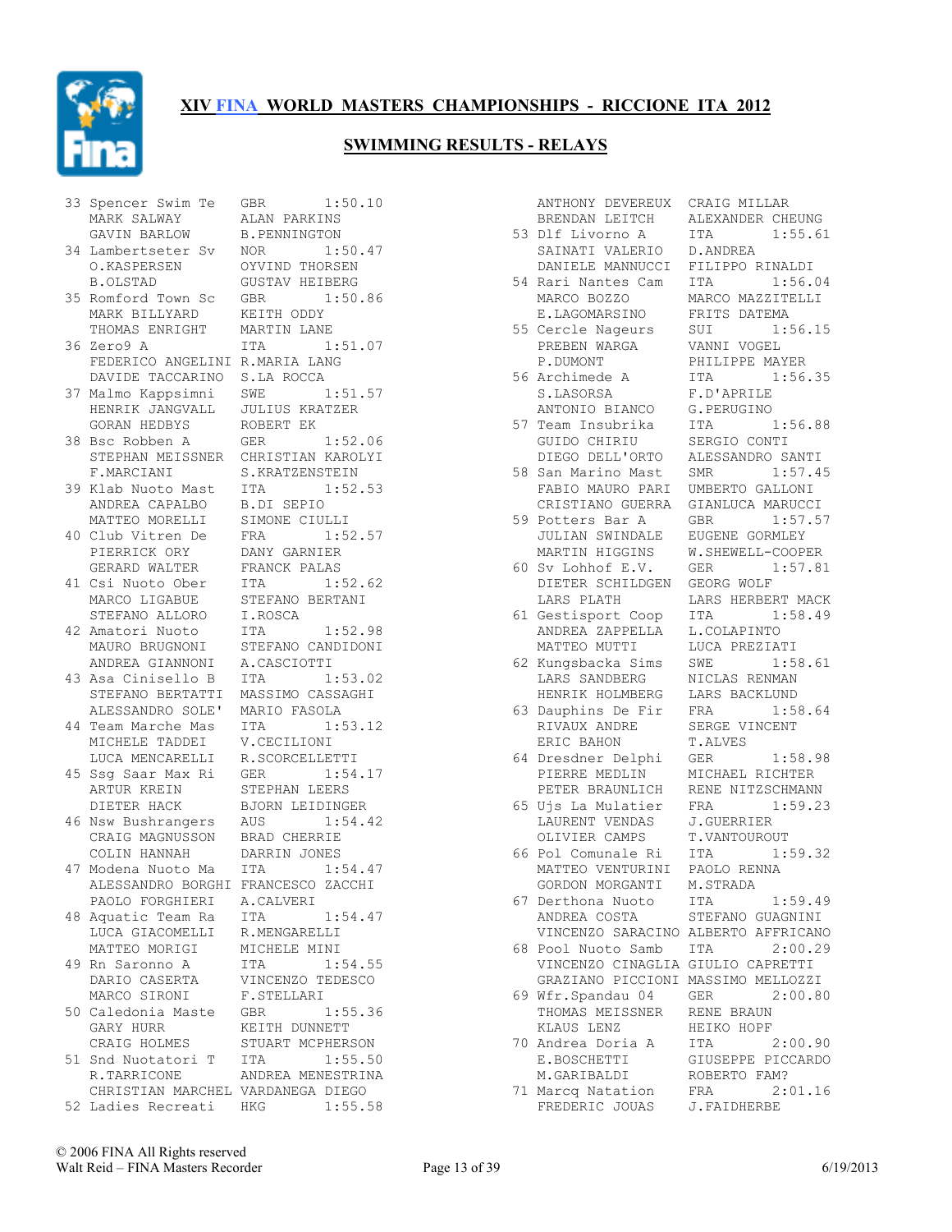# XIV FINA WORLD MASTERS CHAMPIONSHIPS - RICCIONE ITA 2012

## SWIMMING RESULTS - RELAYS

| Place | Team | Nat | Time |
|---|---|---|---|
| 33 | Spencer Swim Te | GBR | 1:50.10 |
| | MARK SALWAY | ALAN PARKINS | |
| | GAVIN BARLOW | B.PENNINGTON | |
| 34 | Lambertseter Sv | NOR | 1:50.47 |
| | O.KASPERSEN | OYVIND THORSEN | |
| | B.OLSTAD | GUSTAV HEIBERG | |
| 35 | Romford Town Sc | GBR | 1:50.86 |
| | MARK BILLYARD | KEITH ODDY | |
| | THOMAS ENRIGHT | MARTIN LANE | |
| 36 | Zero9 A | ITA | 1:51.07 |
| | FEDERICO ANGELINI | R.MARIA LANG | |
| | DAVIDE TACCARINO | S.LA ROCCA | |
| 37 | Malmo Kappsimni | SWE | 1:51.57 |
| | HENRIK JANGVALL | JULIUS KRATZER | |
| | GORAN HEDBYS | ROBERT EK | |
| 38 | Bsc Robben A | GER | 1:52.06 |
| | STEPHAN MEISSNER | CHRISTIAN KAROLYI | |
| | F.MARCIANI | S.KRATZENSTEIN | |
| 39 | Klab Nuoto Mast | ITA | 1:52.53 |
| | ANDREA CAPALBO | B.DI SEPIO | |
| | MATTEO MORELLI | SIMONE CIULLI | |
| 40 | Club Vitren De | FRA | 1:52.57 |
| | PIERRICK ORY | DANY GARNIER | |
| | GERARD WALTER | FRANCK PALAS | |
| 41 | Csi Nuoto Ober | ITA | 1:52.62 |
| | MARCO LIGABUE | STEFANO BERTANI | |
| | STEFANO ALLORO | I.ROSCA | |
| 42 | Amatori Nuoto | ITA | 1:52.98 |
| | MAURO BRUGNONI | STEFANO CANDIDONI | |
| | ANDREA GIANNONI | A.CASCIOTTI | |
| 43 | Asa Cinisello B | ITA | 1:53.02 |
| | STEFANO BERTATTI | MASSIMO CASSAGHI | |
| | ALESSANDRO SOLE' | MARIO FASOLA | |
| 44 | Team Marche Mas | ITA | 1:53.12 |
| | MICHELE TADDEI | V.CECILIONI | |
| | LUCA MENCARELLI | R.SCORCELLETTI | |
| 45 | Ssg Saar Max Ri | GER | 1:54.17 |
| | ARTUR KREIN | STEPHAN LEERS | |
| | DIETER HACK | BJORN LEIDINGER | |
| 46 | Nsw Bushrangers | AUS | 1:54.42 |
| | CRAIG MAGNUSSON | BRAD CHERRIE | |
| | COLIN HANNAH | DARRIN JONES | |
| 47 | Modena Nuoto Ma | ITA | 1:54.47 |
| | ALESSANDRO BORGHI | FRANCESCO ZACCHI | |
| | PAOLO FORGHIERI | A.CALVERI | |
| 48 | Aquatic Team Ra | ITA | 1:54.47 |
| | LUCA GIACOMELLI | R.MENGARELLI | |
| | MATTEO MORIGI | MICHELE MINI | |
| 49 | Rn Saronno A | ITA | 1:54.55 |
| | DARIO CASERTA | VINCENZO TEDESCO | |
| | MARCO SIRONI | F.STELLARI | |
| 50 | Caledonia Maste | GBR | 1:55.36 |
| | GARY HURR | KEITH DUNNETT | |
| | CRAIG HOLMES | STUART MCPHERSON | |
| 51 | Snd Nuotatori T | ITA | 1:55.50 |
| | R.TARRICONE | ANDREA MENESTRINA | |
| | CHRISTIAN MARCHEL | VARDANEGA DIEGO | |
| 52 | Ladies Recreati | HKG | 1:55.58 |
| | ANTHONY DEVEREUX | CRAIG MILLAR | |
| | BRENDAN LEITCH | ALEXANDER CHEUNG | |
| 53 | Dlf Livorno A | ITA | 1:55.61 |
| | SAINATI VALERIO | D.ANDREA | |
| | DANIELE MANNUCCI | FILIPPO RINALDI | |
| 54 | Rari Nantes Cam | ITA | 1:56.04 |
| | MARCO BOZZO | MARCO MAZZITELLI | |
| | E.LAGOMARSINO | FRITS DATEMA | |
| 55 | Cercle Nageurs | SUI | 1:56.15 |
| | PREBEN WARGA | VANNI VOGEL | |
| | P.DUMONT | PHILIPPE MAYER | |
| 56 | Archimede A | ITA | 1:56.35 |
| | S.LASORSA | F.D'APRILE | |
| | ANTONIO BIANCO | G.PERUGINO | |
| 57 | Team Insubrika | ITA | 1:56.88 |
| | GUIDO CHIRIU | SERGIO CONTI | |
| | DIEGO DELL'ORTO | ALESSANDRO SANTI | |
| 58 | San Marino Mast | SMR | 1:57.45 |
| | FABIO MAURO PARI | UMBERTO GALLONI | |
| | CRISTIANO GUERRA | GIANLUCA MARUCCI | |
| 59 | Potters Bar A | GBR | 1:57.57 |
| | JULIAN SWINDALE | EUGENE GORMLEY | |
| | MARTIN HIGGINS | W.SHEWELL-COOPER | |
| 60 | Sv Lohhof E.V. | GER | 1:57.81 |
| | DIETER SCHILDGEN | GEORG WOLF | |
| | LARS PLATH | LARS HERBERT MACK | |
| 61 | Gestisport Coop | ITA | 1:58.49 |
| | ANDREA ZAPPELLA | L.COLAPINTO | |
| | MATTEO MUTTI | LUCA PREZIATI | |
| 62 | Kungsbacka Sims | SWE | 1:58.61 |
| | LARS SANDBERG | NICLAS RENMAN | |
| | HENRIK HOLMBERG | LARS BACKLUND | |
| 63 | Dauphins De Fir | FRA | 1:58.64 |
| | RIVAUX ANDRE | SERGE VINCENT | |
| | ERIC BAHON | T.ALVES | |
| 64 | Dresdner Delphi | GER | 1:58.98 |
| | PIERRE MEDLIN | MICHAEL RICHTER | |
| | PETER BRAUNLICH | RENE NITZSCHMANN | |
| 65 | Ujs La Mulatier | FRA | 1:59.23 |
| | LAURENT VENDAS | J.GUERRIER | |
| | OLIVIER CAMPS | T.VANTOUROUT | |
| 66 | Pol Comunale Ri | ITA | 1:59.32 |
| | MATTEO VENTURINI | PAOLO RENNA | |
| | GORDON MORGANTI | M.STRADA | |
| 67 | Derthona Nuoto | ITA | 1:59.49 |
| | ANDREA COSTA | STEFANO GUAGNINI | |
| | VINCENZO SARACINO | ALBERTO AFFRICANO | |
| 68 | Pool Nuoto Samb | ITA | 2:00.29 |
| | VINCENZO CINAGLIA | GIULIO CAPRETTI | |
| | GRAZIANO PICCIONI | MASSIMO MELLOZZI | |
| 69 | Wfr.Spandau 04 | GER | 2:00.80 |
| | THOMAS MEISSNER | RENE BRAUN | |
| | KLAUS LENZ | HEIKO HOPF | |
| 70 | Andrea Doria A | ITA | 2:00.90 |
| | E.BOSCHETTI | GIUSEPPE PICCARDO | |
| | M.GARIBALDI | ROBERTO FAM? | |
| 71 | Marcq Natation | FRA | 2:01.16 |
| | FREDERIC JOUAS | J.FAIDHERBE | |

© 2006 FINA All Rights reserved
Walt Reid – FINA Masters Recorder 6/19/2013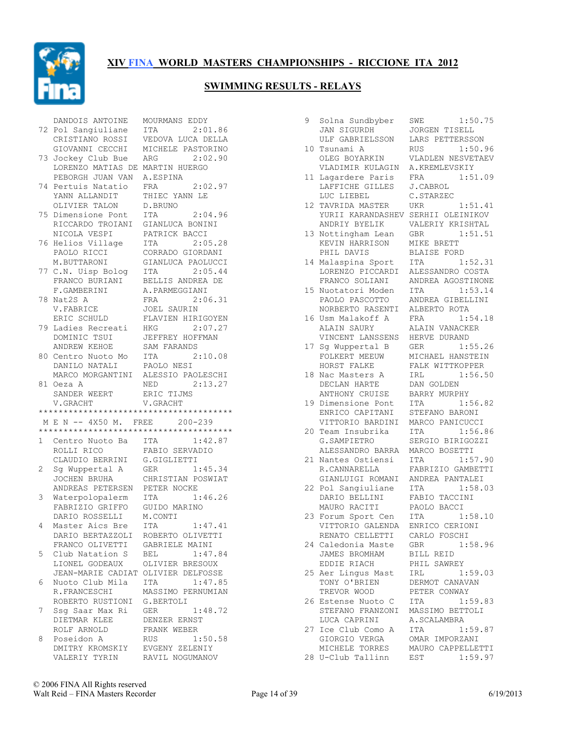# XIV FINA WORLD MASTERS CHAMPIONSHIPS - RICCIONE ITA 2012

## SWIMMING RESULTS - RELAYS

```
    DANDOIS ANTOINE     MOURMANS EDDY
 72 Pol Sangiuliane     ITA        2:01.86
    CRISTIANO ROSSI     VEDOVA LUCA DELLA
    GIOVANNI CECCHI     MICHELE PASTORINO
 73 Jockey Club Bue     ARG        2:02.90
    LORENZO MATIAS DE MARTIN HUERGO
    PEBORGH JUAN VAN    A.ESPINA
 74 Pertuis Natatio     FRA        2:02.97
    YANN ALLANDIT       THIEC YANN LE
    OLIVIER TALON       D.BRUNO
 75 Dimensione Pont     ITA        2:04.96
    RICCARDO TROIANI    GIANLUCA BONINI
    NICOLA VESPI        PATRICK BACCI
 76 Helios Village      ITA        2:05.28
    PAOLO RICCI         CORRADO GIORDANI
    M.BUTTARONI         GIANLUCA PAOLUCCI
 77 C.N. Uisp Bolog     ITA        2:05.44
    FRANCO BURIANI      BELLIS ANDREA DE
    F.GAMBERINI         A.PARMEGGIANI
 78 Nat2S A             FRA        2:06.31
    V.FABRICE           JOEL SAURIN
    ERIC SCHULD         FLAVIEN HIRIGOYEN
 79 Ladies Recreati     HKG        2:07.27
    DOMINIC TSUI        JEFFREY HOFFMAN
    ANDREW KEHOE        SAM FARANDS
 80 Centro Nuoto Mo     ITA        2:10.08
    DANILO NATALI       PAOLO NESI
    MARCO MORGANTINI    ALESSIO PAOLESCHI
 81 Oeza A              NED        2:13.27
    SANDER WEERT        ERIC TIJMS
    V.GRACHT            V.GRACHT
*****************************************
 M E N -- 4X50 M.  FREE       200-239
*****************************************
 1  Centro Nuoto Ba     ITA        1:42.87
    ROLLI RICO          FABIO SERVADIO
    CLAUDIO BERRINI     G.GIGLIETTI
 2  Sg Wuppertal A      GER        1:45.34
    JOCHEN BRUHA        CHRISTIAN POSWIAT
    ANDREAS PETERSEN    PETER NOCKE
 3  Waterpolopalerm     ITA        1:46.26
    FABRIZIO GRIFFO     GUIDO MARINO
    DARIO ROSSELLI      M.CONTI
 4  Master Aics Bre     ITA        1:47.41
    DARIO BERTAZZOLI    ROBERTO OLIVETTI
    FRANCO OLIVETTI     GABRIELE MAINI
 5  Club Natation S     BEL        1:47.84
    LIONEL GODEAUX      OLIVIER BRESOUX
    JEAN-MARIE CADIAT OLIVIER DELFOSSE
 6  Nuoto Club Mila     ITA        1:47.85
    R.FRANCESCHI        MASSIMO PERNUMIAN
    ROBERTO RUSTIONI    G.BERTOLI
 7  Ssg Saar Max Ri     GER        1:48.72
    DIETMAR KLEE        DENZER ERNST
    ROLF ARNOLD         FRANK WEBER
 8  Poseidon A          RUS        1:50.58
    DMITRY KROMSKIY     EVGENY ZELENIY
    VALERIY TYRIN       RAVIL NOGUMANOV
 9  Solna Sundbyber     SWE        1:50.75
    JAN SIGURDH         JORGEN TISELL
    ULF GABRIELSSON     LARS PETTERSSON
 10 Tsunami A           RUS        1:50.96
    OLEG BOYARKIN       VLADLEN NESVETAEV
    VLADIMIR KULAGIN    A.KREMLEVSKIY
 11 Lagardere Paris     FRA        1:51.09
    LAFFICHE GILLES     J.CABROL
    LUC LIEBEL          C.STARZEC
 12 TAVRIDA MASTER      UKR        1:51.41
    YURII KARANDASHEV SERHII OLEINIKOV
    ANDRIY BYELIK       VALERIY KRISHTAL
 13 Nottingham Lean     GBR        1:51.51
    KEVIN HARRISON      MIKE BRETT
    PHIL DAVIS          BLAISE FORD
 14 Malaspina Sport     ITA        1:52.31
    LORENZO PICCARDI    ALESSANDRO COSTA
    FRANCO SOLIANI      ANDREA AGOSTINONE
 15 Nuotatori Moden     ITA        1:53.14
    PAOLO PASCOTTO      ANDREA GIBELLINI
    NORBERTO RASENTI    ALBERTO ROTA
 16 Usm Malakoff A      FRA        1:54.18
    ALAIN SAURY         ALAIN VANACKER
    VINCENT LANSSENS    HERVE DURAND
 17 Sg Wuppertal B      GER        1:55.26
    FOLKERT MEEUW       MICHAEL HANSTEIN
    HORST FALKE         FALK WITTKOPPER
 18 Nac Masters A       IRL        1:56.50
    DECLAN HARTE        DAN GOLDEN
    ANTHONY CRUISE      BARRY MURPHY
 19 Dimensione Pont     ITA        1:56.82
    ENRICO CAPITANI     STEFANO BARONI
    VITTORIO BARDINI    MARCO PANICUCCI
 20 Team Insubrika      ITA        1:56.86
    G.SAMPIETRO         SERGIO BIRIGOZZI
    ALESSANDRO BARRA    MARCO BOSETTI
 21 Nantes Ostiensi     ITA        1:57.90
    R.CANNARELLA        FABRIZIO GAMBETTI
    GIANLUIGI ROMANI    ANDREA PANTALEI
 22 Pol Sangiuliane     ITA        1:58.03
    DARIO BELLINI       FABIO TACCINI
    MAURO RACITI        PAOLO BACCI
 23 Forum Sport Cen     ITA        1:58.10
    VITTORIO GALENDA    ENRICO CERIONI
    RENATO CELLETTI     CARLO FOSCHI
 24 Caledonia Maste     GBR        1:58.96
    JAMES BROMHAM       BILL REID
    EDDIE RIACH         PHIL SAWREY
 25 Aer Lingus Mast     IRL        1:59.03
    TONY O'BRIEN        DERMOT CANAVAN
    TREVOR WOOD         PETER CONWAY
 26 Estense Nuoto C     ITA        1:59.83
    STEFANO FRANZONI    MASSIMO BETTOLI
    LUCA CAPRINI        A.SCALAMBRA
 27 Ice Club Como A     ITA        1:59.87
    GIORGIO VERGA       OMAR IMPORZANI
    MICHELE TORRES      MAURO CAPPELLETTI
 28 U-Club Tallinn      EST        1:59.97
```

© 2006 FINA All Rights reserved
Walt Reid – FINA Masters Recorder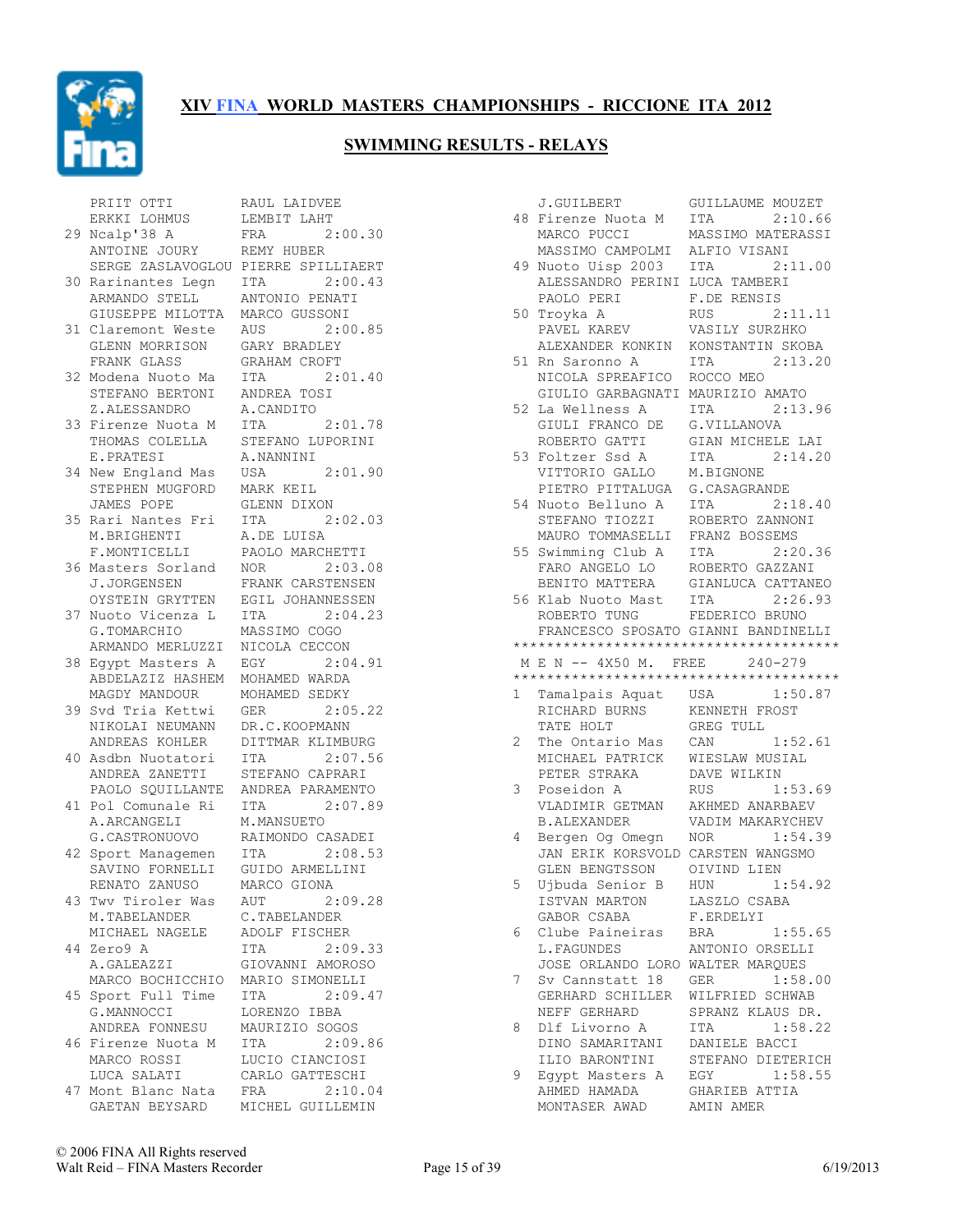# XIV FINA WORLD MASTERS CHAMPIONSHIPS - RICCIONE ITA 2012

## SWIMMING RESULTS - RELAYS

```
     PRIIT OTTI          RAUL LAIDVEE
     ERKKI LOHMUS        LEMBIT LAHT
  29 Ncalp'38 A          FRA         2:00.30
     ANTOINE JOURY       REMY HUBER
     SERGE ZASLAVOGLOU   PIERRE SPILLIAERT
  30 Rarinantes Legn     ITA         2:00.43
     ARMANDO STELL       ANTONIO PENATI
     GIUSEPPE MILOTTA    MARCO GUSSONI
  31 Claremont Weste     AUS         2:00.85
     GLENN MORRISON      GARY BRADLEY
     FRANK GLASS         GRAHAM CROFT
  32 Modena Nuoto Ma     ITA         2:01.40
     STEFANO BERTONI     ANDREA TOSI
     Z.ALESSANDRO        A.CANDITO
  33 Firenze Nuota M     ITA         2:01.78
     THOMAS COLELLA      STEFANO LUPORINI
     E.PRATESI           A.NANNINI
  34 New England Mas     USA         2:01.90
     STEPHEN MUGFORD     MARK KEIL
     JAMES POPE          GLENN DIXON
  35 Rari Nantes Fri     ITA         2:02.03
     M.BRIGHENTI         A.DE LUISA
     F.MONTICELLI        PAOLO MARCHETTI
  36 Masters Sorland     NOR         2:03.08
     J.JORGENSEN         FRANK CARSTENSEN
     OYSTEIN GRYTTEN     EGIL JOHANNESSEN
  37 Nuoto Vicenza L     ITA         2:04.23
     G.TOMARCHIO         MASSIMO COGO
     ARMANDO MERLUZZI    NICOLA CECCON
  38 Egypt Masters A     EGY         2:04.91
     ABDELAZIZ HASHEM    MOHAMED WARDA
     MAGDY MANDOUR       MOHAMED SEDKY
  39 Svd Tria Kettwi     GER         2:05.22
     NIKOLAI NEUMANN     DR.C.KOOPMANN
     ANDREAS KOHLER      DITTMAR KLIMBURG
  40 Asdbn Nuotatori     ITA         2:07.56
     ANDREA ZANETTI      STEFANO CAPRARI
     PAOLO SQUILLANTE    ANDREA PARAMENTO
  41 Pol Comunale Ri     ITA         2:07.89
     A.ARCANGELI         M.MANSUETO
     G.CASTRONUOVO       RAIMONDO CASADEI
  42 Sport Managemen     ITA         2:08.53
     SAVINO FORNELLI     GUIDO ARMELLINI
     RENATO ZANUSO       MARCO GIONA
  43 Twv Tiroler Was     AUT         2:09.28
     M.TABELANDER        C.TABELANDER
     MICHAEL NAGELE      ADOLF FISCHER
  44 Zero9 A             ITA         2:09.33
     A.GALEAZZI          GIOVANNI AMOROSO
     MARCO BOCHICCHIO    MARIO SIMONELLI
  45 Sport Full Time     ITA         2:09.47
     G.MANNOCCI          LORENZO IBBA
     ANDREA FONNESU      MAURIZIO SOGOS
  46 Firenze Nuota M     ITA         2:09.86
     MARCO ROSSI         LUCIO CIANCIOSI
     LUCA SALATI         CARLO GATTESCHI
  47 Mont Blanc Nata     FRA         2:10.04
     GAETAN BEYSARD      MICHEL GUILLEMIN
     J.GUILBERT          GUILLAUME MOUZET
  48 Firenze Nuota M     ITA         2:10.66
     MARCO PUCCI         MASSIMO MATERASSI
     MASSIMO CAMPOLMI    ALFIO VISANI
  49 Nuoto Uisp 2003     ITA         2:11.00
     ALESSANDRO PERINI   LUCA TAMBERI
     PAOLO PERI          F.DE RENSIS
  50 Troyka A            RUS         2:11.11
     PAVEL KAREV         VASILY SURZHKO
     ALEXANDER KONKIN    KONSTANTIN SKOBA
  51 Rn Saronno A        ITA         2:13.20
     NICOLA SPREAFICO    ROCCO MEO
     GIULIO GARBAGNATI   MAURIZIO AMATO
  52 La Wellness A       ITA         2:13.96
     GIULI FRANCO DE     G.VILLANOVA
     ROBERTO GATTI       GIAN MICHELE LAI
  53 Foltzer Ssd A       ITA         2:14.20
     VITTORIO GALLO      M.BIGNONE
     PIETRO PITTALUGA    G.CASAGRANDE
  54 Nuoto Belluno A     ITA         2:18.40
     STEFANO TIOZZI      ROBERTO ZANNONI
     MAURO TOMMASELLI    FRANZ BOSSEMS
  55 Swimming Club A     ITA         2:20.36
     FARO ANGELO LO      ROBERTO GAZZANI
     BENITO MATTERA      GIANLUCA CATTANEO
  56 Klab Nuoto Mast     ITA         2:26.93
     ROBERTO TUNG        FEDERICO BRUNO
     FRANCESCO SPOSATO   GIANNI BANDINELLI
****************************************
 M E N -- 4X50 M.  FREE      240-279
****************************************
  1  Tamalpais Aquat     USA         1:50.87
     RICHARD BURNS       KENNETH FROST
     TATE HOLT           GREG TULL
  2  The Ontario Mas     CAN         1:52.61
     MICHAEL PATRICK     WIESLAW MUSIAL
     PETER STRAKA        DAVE WILKIN
  3  Poseidon A          RUS         1:53.69
     VLADIMIR GETMAN     AKHMED ANARBAEV
     B.ALEXANDER         VADIM MAKARYCHEV
  4  Bergen Og Omegn     NOR         1:54.39
     JAN ERIK KORSVOLD   CARSTEN WANGSMO
     GLEN BENGTSSON      OIVIND LIEN
  5  Ujbuda Senior B     HUN         1:54.92
     ISTVAN MARTON       LASZLO CSABA
     GABOR CSABA         F.ERDELYI
  6  Clube Paineiras     BRA         1:55.65
     L.FAGUNDES          ANTONIO ORSELLI
     JOSE ORLANDO LORO   WALTER MARQUES
  7  Sv Cannstatt 18     GER         1:58.00
     GERHARD SCHILLER    WILFRIED SCHWAB
     NEFF GERHARD        SPRANZ KLAUS DR.
  8  Dlf Livorno A       ITA         1:58.22
     DINO SAMARITANI     DANIELE BACCI
     ILIO BARONTINI      STEFANO DIETERICH
  9  Egypt Masters A     EGY         1:58.55
     AHMED HAMADA        GHARIEB ATTIA
     MONTASER AWAD       AMIN AMER
```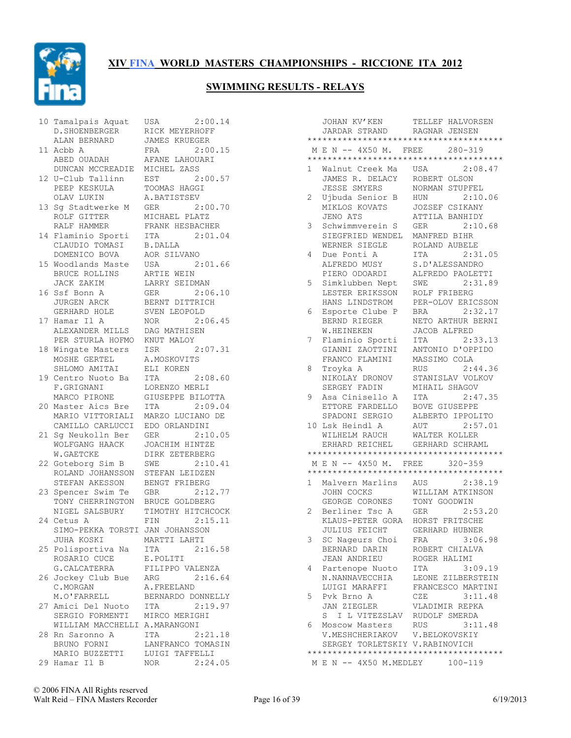# XIV FINA WORLD MASTERS CHAMPIONSHIPS - RICCIONE ITA 2012

## SWIMMING RESULTS - RELAYS

```
10 Tamalpais Aquat   USA       2:00.14
   D.SHOENBERGER     RICK MEYERHOFF
   ALAN BERNARD      JAMES KRUEGER
11 Acbb A            FRA       2:00.15
   ABED OUADAH       AFANE LAHOUARI
   DUNCAN MCCREADIE  MICHEL ZASS
12 U-Club Tallinn    EST       2:00.57
   PEEP KESKULA      TOOMAS HAGGI
   OLAV LUKIN        A.BATISTSEV
13 Sg Stadtwerke M   GER       2:00.70
   ROLF GITTER       MICHAEL PLATZ
   RALF HAMMER       FRANK HESBACHER
14 Flaminio Sporti   ITA       2:01.04
   CLAUDIO TOMASI    B.DALLA
   DOMENICO BOVA     AOR SILVANO
15 Woodlands Maste   USA       2:01.66
   BRUCE ROLLINS     ARTIE WEIN
   JACK ZAKIM        LARRY SEIDMAN
16 Ssf Bonn A        GER       2:06.10
   JURGEN ARCK       BERNT DITTRICH
   GERHARD HOLE      SVEN LEOPOLD
17 Hamar Il A        NOR       2:06.45
   ALEXANDER MILLS   DAG MATHISEN
   PER STURLA HOFMO  KNUT MALOY
18 Wingate Masters   ISR       2:07.31
   MOSHE GERTEL      A.MOSKOVITS
   SHLOMO AMITAI     ELI KOREN
19 Centro Nuoto Ba   ITA       2:08.60
   F.GRIGNANI        LORENZO MERLI
   MARCO PIRONE      GIUSEPPE BILOTTA
20 Master Aics Bre   ITA       2:09.04
   MARIO VITTORIALI  MARZO LUCIANO DE
   CAMILLO CARLUCCI  EDO ORLANDINI
21 Sg Neukolln Ber   GER       2:10.05
   WOLFGANG HAACK    JOACHIM HINTZE
   W.GAETCKE         DIRK ZETERBERG
22 Goteborg Sim B    SWE       2:10.41
   ROLAND JOHANSSON  STEFAN LEIDZEN
   STEFAN AKESSON    BENGT FRIBERG
23 Spencer Swim Te   GBR       2:12.77
   TONY CHERRINGTON  BRUCE GOLDBERG
   NIGEL SALSBURY    TIMOTHY HITCHCOCK
24 Cetus A           FIN       2:15.11
   SIMO-PEKKA TORSTI JAN JOHANSSON
   JUHA KOSKI        MARTTI LAHTI
25 Polisportiva Na   ITA       2:16.58
   ROSARIO CUCE      E.POLITI
   G.CALCATERRA      FILIPPO VALENZA
26 Jockey Club Bue   ARG       2:16.64
   C.MORGAN          A.FREELAND
   M.O'FARRELL       BERNARDO DONNELLY
27 Amici Del Nuoto   ITA       2:19.97
   SERGIO FORMENTI   MIRCO MERIGHI
   WILLIAM MACCHELLI A.MARANGONI
28 Rn Saronno A      ITA       2:21.18
   BRUNO FORNI       LANFRANCO TOMASIN
   MARIO BUZZETTI    LUIGI TAFFELLI
29 Hamar Il B        NOR       2:24.05
   JOHAN KV'KEN      TELLEF HALVORSEN
   JARDAR STRAND     RAGNAR JENSEN
****************************************
 M E N -- 4X50 M.  FREE     280-319
****************************************
1  Walnut Creek Ma   USA       2:08.47
   JAMES R. DELACY   ROBERT OLSON
   JESSE SMYERS      NORMAN STUPFEL
2  Ujbuda Senior B   HUN       2:10.06
   MIKLOS KOVATS     JOZSEF CSIKANY
   JENO ATS          ATTILA BANHIDY
3  Schwimmverein S   GER       2:10.68
   SIEGFRIED WENDEL  MANFRED BIHR
   WERNER SIEGLE     ROLAND AUBELE
4  Due Ponti A       ITA       2:31.05
   ALFREDO MUSY      S.D'ALESSANDRO
   PIERO ODOARDI     ALFREDO PAOLETTI
5  Simklubben Nept   SWE       2:31.89
   LESTER ERIKSSON   ROLF FRIBERG
   HANS LINDSTROM    PER-OLOV ERICSSON
6  Esporte Clube P   BRA       2:32.17
   BERND RIEGER      NETO ARTHUR BERNI
   W.HEINEKEN        JACOB ALFRED
7  Flaminio Sporti   ITA       2:33.13
   GIANNI ZAOTTINI   ANTONIO D'OPPIDO
   FRANCO FLAMINI    MASSIMO COLA
8  Troyka A          RUS       2:44.36
   NIKOLAY DRONOV    STANISLAV VOLKOV
   SERGEY FADIN      MIHAIL SHAGOV
9  Asa Cinisello A   ITA       2:47.35
   ETTORE FARDELLO   BOVE GIUSEPPE
   SPADONI SERGIO    ALBERTO IPPOLITO
10 Lsk Heindl A      AUT       2:57.01
   WILHELM RAUCH     WALTER KOLLER
   ERHARD REICHEL    GERHARD SCHRAML
****************************************
 M E N -- 4X50 M.  FREE     320-359
****************************************
1  Malvern Marlins   AUS       2:38.19
   JOHN COCKS        WILLIAM ATKINSON
   GEORGE CORONES    TONY GOODWIN
2  Berliner Tsc A    GER       2:53.20
   KLAUS-PETER GORA  HORST FRITSCHE
   JULIUS FEICHT     GERHARD HUBNER
3  SC Nageurs Choi   FRA       3:06.98
   BERNARD DARIN     ROBERT CHIALVA
   JEAN ANDRIEU      ROGER HALIMI
4  Partenope Nuoto   ITA       3:09.19
   N.NANNAVECCHIA    LEONE ZILBERSTEIN
   LUIGI MARAFFI     FRANCESCO MARTINI
5  Pvk Brno A        CZE       3:11.48
   JAN ZIEGLER       VLADIMIR REPKA
   S  I L VITEZSLAV  RUDOLF SMERDA
6  Moscow Masters    RUS       3:11.48
   V.MESHCHERIAKOV   V.BELOKOVSKIY
   SERGEY TORLETSKIY V.RABINOVICH
****************************************
 M E N -- 4X50 M.MEDLEY     100-119
```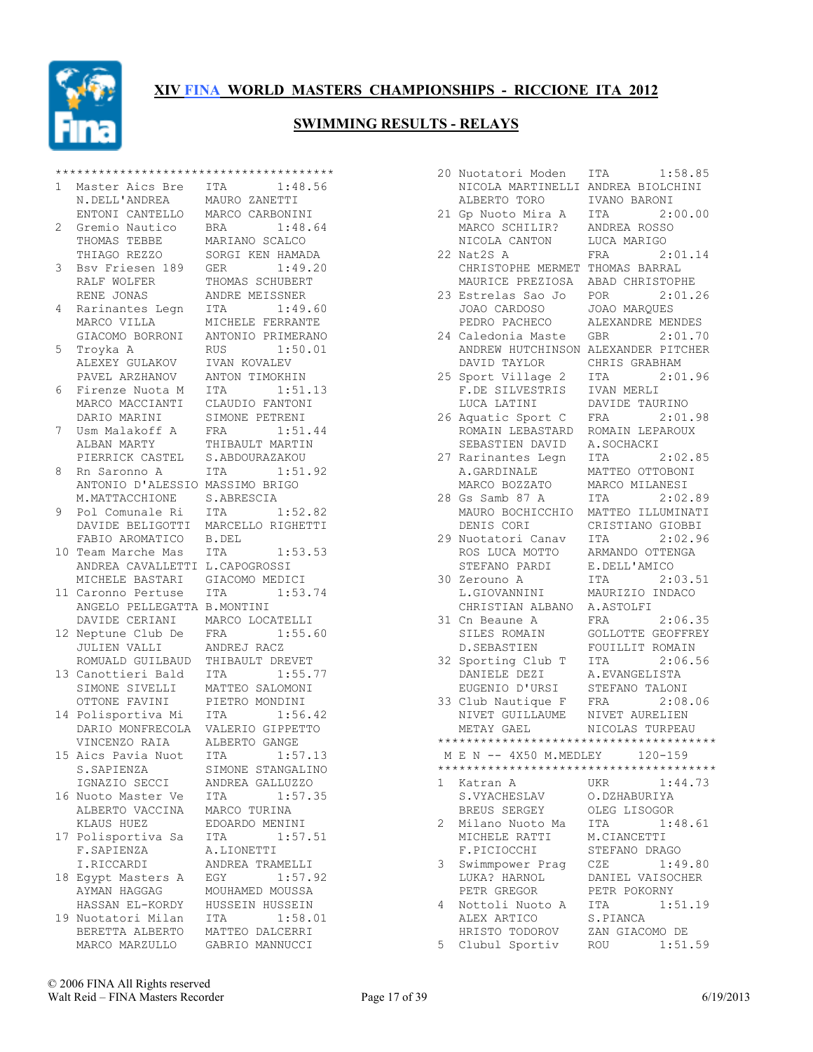# XIV FINA WORLD MASTERS CHAMPIONSHIPS - RICCIONE ITA 2012

## SWIMMING RESULTS - RELAYS

```
***************************************
1  Master Aics Bre    ITA       1:48.56
   N.DELL'ANDREA      MAURO ZANETTI
   ENTONI CANTELLO    MARCO CARBONINI
2  Gremio Nautico     BRA       1:48.64
   THOMAS TEBBE       MARIANO SCALCO
   THIAGO REZZO       SORGI KEN HAMADA
3  Bsv Friesen 189    GER       1:49.20
   RALF WOLFER        THOMAS SCHUBERT
   RENE JONAS         ANDRE MEISSNER
4  Rarinantes Legn    ITA       1:49.60
   MARCO VILLA        MICHELE FERRANTE
   GIACOMO BORRONI    ANTONIO PRIMERANO
5  Troyka A           RUS       1:50.01
   ALEXEY GULAKOV     IVAN KOVALEV
   PAVEL ARZHANOV     ANTON TIMOKHIN
6  Firenze Nuota M    ITA       1:51.13
   MARCO MACCIANTI    CLAUDIO FANTONI
   DARIO MARINI       SIMONE PETRENI
7  Usm Malakoff A     FRA       1:51.44
   ALBAN MARTY        THIBAULT MARTIN
   PIERRICK CASTEL    S.ABDOURAZAKOU
8  Rn Saronno A       ITA       1:51.92
   ANTONIO D'ALESSIO MASSIMO BRIGO
   M.MATTACCHIONE     S.ABRESCIA
9  Pol Comunale Ri    ITA       1:52.82
   DAVIDE BELIGOTTI   MARCELLO RIGHETTI
   FABIO AROMATICO    B.DEL
10 Team Marche Mas    ITA       1:53.53
   ANDREA CAVALLETTI L.CAPOGROSSI
   MICHELE BASTARI    GIACOMO MEDICI
11 Caronno Pertuse    ITA       1:53.74
   ANGELO PELLEGATTA B.MONTINI
   DAVIDE CERIANI     MARCO LOCATELLI
12 Neptune Club De    FRA       1:55.60
   JULIEN VALLI       ANDREJ RACZ
   ROMUALD GUILBAUD   THIBAULT DREVET
13 Canottieri Bald    ITA       1:55.77
   SIMONE SIVELLI     MATTEO SALOMONI
   OTTONE FAVINI      PIETRO MONDINI
14 Polisportiva Mi    ITA       1:56.42
   DARIO MONFRECOLA   VALERIO GIPPETTO
   VINCENZO RAIA      ALBERTO GANGE
15 Aics Pavia Nuot    ITA       1:57.13
   S.SAPIENZA         SIMONE STANGALINO
   IGNAZIO SECCI      ANDREA GALLUZZO
16 Nuoto Master Ve    ITA       1:57.35
   ALBERTO VACCINA    MARCO TURINA
   KLAUS HUEZ         EDOARDO MENINI
17 Polisportiva Sa    ITA       1:57.51
   F.SAPIENZA         A.LIONETTI
   I.RICCARDI         ANDREA TRAMELLI
18 Egypt Masters A    EGY       1:57.92
   AYMAN HAGGAG       MOUHAMED MOUSSA
   HASSAN EL-KORDY    HUSSEIN HUSSEIN
19 Nuotatori Milan    ITA       1:58.01
   BERETTA ALBERTO    MATTEO DALCERRI
   MARCO MARZULLO     GABRIO MANNUCCI
20 Nuotatori Moden    ITA       1:58.85
   NICOLA MARTINELLI ANDREA BIOLCHINI
   ALBERTO TORO       IVANO BARONI
21 Gp Nuoto Mira A    ITA       2:00.00
   MARCO SCHILIR?     ANDREA ROSSO
   NICOLA CANTON      LUCA MARIGO
22 Nat2S A            FRA       2:01.14
   CHRISTOPHE MERMET THOMAS BARRAL
   MAURICE PREZIOSA   ABAD CHRISTOPHE
23 Estrelas Sao Jo    POR       2:01.26
   JOAO CARDOSO       JOAO MARQUES
   PEDRO PACHECO      ALEXANDRE MENDES
24 Caledonia Maste    GBR       2:01.70
   ANDREW HUTCHINSON ALEXANDER PITCHER
   DAVID TAYLOR       CHRIS GRABHAM
25 Sport Village 2    ITA       2:01.96
   F.DE SILVESTRIS    IVAN MERLI
   LUCA LATINI        DAVIDE TAURINO
26 Aquatic Sport C    FRA       2:01.98
   ROMAIN LEBASTARD   ROMAIN LEPAROUX
   SEBASTIEN DAVID    A.SOCHACKI
27 Rarinantes Legn    ITA       2:02.85
   A.GARDINALE        MATTEO OTTOBONI
   MARCO BOZZATO      MARCO MILANESI
28 Gs Samb 87 A       ITA       2:02.89
   MAURO BOCHICCHIO   MATTEO ILLUMINATI
   DENIS CORI         CRISTIANO GIOBBI
29 Nuotatori Canav    ITA       2:02.96
   ROS LUCA MOTTO     ARMANDO OTTENGA
   STEFANO PARDI      E.DELL'AMICO
30 Zerouno A          ITA       2:03.51
   L.GIOVANNINI       MAURIZIO INDACO
   CHRISTIAN ALBANO   A.ASTOLFI
31 Cn Beaune A        FRA       2:06.35
   SILES ROMAIN       GOLLOTTE GEOFFREY
   D.SEBASTIEN        FOUILLIT ROMAIN
32 Sporting Club T    ITA       2:06.56
   DANIELE DEZI       A.EVANGELISTA
   EUGENIO D'URSI     STEFANO TALONI
33 Club Nautique F    FRA       2:08.06
   NIVET GUILLAUME    NIVET AURELIEN
   METAY GAEL         NICOLAS TURPEAU
***************************************
 M E N -- 4X50 M.MEDLEY     120-159
***************************************
1  Katran A           UKR       1:44.73
   S.VYACHESLAV       O.DZHABURIYA
   BREUS SERGEY       OLEG LISOGOR
2  Milano Nuoto Ma    ITA       1:48.61
   MICHELE RATTI      M.CIANCETTI
   F.PICIOCCHI        STEFANO DRAGO
3  Swimmpower Prag    CZE       1:49.80
   LUKA? HARNOL       DANIEL VAISOCHER
   PETR GREGOR        PETR POKORNY
4  Nottoli Nuoto A    ITA       1:51.19
   ALEX ARTICO        S.PIANCA
   HRISTO TODOROV     ZAN GIACOMO DE
5  Clubul Sportiv     ROU       1:51.59
```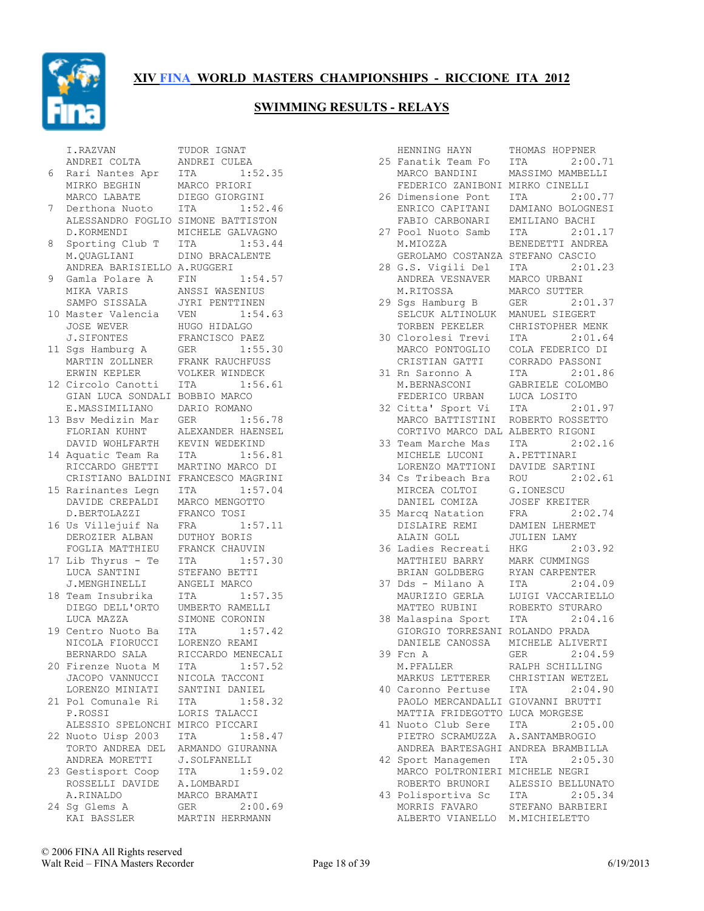# XIV FINA WORLD MASTERS CHAMPIONSHIPS - RICCIONE ITA 2012

## SWIMMING RESULTS - RELAYS

```
      I.RAZVAN           TUDOR IGNAT
      ANDREI COLTA       ANDREI CULEA
   6  Rari Nantes Apr    ITA        1:52.35
      MIRKO BEGHIN       MARCO PRIORI
      MARCO LABATE       DIEGO GIORGINI
   7  Derthona Nuoto     ITA        1:52.46
      ALESSANDRO FOGLIO  SIMONE BATTISTON
      D.KORMENDI         MICHELE GALVAGNO
   8  Sporting Club T    ITA        1:53.44
      M.QUAGLIANI        DINO BRACALENTE
      ANDREA BARISIELLO  A.RUGGERI
   9  Gamla Polare A     FIN        1:54.57
      MIKA VARIS         ANSSI WASENIUS
      SAMPO SISSALA      JYRI PENTTINEN
  10  Master Valencia    VEN        1:54.63
      JOSE WEVER         HUGO HIDALGO
      J.SIFONTES         FRANCISCO PAEZ
  11  Sgs Hamburg A      GER        1:55.30
      MARTIN ZOLLNER     FRANK RAUCHFUSS
      ERWIN KEPLER       VOLKER WINDECK
  12  Circolo Canotti    ITA        1:56.61
      GIAN LUCA SONDALI  BOBBIO MARCO
      E.MASSIMILIANO     DARIO ROMANO
  13  Bsv Medizin Mar    GER        1:56.78
      FLORIAN KUHNT      ALEXANDER HAENSEL
      DAVID WOHLFARTH    KEVIN WEDEKIND
  14  Aquatic Team Ra    ITA        1:56.81
      RICCARDO GHETTI    MARTINO MARCO DI
      CRISTIANO BALDINI  FRANCESCO MAGRINI
  15  Rarinantes Legn    ITA        1:57.04
      DAVIDE CREPALDI    MARCO MENGOTTO
      D.BERTOLAZZI       FRANCO TOSI
  16  Us Villejuif Na    FRA        1:57.11
      DEROZIER ALBAN     DUTHOY BORIS
      FOGLIA MATTHIEU    FRANCK CHAUVIN
  17  Lib Thyrus - Te    ITA        1:57.30
      LUCA SANTINI       STEFANO BETTI
      J.MENGHINELLI      ANGELI MARCO
  18  Team Insubrika     ITA        1:57.35
      DIEGO DELL'ORTO    UMBERTO RAMELLI
      LUCA MAZZA         SIMONE CORONIN
  19  Centro Nuoto Ba    ITA        1:57.42
      NICOLA FIORUCCI    LORENZO REAMI
      BERNARDO SALA      RICCARDO MENECALI
  20  Firenze Nuota M    ITA        1:57.52
      JACOPO VANNUCCI    NICOLA TACCONI
      LORENZO MINIATI    SANTINI DANIEL
  21  Pol Comunale Ri    ITA        1:58.32
      P.ROSSI            LORIS TALACCI
      ALESSIO SPELONCHI  MIRCO PICCARI
  22  Nuoto Uisp 2003    ITA        1:58.47
      TORTO ANDREA DEL   ARMANDO GIURANNA
      ANDREA MORETTI     J.SOLFANELLI
  23  Gestisport Coop    ITA        1:59.02
      ROSSELLI DAVIDE    A.LOMBARDI
      A.RINALDO          MARCO BRAMATI
  24  Sg Glems A         GER        2:00.69
      KAI BASSLER        MARTIN HERRMANN
      HENNING HAYN       THOMAS HOPPNER
  25  Fanatik Team Fo    ITA        2:00.71
      MARCO BANDINI      MASSIMO MAMBELLI
      FEDERICO ZANIBONI  MIRKO CINELLI
  26  Dimensione Pont    ITA        2:00.77
      ENRICO CAPITANI    DAMIANO BOLOGNESI
      FABIO CARBONARI    EMILIANO BACHI
  27  Pool Nuoto Samb    ITA        2:01.17
      M.MIOZZA           BENEDETTI ANDREA
      GEROLAMO COSTANZA  STEFANO CASCIO
  28  G.S. Vigili Del    ITA        2:01.23
      ANDREA VESNAVER    MARCO URBANI
      M.RITOSSA          MARCO SUTTER
  29  Sgs Hamburg B      GER        2:01.37
      SELCUK ALTINOLUK   MANUEL SIEGERT
      TORBEN PEKELER     CHRISTOPHER MENK
  30  Clorolesi Trevi    ITA        2:01.64
      MARCO PONTOGLIO    COLA FEDERICO DI
      CRISTIAN GATTI     CORRADO PASSONI
  31  Rn Saronno A       ITA        2:01.86
      M.BERNASCONI       GABRIELE COLOMBO
      FEDERICO URBAN     LUCA LOSITO
  32  Citta' Sport Vi    ITA        2:01.97
      MARCO BATTISTINI   ROBERTO ROSSETTO
      CORTIVO MARCO DAL  ALBERTO RIGONI
  33  Team Marche Mas    ITA        2:02.16
      MICHELE LUCONI     A.PETTINARI
      LORENZO MATTIONI   DAVIDE SARTINI
  34  Cs Tribeach Bra    ROU        2:02.61
      MIRCEA COLTOI      G.IONESCU
      DANIEL COMIZA      JOSEF KREITER
  35  Marcq Natation     FRA        2:02.74
      DISLAIRE REMI      DAMIEN LHERMET
      ALAIN GOLL         JULIEN LAMY
  36  Ladies Recreati    HKG        2:03.92
      MATTHIEU BARRY     MARK CUMMINGS
      BRIAN GOLDBERG     RYAN CARPENTER
  37  Dds - Milano A     ITA        2:04.09
      MAURIZIO GERLA     LUIGI VACCARIELLO
      MATTEO RUBINI      ROBERTO STURARO
  38  Malaspina Sport    ITA        2:04.16
      GIORGIO TORRESANI  ROLANDO PRADA
      DANIELE CANOSSA    MICHELE ALIVERTI
  39  Fcn A              GER        2:04.59
      M.PFALLER          RALPH SCHILLING
      MARKUS LETTERER    CHRISTIAN WETZEL
  40  Caronno Pertuse    ITA        2:04.90
      PAOLO MERCANDALLI  GIOVANNI BRUTTI
      MATTIA FRIDEGOTTO  LUCA MORGESE
  41  Nuoto Club Sere    ITA        2:05.00
      PIETRO SCRAMUZZA   A.SANTAMBROGIO
      ANDREA BARTESAGHI  ANDREA BRAMBILLA
  42  Sport Managemen    ITA        2:05.30
      MARCO POLTRONIERI  MICHELE NEGRI
      ROBERTO BRUNORI    ALESSIO BELLUNATO
  43  Polisportiva Sc    ITA        2:05.34
      MORRIS FAVARO      STEFANO BARBIERI
      ALBERTO VIANELLO   M.MICHIELETTO
```

© 2006 FINA All Rights reserved
Walt Reid – FINA Masters Recorder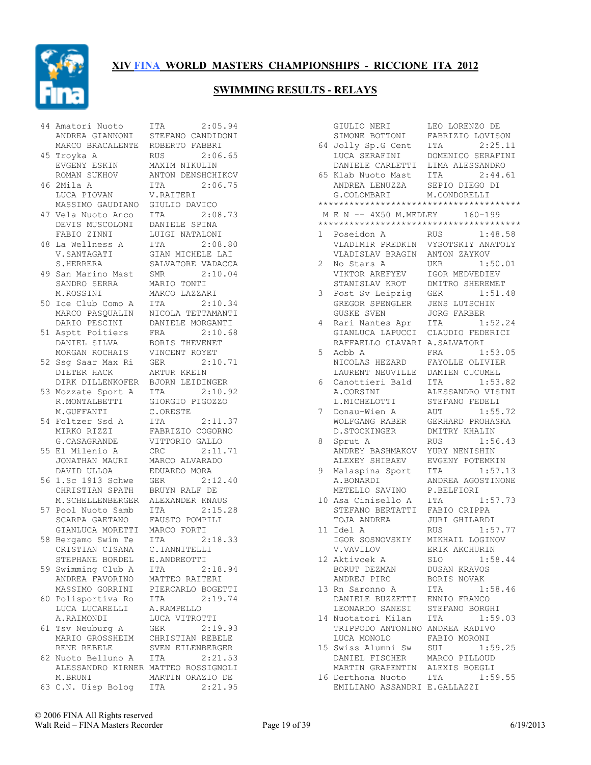# XIV FINA WORLD MASTERS CHAMPIONSHIPS - RICCIONE ITA 2012

## SWIMMING RESULTS - RELAYS

```
44 Amatori Nuoto      ITA        2:05.94
   ANDREA GIANNONI    STEFANO CANDIDONI
   MARCO BRACALENTE   ROBERTO FABBRI
45 Troyka A           RUS        2:06.65
   EVGENY ESKIN       MAXIM NIKULIN
   ROMAN SUKHOV       ANTON DENSHCHIKOV
46 2Mila A            ITA        2:06.75
   LUCA PIOVAN        V.RAITERI
   MASSIMO GAUDIANO   GIULIO DAVICO
47 Vela Nuoto Anco    ITA        2:08.73
   DEVIS MUSCOLONI    DANIELE SPINA
   FABIO ZINNI        LUIGI NATALONI
48 La Wellness A      ITA        2:08.80
   V.SANTAGATI        GIAN MICHELE LAI
   S.HERRERA          SALVATORE VADACCA
49 San Marino Mast    SMR        2:10.04
   SANDRO SERRA       MARIO TONTI
   M.ROSSINI          MARCO LAZZARI
50 Ice Club Como A    ITA        2:10.34
   MARCO PASQUALIN    NICOLA TETTAMANTI
   DARIO PESCINI      DANIELE MORGANTI
51 Asptt Poitiers     FRA        2:10.68
   DANIEL SILVA       BORIS THEVENET
   MORGAN ROCHAIS     VINCENT ROYET
52 Ssg Saar Max Ri    GER        2:10.71
   DIETER HACK        ARTUR KREIN
   DIRK DILLENKOFER   BJORN LEIDINGER
53 Mozzate Sport A    ITA        2:10.92
   R.MONTALBETTI      GIORGIO PIGOZZO
   M.GUFFANTI         C.ORESTE
54 Foltzer Ssd A      ITA        2:11.37
   MIRKO RIZZI        FABRIZIO COGORNO
   G.CASAGRANDE       VITTORIO GALLO
55 El Milenio A       CRC        2:11.71
   JONATHAN MAURI     MARCO ALVARADO
   DAVID ULLOA        EDUARDO MORA
56 1.Sc 1913 Schwe    GER        2:12.40
   CHRISTIAN SPATH    BRUYN RALF DE
   M.SCHELLENBERGER   ALEXANDER KNAUS
57 Pool Nuoto Samb    ITA        2:15.28
   SCARPA GAETANO     FAUSTO POMPILI
   GIANLUCA MORETTI   MARCO FORTI
58 Bergamo Swim Te    ITA        2:18.33
   CRISTIAN CISANA    C.IANNITELLI
   STEPHANE BORDEL    E.ANDREOTTI
59 Swimming Club A    ITA        2:18.94
   ANDREA FAVORINO    MATTEO RAITERI
   MASSIMO GORRINI    PIERCARLO BOGETTI
60 Polisportiva Ro    ITA        2:19.74
   LUCA LUCARELLI     A.RAMPELLO
   A.RAIMONDI         LUCA VITROTTI
61 Tsv Neuburg A      GER        2:19.93
   MARIO GROSSHEIM    CHRISTIAN REBELE
   RENE REBELE        SVEN EILENBERGER
62 Nuoto Belluno A    ITA        2:21.53
   ALESSANDRO KIRNER MATTEO ROSSIGNOLI
   M.BRUNI            MARTIN ORAZIO DE
63 C.N. Uisp Bolog    ITA        2:21.95
   GIULIO NERI        LEO LORENZO DE
   SIMONE BOTTONI     FABRIZIO LOVISON
64 Jolly Sp.G Cent    ITA        2:25.11
   LUCA SERAFINI      DOMENICO SERAFINI
   DANIELE CARLETTI   LIMA ALESSANDRO
65 Klab Nuoto Mast    ITA        2:44.61
   ANDREA LENUZZA     SEPIO DIEGO DI
   G.COLOMBARI        M.CONDORELLI
***************************************
M E N -- 4X50 M.MEDLEY      160-199
***************************************
1  Poseidon A         RUS        1:48.58
   VLADIMIR PREDKIN   VYSOTSKIY ANATOLY
   VLADISLAV BRAGIN   ANTON ZAYKOV
2  No Stars A         UKR        1:50.01
   VIKTOR AREFYEV     IGOR MEDVEDIEV
   STANISLAV KROT     DMITRO SHEREMET
3  Post Sv Leipzig    GER        1:51.48
   GREGOR SPENGLER    JENS LUTSCHIN
   GUSKE SVEN         JORG FARBER
4  Rari Nantes Apr    ITA        1:52.24
   GIANLUCA LAPUCCI   CLAUDIO FEDERICI
   RAFFAELLO CLAVARI A.SALVATORI
5  Acbb A             FRA        1:53.05
   NICOLAS HEZARD     FAYOLLE OLIVIER
   LAURENT NEUVILLE   DAMIEN CUCUMEL
6  Canottieri Bald    ITA        1:53.82
   A.CORSINI          ALESSANDRO VISINI
   L.MICHELOTTI       STEFANO FEDELI
7  Donau-Wien A       AUT        1:55.72
   WOLFGANG RABER     GERHARD PROHASKA
   D.STOCKINGER       DMITRY KHALIN
8  Sprut A            RUS        1:56.43
   ANDREY BASHMAKOV   YURY NENISHIN
   ALEXEY SHIBAEV     EVGENY POTEMKIN
9  Malaspina Sport    ITA        1:57.13
   A.BONARDI          ANDREA AGOSTINONE
   METELLO SAVINO     P.BELFIORI
10 Asa Cinisello A    ITA        1:57.73
   STEFANO BERTATTI   FABIO CRIPPA
   TOJA ANDREA        JURI GHILARDI
11 Idel A             RUS        1:57.77
   IGOR SOSNOVSKIY    MIKHAIL LOGINOV
   V.VAVILOV          ERIK AKCHURIN
12 Aktivcek A         SLO        1:58.44
   BORUT DEZMAN       DUSAN KRAVOS
   ANDREJ PIRC        BORIS NOVAK
13 Rn Saronno A       ITA        1:58.46
   DANIELE BUZZETTI   ENNIO FRANCO
   LEONARDO SANESI    STEFANO BORGHI
14 Nuotatori Milan    ITA        1:59.03
   TRIPPODO ANTONINO ANDREA RADIVO
   LUCA MONOLO        FABIO MORONI
15 Swiss Alumni Sw    SUI        1:59.25
   DANIEL FISCHER     MARCO PILLOUD
   MARTIN GRAPENTIN   ALEXIS BOEGLI
16 Derthona Nuoto     ITA        1:59.55
   EMILIANO ASSANDRI E.GALLAZZI
```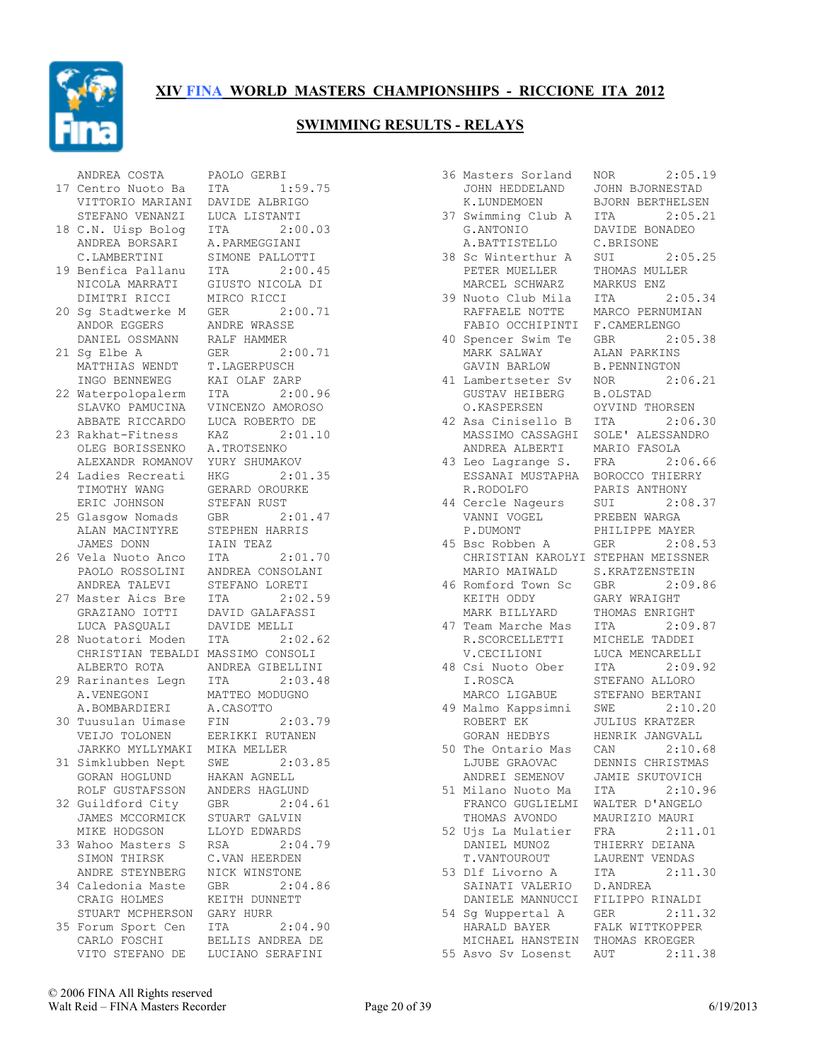# XIV FINA WORLD MASTERS CHAMPIONSHIPS - RICCIONE ITA 2012

## SWIMMING RESULTS - RELAYS

```
    ANDREA COSTA       PAOLO GERBI
 17 Centro Nuoto Ba    ITA        1:59.75
    VITTORIO MARIANI   DAVIDE ALBRIGO
    STEFANO VENANZI    LUCA LISTANTI
 18 C.N. Uisp Bolog    ITA        2:00.03
    ANDREA BORSARI     A.PARMEGGIANI
    C.LAMBERTINI       SIMONE PALLOTTI
 19 Benfica Pallanu    ITA        2:00.45
    NICOLA MARRATI     GIUSTO NICOLA DI
    DIMITRI RICCI      MIRCO RICCI
 20 Sg Stadtwerke M    GER        2:00.71
    ANDOR EGGERS       ANDRE WRASSE
    DANIEL OSSMANN     RALF HAMMER
 21 Sg Elbe A          GER        2:00.71
    MATTHIAS WENDT     T.LAGERPUSCH
    INGO BENNEWEG      KAI OLAF ZARP
 22 Waterpolopalerm    ITA        2:00.96
    SLAVKO PAMUCINA    VINCENZO AMOROSO
    ABBATE RICCARDO    LUCA ROBERTO DE
 23 Rakhat-Fitness     KAZ        2:01.10
    OLEG BORISSENKO    A.TROTSENKO
    ALEXANDR ROMANOV   YURY SHUMAKOV
 24 Ladies Recreati    HKG        2:01.35
    TIMOTHY WANG       GERARD OROURKE
    ERIC JOHNSON       STEFAN RUST
 25 Glasgow Nomads     GBR        2:01.47
    ALAN MACINTYRE     STEPHEN HARRIS
    JAMES DONN         IAIN TEAZ
 26 Vela Nuoto Anco    ITA        2:01.70
    PAOLO ROSSOLINI    ANDREA CONSOLANI
    ANDREA TALEVI      STEFANO LORETI
 27 Master Aics Bre    ITA        2:02.59
    GRAZIANO IOTTI     DAVID GALAFASSI
    LUCA PASQUALI      DAVIDE MELLI
 28 Nuotatori Moden    ITA        2:02.62
    CHRISTIAN TEBALDI  MASSIMO CONSOLI
    ALBERTO ROTA       ANDREA GIBELLINI
 29 Rarinantes Legn    ITA        2:03.48
    A.VENEGONI         MATTEO MODUGNO
    A.BOMBARDIERI      A.CASOTTO
 30 Tuusulan Uimase    FIN        2:03.79
    VEIJO TOLONEN      EERIKKI RUTANEN
    JARKKO MYLLYMAKI   MIKA MELLER
 31 Simklubben Nept    SWE        2:03.85
    GORAN HOGLUND      HAKAN AGNELL
    ROLF GUSTAFSSON    ANDERS HAGLUND
 32 Guildford City     GBR        2:04.61
    JAMES MCCORMICK    STUART GALVIN
    MIKE HODGSON       LLOYD EDWARDS
 33 Wahoo Masters S    RSA        2:04.79
    SIMON THIRSK       C.VAN HEERDEN
    ANDRE STEYNBERG    NICK WINSTONE
 34 Caledonia Maste    GBR        2:04.86
    CRAIG HOLMES       KEITH DUNNETT
    STUART MCPHERSON   GARY HURR
 35 Forum Sport Cen    ITA        2:04.90
    CARLO FOSCHI       BELLIS ANDREA DE
    VITO STEFANO DE    LUCIANO SERAFINI
 36 Masters Sorland    NOR        2:05.19
    JOHN HEDDELAND     JOHN BJORNESTAD
    K.LUNDEMOEN        BJORN BERTHELSEN
 37 Swimming Club A    ITA        2:05.21
    G.ANTONIO          DAVIDE BONADEO
    A.BATTISTELLO      C.BRISONE
 38 Sc Winterthur A    SUI        2:05.25
    PETER MUELLER      THOMAS MULLER
    MARCEL SCHWARZ     MARKUS ENZ
 39 Nuoto Club Mila    ITA        2:05.34
    RAFFAELE NOTTE     MARCO PERNUMIAN
    FABIO OCCHIPINTI   F.CAMERLENGO
 40 Spencer Swim Te    GBR        2:05.38
    MARK SALWAY        ALAN PARKINS
    GAVIN BARLOW       B.PENNINGTON
 41 Lambertseter Sv    NOR        2:06.21
    GUSTAV HEIBERG     B.OLSTAD
    O.KASPERSEN        OYVIND THORSEN
 42 Asa Cinisello B    ITA        2:06.30
    MASSIMO CASSAGHI   SOLE' ALESSANDRO
    ANDREA ALBERTI     MARIO FASOLA
 43 Leo Lagrange S.    FRA        2:06.66
    ESSANAI MUSTAPHA   BOROCCO THIERRY
    R.RODOLFO          PARIS ANTHONY
 44 Cercle Nageurs     SUI        2:08.37
    VANNI VOGEL        PREBEN WARGA
    P.DUMONT           PHILIPPE MAYER
 45 Bsc Robben A       GER        2:08.53
    CHRISTIAN KAROLYI  STEPHAN MEISSNER
    MARIO MAIWALD      S.KRATZENSTEIN
 46 Romford Town Sc    GBR        2:09.86
    KEITH ODDY         GARY WRAIGHT
    MARK BILLYARD      THOMAS ENRIGHT
 47 Team Marche Mas    ITA        2:09.87
    R.SCORCELLETTI     MICHELE TADDEI
    V.CECILIONI        LUCA MENCARELLI
 48 Csi Nuoto Ober     ITA        2:09.92
    I.ROSCA            STEFANO ALLORO
    MARCO LIGABUE      STEFANO BERTANI
 49 Malmo Kappsimni    SWE        2:10.20
    ROBERT EK          JULIUS KRATZER
    GORAN HEDBYS       HENRIK JANGVALL
 50 The Ontario Mas    CAN        2:10.68
    LJUBE GRAOVAC      DENNIS CHRISTMAS
    ANDREI SEMENOV     JAMIE SKUTOVICH
 51 Milano Nuoto Ma    ITA        2:10.96
    FRANCO GUGLIELMI   WALTER D'ANGELO
    THOMAS AVONDO      MAURIZIO MAURI
 52 Ujs La Mulatier    FRA        2:11.01
    DANIEL MUNOZ       THIERRY DEIANA
    T.VANTOUROUT       LAURENT VENDAS
 53 Dlf Livorno A      ITA        2:11.30
    SAINATI VALERIO    D.ANDREA
    DANIELE MANNUCCI   FILIPPO RINALDI
 54 Sg Wuppertal A     GER        2:11.32
    HARALD BAYER       FALK WITTKOPPER
    MICHAEL HANSTEIN   THOMAS KROEGER
 55 Asvo Sv Losenst    AUT        2:11.38
```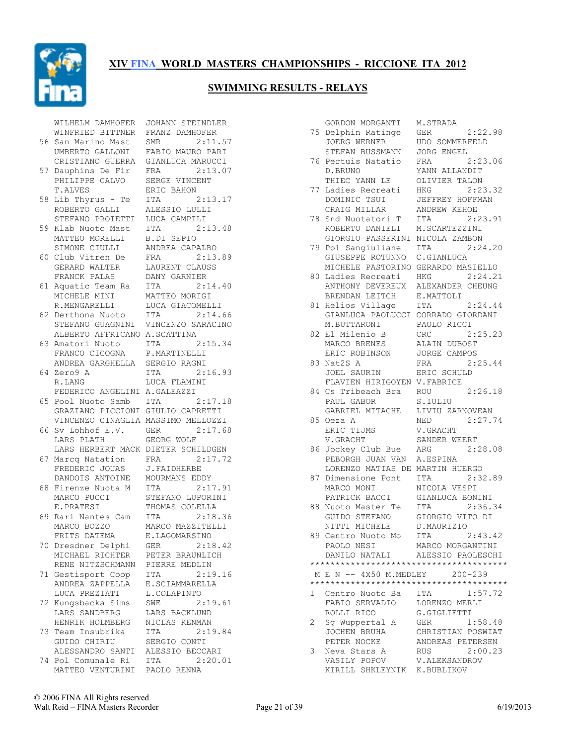# XIV FINA WORLD MASTERS CHAMPIONSHIPS - RICCIONE ITA 2012

## SWIMMING RESULTS - RELAYS

```
    WILHELM DAMHOFER  JOHANN STEINDLER
    WINFRIED BITTNER  FRANZ DAMHOFER
 56 San Marino Mast   SMR        2:11.57
    UMBERTO GALLONI   FABIO MAURO PARI
    CRISTIANO GUERRA  GIANLUCA MARUCCI
 57 Dauphins De Fir   FRA        2:13.07
    PHILIPPE CALVO    SERGE VINCENT
    T.ALVES           ERIC BAHON
 58 Lib Thyrus - Te   ITA        2:13.17
    ROBERTO GALLI     ALESSIO LULLI
    STEFANO PROIETTI  LUCA CAMPILI
 59 Klab Nuoto Mast   ITA        2:13.48
    MATTEO MORELLI    B.DI SEPIO
    SIMONE CIULLI     ANDREA CAPALBO
 60 Club Vitren De    FRA        2:13.89
    GERARD WALTER     LAURENT CLAUSS
    FRANCK PALAS      DANY GARNIER
 61 Aquatic Team Ra   ITA        2:14.40
    MICHELE MINI      MATTEO MORIGI
    R.MENGARELLI      LUCA GIACOMELLI
 62 Derthona Nuoto    ITA        2:14.66
    STEFANO GUAGNINI  VINCENZO SARACINO
    ALBERTO AFFRICANO A.SCATTINA
 63 Amatori Nuoto     ITA        2:15.34
    FRANCO CICOGNA    P.MARTINELLI
    ANDREA GARGHELLA  SERGIO RAGNI
 64 Zero9 A           ITA        2:16.93
    R.LANG            LUCA FLAMINI
    FEDERICO ANGELINI A.GALEAZZI
 65 Pool Nuoto Samb   ITA        2:17.18
    GRAZIANO PICCIONI GIULIO CAPRETTI
    VINCENZO CINAGLIA MASSIMO MELLOZZI
 66 Sv Lohhof E.V.    GER        2:17.68
    LARS PLATH        GEORG WOLF
    LARS HERBERT MACK DIETER SCHILDGEN
 67 Marcq Natation    FRA        2:17.72
    FREDERIC JOUAS    J.FAIDHERBE
    DANDOIS ANTOINE   MOURMANS EDDY
 68 Firenze Nuota M   ITA        2:17.91
    MARCO PUCCI       STEFANO LUPORINI
    E.PRATESI         THOMAS COLELLA
 69 Rari Nantes Cam   ITA        2:18.36
    MARCO BOZZO       MARCO MAZZITELLI
    FRITS DATEMA      E.LAGOMARSINO
 70 Dresdner Delphi   GER        2:18.42
    MICHAEL RICHTER   PETER BRAUNLICH
    RENE NITZSCHMANN  PIERRE MEDLIN
 71 Gestisport Coop   ITA        2:19.16
    ANDREA ZAPPELLA   E.SCIAMMARELLA
    LUCA PREZIATI     L.COLAPINTO
 72 Kungsbacka Sims   SWE        2:19.61
    LARS SANDBERG     LARS BACKLUND
    HENRIK HOLMBERG   NICLAS RENMAN
 73 Team Insubrika    ITA        2:19.84
    GUIDO CHIRIU      SERGIO CONTI
    ALESSANDRO SANTI  ALESSIO BECCARI
 74 Pol Comunale Ri   ITA        2:20.01
    MATTEO VENTURINI  PAOLO RENNA
    GORDON MORGANTI   M.STRADA
 75 Delphin Ratinge   GER        2:22.98
    JOERG WERNER      UDO SOMMERFELD
    STEFAN BUSSMANN   JORG ENGEL
 76 Pertuis Natatio   FRA        2:23.06
    D.BRUNO           YANN ALLANDIT
    THIEC YANN LE     OLIVIER TALON
 77 Ladies Recreati   HKG        2:23.32
    DOMINIC TSUI      JEFFREY HOFFMAN
    CRAIG MILLAR      ANDREW KEHOE
 78 Snd Nuotatori T   ITA        2:23.91
    ROBERTO DANIELI   M.SCARTEZZINI
    GIORGIO PASSERINI NICOLA ZAMBON
 79 Pol Sangiuliane   ITA        2:24.20
    GIUSEPPE ROTUNNO  C.GIANLUCA
    MICHELE PASTORINO GERARDO MASIELLO
 80 Ladies Recreati   HKG        2:24.21
    ANTHONY DEVEREUX  ALEXANDER CHEUNG
    BRENDAN LEITCH    E.MATTOLI
 81 Helios Village    ITA        2:24.44
    GIANLUCA PAOLUCCI CORRADO GIORDANI
    M.BUTTARONI       PAOLO RICCI
 82 El Milenio B      CRC        2:25.23
    MARCO BRENES      ALAIN DUBOST
    ERIC ROBINSON     JORGE CAMPOS
 83 Nat2S A           FRA        2:25.44
    JOEL SAURIN       ERIC SCHULD
    FLAVIEN HIRIGOYEN V.FABRICE
 84 Cs Tribeach Bra   ROU        2:26.18
    PAUL GABOR        S.IULIU
    GABRIEL MITACHE   LIVIU ZARNOVEAN
 85 Oeza A            NED        2:27.74
    ERIC TIJMS        V.GRACHT
    V.GRACHT          SANDER WEERT
 86 Jockey Club Bue   ARG        2:28.08
    PEBORGH JUAN VAN  A.ESPINA
    LORENZO MATIAS DE MARTIN HUERGO
 87 Dimensione Pont   ITA        2:32.89
    MARCO MONI        NICOLA VESPI
    PATRICK BACCI     GIANLUCA BONINI
 88 Nuoto Master Te   ITA        2:36.34
    GUIDO STEFANO     GIORGIO VITO DI
    NITTI MICHELE     D.MAURIZIO
 89 Centro Nuoto Mo   ITA        2:43.42
    PAOLO NESI        MARCO MORGANTINI
    DANILO NATALI     ALESSIO PAOLESCHI
***************************************
 M E N -- 4X50 M.MEDLEY      200-239
***************************************
1  Centro Nuoto Ba    ITA        1:57.72
   FABIO SERVADIO     LORENZO MERLI
   ROLLI RICO         G.GIGLIETTI
2  Sg Wuppertal A     GER        1:58.48
   JOCHEN BRUHA       CHRISTIAN POSWIAT
   PETER NOCKE        ANDREAS PETERSEN
3  Neva Stars A       RUS        2:00.23
   VASILY POPOV       V.ALEKSANDROV
   KIRILL SHKLEYNIK   K.BUBLIKOV
```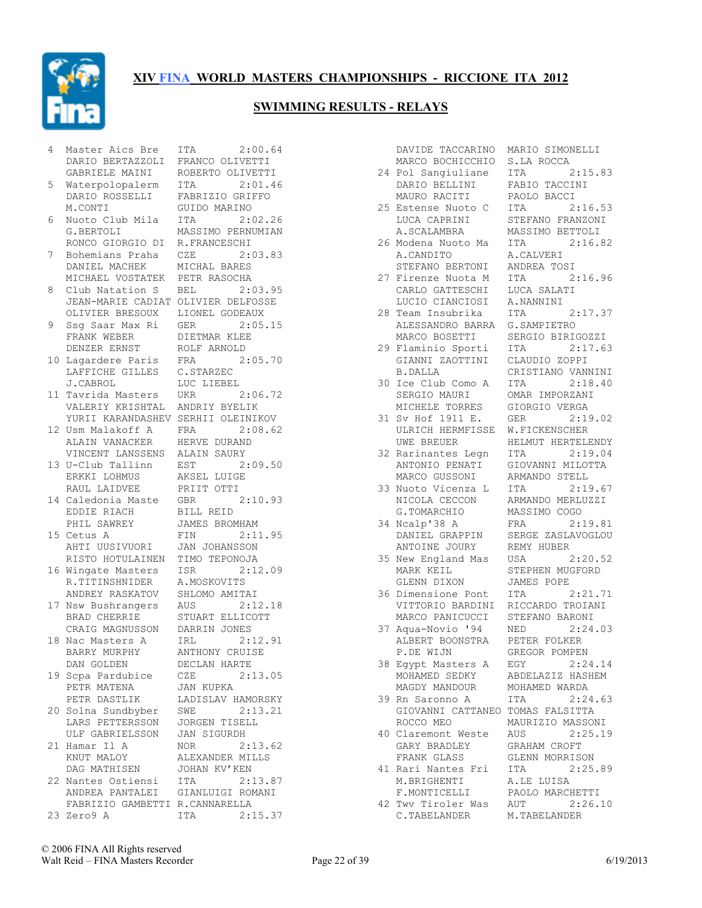# XIV FINA WORLD MASTERS CHAMPIONSHIPS - RICCIONE ITA 2012

## SWIMMING RESULTS - RELAYS

```
 4 Master Aics Bre    ITA         2:00.64
   DARIO BERTAZZOLI   FRANCO OLIVETTI
   GABRIELE MAINI     ROBERTO OLIVETTI
 5 Waterpolopalerm    ITA         2:01.46
   DARIO ROSSELLI     FABRIZIO GRIFFO
   M.CONTI            GUIDO MARINO
 6 Nuoto Club Mila    ITA         2:02.26
   G.BERTOLI          MASSIMO PERNUMIAN
   RONCO GIORGIO DI   R.FRANCESCHI
 7 Bohemians Praha    CZE         2:03.83
   DANIEL MACHEK      MICHAL BARES
   MICHAEL VOSTATEK   PETR RASOCHA
 8 Club Natation S    BEL         2:03.95
   JEAN-MARIE CADIAT  OLIVIER DELFOSSE
   OLIVIER BRESOUX    LIONEL GODEAUX
 9 Ssg Saar Max Ri    GER         2:05.15
   FRANK WEBER        DIETMAR KLEE
   DENZER ERNST       ROLF ARNOLD
10 Lagardere Paris    FRA         2:05.70
   LAFFICHE GILLES    C.STARZEC
   J.CABROL           LUC LIEBEL
11 Tavrida Masters    UKR         2:06.72
   VALERIY KRISHTAL   ANDRIY BYELIK
   YURII KARANDASHEV  SERHII OLEINIKOV
12 Usm Malakoff A     FRA         2:08.62
   ALAIN VANACKER     HERVE DURAND
   VINCENT LANSSENS   ALAIN SAURY
13 U-Club Tallinn     EST         2:09.50
   ERKKI LOHMUS       AKSEL LUIGE
   RAUL LAIDVEE       PRIIT OTTI
14 Caledonia Maste    GBR         2:10.93
   EDDIE RIACH        BILL REID
   PHIL SAWREY        JAMES BROMHAM
15 Cetus A            FIN         2:11.95
   AHTI UUSIVUORI     JAN JOHANSSON
   RISTO HOTULAINEN   TIMO TEPONOJA
16 Wingate Masters    ISR         2:12.09
   R.TITINSHNIDER     A.MOSKOVITS
   ANDREY RASKATOV    SHLOMO AMITAI
17 Nsw Bushrangers    AUS         2:12.18
   BRAD CHERRIE       STUART ELLICOTT
   CRAIG MAGNUSSON    DARRIN JONES
18 Nac Masters A      IRL         2:12.91
   BARRY MURPHY       ANTHONY CRUISE
   DAN GOLDEN         DECLAN HARTE
19 Scpa Pardubice     CZE         2:13.05
   PETR MATENA        JAN KUPKA
   PETR DASTLIK       LADISLAV HAMORSKY
20 Solna Sundbyber    SWE         2:13.21
   LARS PETTERSSON    JORGEN TISELL
   ULF GABRIELSSON    JAN SIGURDH
21 Hamar Il A         NOR         2:13.62
   KNUT MALOY         ALEXANDER MILLS
   DAG MATHISEN       JOHAN KV'KEN
22 Nantes Ostiensi    ITA         2:13.87
   ANDREA PANTALEI    GIANLUIGI ROMANI
   FABRIZIO GAMBETTI  R.CANNARELLA
23 Zero9 A            ITA         2:15.37
   DAVIDE TACCARINO   MARIO SIMONELLI
   MARCO BOCHICCHIO   S.LA ROCCA
24 Pol Sangiuliane    ITA         2:15.83
   DARIO BELLINI      FABIO TACCINI
   MAURO RACITI       PAOLO BACCI
25 Estense Nuoto C    ITA         2:16.53
   LUCA CAPRINI       STEFANO FRANZONI
   A.SCALAMBRA        MASSIMO BETTOLI
26 Modena Nuoto Ma    ITA         2:16.82
   A.CANDITO          A.CALVERI
   STEFANO BERTONI    ANDREA TOSI
27 Firenze Nuota M    ITA         2:16.96
   CARLO GATTESCHI    LUCA SALATI
   LUCIO CIANCIOSI    A.NANNINI
28 Team Insubrika     ITA         2:17.37
   ALESSANDRO BARRA   G.SAMPIETRO
   MARCO BOSETTI      SERGIO BIRIGOZZI
29 Flaminio Sporti    ITA         2:17.63
   GIANNI ZAOTTINI    CLAUDIO ZOPPI
   B.DALLA            CRISTIANO VANNINI
30 Ice Club Como A    ITA         2:18.40
   SERGIO MAURI       OMAR IMPORZANI
   MICHELE TORRES     GIORGIO VERGA
31 Sv Hof 1911 E.     GER         2:19.02
   ULRICH HERMFISSE   W.FICKENSCHER
   UWE BREUER         HELMUT HERTELENDY
32 Rarinantes Legn    ITA         2:19.04
   ANTONIO PENATI     GIOVANNI MILOTTA
   MARCO GUSSONI      ARMANDO STELL
33 Nuoto Vicenza L    ITA         2:19.67
   NICOLA CECCON      ARMANDO MERLUZZI
   G.TOMARCHIO        MASSIMO COGO
34 Ncalp'38 A         FRA         2:19.81
   DANIEL GRAPPIN     SERGE ZASLAVOGLOU
   ANTOINE JOURY      REMY HUBER
35 New England Mas    USA         2:20.52
   MARK KEIL          STEPHEN MUGFORD
   GLENN DIXON        JAMES POPE
36 Dimensione Pont    ITA         2:21.71
   VITTORIO BARDINI   RICCARDO TROIANI
   MARCO PANICUCCI    STEFANO BARONI
37 Aqua-Novio '94     NED         2:24.03
   ALBERT BOONSTRA    PETER FOLKER
   P.DE WIJN          GREGOR POMPEN
38 Egypt Masters A    EGY         2:24.14
   MOHAMED SEDKY      ABDELAZIZ HASHEM
   MAGDY MANDOUR      MOHAMED WARDA
39 Rn Saronno A       ITA         2:24.63
   GIOVANNI CATTANEO  TOMAS FALSITTA
   ROCCO MEO          MAURIZIO MASSONI
40 Claremont Weste    AUS         2:25.19
   GARY BRADLEY       GRAHAM CROFT
   FRANK GLASS        GLENN MORRISON
41 Rari Nantes Fri    ITA         2:25.89
   M.BRIGHENTI        A.LE LUISA
   F.MONTICELLI       PAOLO MARCHETTI
42 Twv Tiroler Was    AUT         2:26.10
   C.TABELANDER       M.TABELANDER
```

© 2006 FINA All Rights reserved
Walt Reid – FINA Masters Recorder 6/19/2013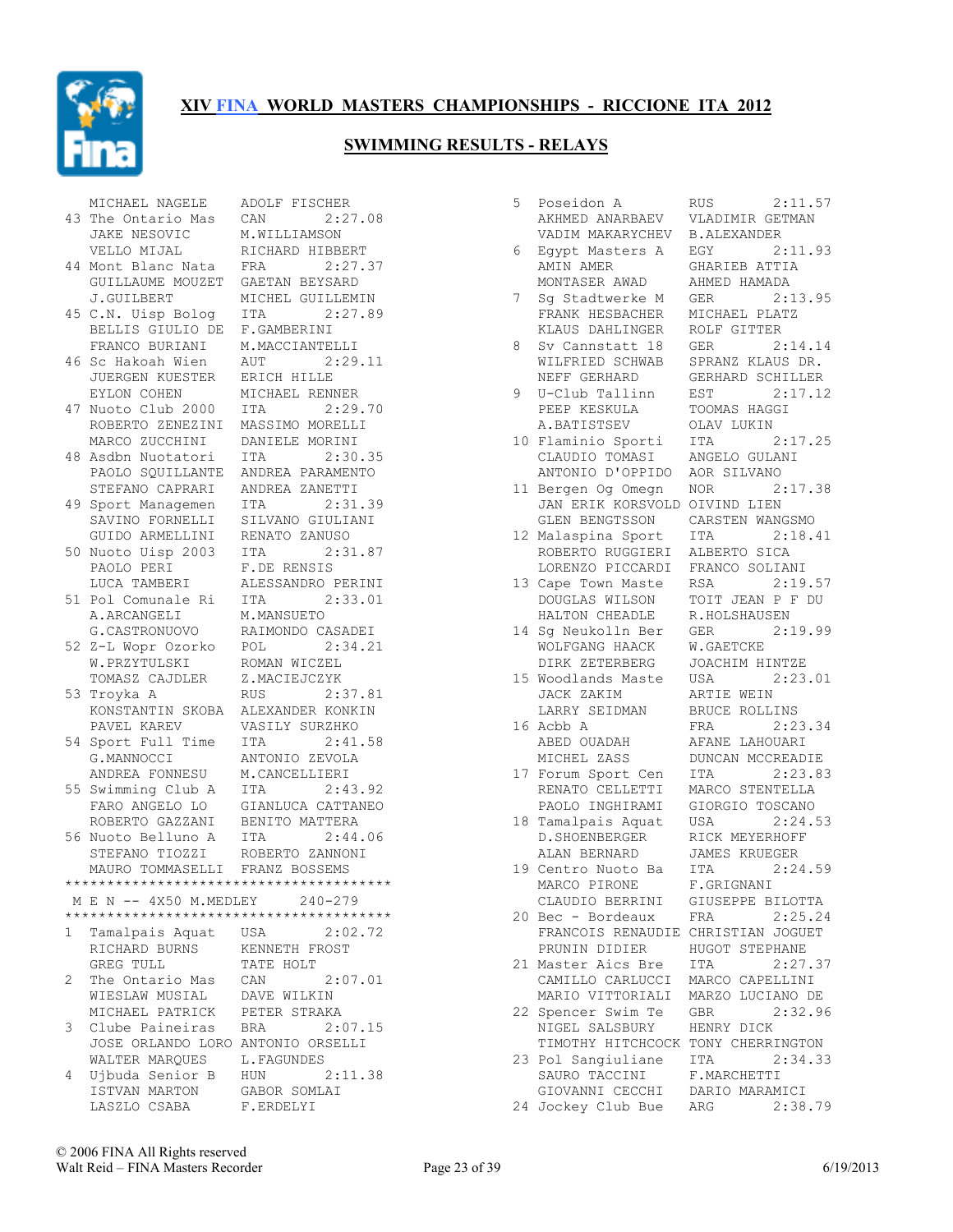# XIV FINA WORLD MASTERS CHAMPIONSHIPS - RICCIONE ITA 2012

## SWIMMING RESULTS - RELAYS

```
   MICHAEL NAGELE      ADOLF FISCHER
43 The Ontario Mas     CAN         2:27.08
   JAKE NESOVIC        M.WILLIAMSON
   VELLO MIJAL         RICHARD HIBBERT
44 Mont Blanc Nata     FRA         2:27.37
   GUILLAUME MOUZET    GAETAN BEYSARD
   J.GUILBERT          MICHEL GUILLEMIN
45 C.N. Uisp Bolog     ITA         2:27.89
   BELLIS GIULIO DE    F.GAMBERINI
   FRANCO BURIANI      M.MACCIANTELLI
46 Sc Hakoah Wien      AUT         2:29.11
   JUERGEN KUESTER     ERICH HILLE
   EYLON COHEN         MICHAEL RENNER
47 Nuoto Club 2000     ITA         2:29.70
   ROBERTO ZENEZINI    MASSIMO MORELLI
   MARCO ZUCCHINI      DANIELE MORINI
48 Asdbn Nuotatori     ITA         2:30.35
   PAOLO SQUILLANTE    ANDREA PARAMENTO
   STEFANO CAPRARI     ANDREA ZANETTI
49 Sport Managemen     ITA         2:31.39
   SAVINO FORNELLI     SILVANO GIULIANI
   GUIDO ARMELLINI     RENATO ZANUSO
50 Nuoto Uisp 2003     ITA         2:31.87
   PAOLO PERI          F.DE RENSIS
   LUCA TAMBERI        ALESSANDRO PERINI
51 Pol Comunale Ri     ITA         2:33.01
   A.ARCANGELI         M.MANSUETO
   G.CASTRONUOVO       RAIMONDO CASADEI
52 Z-L Wopr Ozorko     POL         2:34.21
   W.PRZYTULSKI        ROMAN WICZEL
   TOMASZ CAJDLER      Z.MACIEJCZYK
53 Troyka A            RUS         2:37.81
   KONSTANTIN SKOBA    ALEXANDER KONKIN
   PAVEL KAREV         VASILY SURZHKO
54 Sport Full Time     ITA         2:41.58
   G.MANNOCCI          ANTONIO ZEVOLA
   ANDREA FONNESU      M.CANCELLIERI
55 Swimming Club A     ITA         2:43.92
   FARO ANGELO LO      GIANLUCA CATTANEO
   ROBERTO GAZZANI     BENITO MATTERA
56 Nuoto Belluno A     ITA         2:44.06
   STEFANO TIOZZI      ROBERTO ZANNONI
   MAURO TOMMASELLI    FRANZ BOSSEMS
****************************************
 M E N -- 4X50 M.MEDLEY      240-279
****************************************
1  Tamalpais Aquat     USA         2:02.72
   RICHARD BURNS       KENNETH FROST
   GREG TULL           TATE HOLT
2  The Ontario Mas     CAN         2:07.01
   WIESLAW MUSIAL      DAVE WILKIN
   MICHAEL PATRICK     PETER STRAKA
3  Clube Paineiras     BRA         2:07.15
   JOSE ORLANDO LORO   ANTONIO ORSELLI
   WALTER MARQUES      L.FAGUNDES
4  Ujbuda Senior B     HUN         2:11.38
   ISTVAN MARTON       GABOR SOMLAI
   LASZLO CSABA        F.ERDELYI
5  Poseidon A          RUS         2:11.57
   AKHMED ANARBAEV     VLADIMIR GETMAN
   VADIM MAKARYCHEV    B.ALEXANDER
6  Egypt Masters A     EGY         2:11.93
   AMIN AMER           GHARIEB ATTIA
   MONTASER AWAD       AHMED HAMADA
7  Sg Stadtwerke M     GER         2:13.95
   FRANK HESBACHER     MICHAEL PLATZ
   KLAUS DAHLINGER     ROLF GITTER
8  Sv Cannstatt 18     GER         2:14.14
   WILFRIED SCHWAB     SPRANZ KLAUS DR.
   NEFF GERHARD        GERHARD SCHILLER
9  U-Club Tallinn      EST         2:17.12
   PEEP KESKULA        TOOMAS HAGGI
   A.BATISTSEV         OLAV LUKIN
10 Flaminio Sporti     ITA         2:17.25
   CLAUDIO TOMASI      ANGELO GULANI
   ANTONIO D'OPPIDO    AOR SILVANO
11 Bergen Og Omegn     NOR         2:17.38
   JAN ERIK KORSVOLD   OIVIND LIEN
   GLEN BENGTSSON      CARSTEN WANGSMO
12 Malaspina Sport     ITA         2:18.41
   ROBERTO RUGGIERI    ALBERTO SICA
   LORENZO PICCARDI    FRANCO SOLIANI
13 Cape Town Maste     RSA         2:19.57
   DOUGLAS WILSON      TOIT JEAN P F DU
   HALTON CHEADLE      R.HOLSHAUSEN
14 Sg Neukolln Ber     GER         2:19.99
   WOLFGANG HAACK      W.GAETCKE
   DIRK ZETERBERG      JOACHIM HINTZE
15 Woodlands Maste     USA         2:23.01
   JACK ZAKIM          ARTIE WEIN
   LARRY SEIDMAN       BRUCE ROLLINS
16 Acbb A              FRA         2:23.34
   ABED OUADAH         AFANE LAHOUARI
   MICHEL ZASS         DUNCAN MCCREADIE
17 Forum Sport Cen     ITA         2:23.83
   RENATO CELLETTI     MARCO STENTELLA
   PAOLO INGHIRAMI     GIORGIO TOSCANO
18 Tamalpais Aquat     USA         2:24.53
   D.SHOENBERGER       RICK MEYERHOFF
   ALAN BERNARD        JAMES KRUEGER
19 Centro Nuoto Ba     ITA         2:24.59
   MARCO PIRONE        F.GRIGNANI
   CLAUDIO BERRINI     GIUSEPPE BILOTTA
20 Bec - Bordeaux      FRA         2:25.24
   FRANCOIS RENAUDIE   CHRISTIAN JOGUET
   PRUNIN DIDIER       HUGOT STEPHANE
21 Master Aics Bre     ITA         2:27.37
   CAMILLO CARLUCCI    MARCO CAPELLINI
   MARIO VITTORIALI    MARZO LUCIANO DE
22 Spencer Swim Te     GBR         2:32.96
   NIGEL SALSBURY      HENRY DICK
   TIMOTHY HITCHCOCK   TONY CHERRINGTON
23 Pol Sangiuliane     ITA         2:34.33
   SAURO TACCINI       F.MARCHETTI
   GIOVANNI CECCHI     DARIO MARAMICI
24 Jockey Club Bue     ARG         2:38.79
```

© 2006 FINA All Rights reserved
Walt Reid – FINA Masters Recorder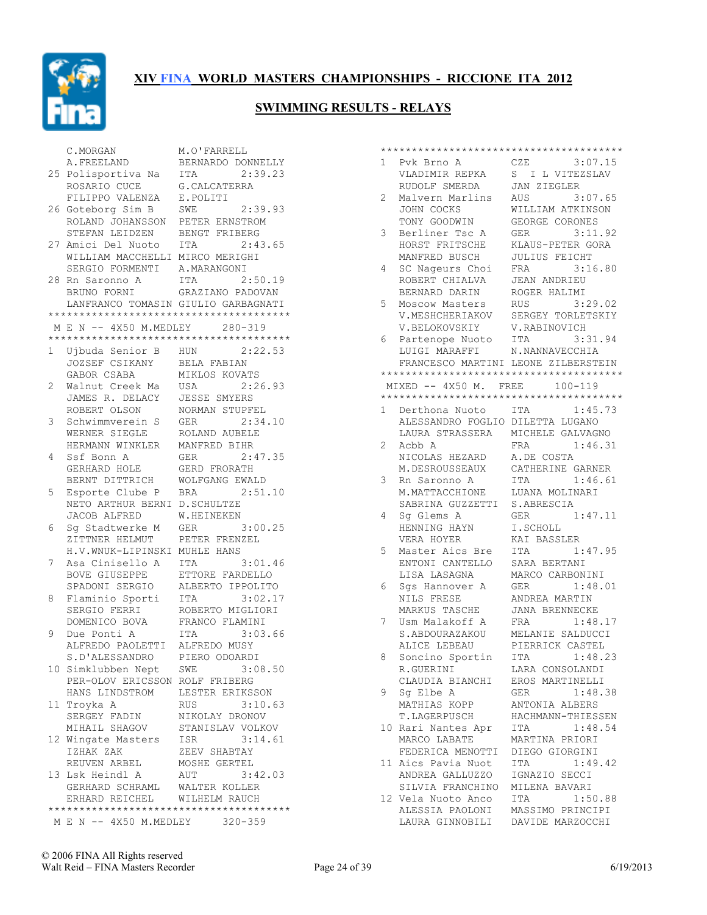# XIV FINA WORLD MASTERS CHAMPIONSHIPS - RICCIONE ITA 2012

## SWIMMING RESULTS - RELAYS

```
    C.MORGAN            M.O'FARRELL
    A.FREELAND          BERNARDO DONNELLY
 25 Polisportiva Na     ITA         2:39.23
    ROSARIO CUCE        G.CALCATERRA
    FILIPPO VALENZA     E.POLITI
 26 Goteborg Sim B      SWE         2:39.93
    ROLAND JOHANSSON    PETER ERNSTROM
    STEFAN LEIDZEN      BENGT FRIBERG
 27 Amici Del Nuoto     ITA         2:43.65
    WILLIAM MACCHELLI   MIRCO MERIGHI
    SERGIO FORMENTI     A.MARANGONI
 28 Rn Saronno A        ITA         2:50.19
    BRUNO FORNI         GRAZIANO PADOVAN
    LANFRANCO TOMASIN   GIULIO GARBAGNATI
***************************************
 M E N -- 4X50 M.MEDLEY      280-319
***************************************
 1  Ujbuda Senior B     HUN         2:22.53
    JOZSEF CSIKANY      BELA FABIAN
    GABOR CSABA         MIKLOS KOVATS
 2  Walnut Creek Ma     USA         2:26.93
    JAMES R. DELACY     JESSE SMYERS
    ROBERT OLSON        NORMAN STUPFEL
 3  Schwimmverein S     GER         2:34.10
    WERNER SIEGLE       ROLAND AUBELE
    HERMANN WINKLER     MANFRED BIHR
 4  Ssf Bonn A          GER         2:47.35
    GERHARD HOLE        GERD FRORATH
    BERNT DITTRICH      WOLFGANG EWALD
 5  Esporte Clube P     BRA         2:51.10
    NETO ARTHUR BERNI   D.SCHULTZE
    JACOB ALFRED        W.HEINEKEN
 6  Sg Stadtwerke M     GER         3:00.25
    ZITTNER HELMUT      PETER FRENZEL
    H.V.WNUK-LIPINSKI   MUHLE HANS
 7  Asa Cinisello A     ITA         3:01.46
    BOVE GIUSEPPE       ETTORE FARDELLO
    SPADONI SERGIO      ALBERTO IPPOLITO
 8  Flaminio Sporti     ITA         3:02.17
    SERGIO FERRI        ROBERTO MIGLIORI
    DOMENICO BOVA       FRANCO FLAMINI
 9  Due Ponti A         ITA         3:03.66
    ALFREDO PAOLETTI    ALFREDO MUSY
    S.D'ALESSANDRO      PIERO ODOARDI
 10 Simklubben Nept     SWE         3:08.50
    PER-OLOV ERICSSON   ROLF FRIBERG
    HANS LINDSTROM      LESTER ERIKSSON
 11 Troyka A            RUS         3:10.63
    SERGEY FADIN        NIKOLAY DRONOV
    MIHAIL SHAGOV       STANISLAV VOLKOV
 12 Wingate Masters     ISR         3:14.61
    IZHAK ZAK           ZEEV SHABTAY
    REUVEN ARBEL        MOSHE GERTEL
 13 Lsk Heindl A        AUT         3:42.03
    GERHARD SCHRAML     WALTER KOLLER
    ERHARD REICHEL      WILHELM RAUCH
***************************************
 M E N -- 4X50 M.MEDLEY      320-359
***************************************
 1  Pvk Brno A          CZE         3:07.15
    VLADIMIR REPKA      S  I L VITEZSLAV
    RUDOLF SMERDA       JAN ZIEGLER
 2  Malvern Marlins     AUS         3:07.65
    JOHN COCKS          WILLIAM ATKINSON
    TONY GOODWIN        GEORGE CORONES
 3  Berliner Tsc A      GER         3:11.92
    HORST FRITSCHE      KLAUS-PETER GORA
    MANFRED BUSCH       JULIUS FEICHT
 4  SC Nageurs Choi     FRA         3:16.80
    ROBERT CHIALVA      JEAN ANDRIEU
    BERNARD DARIN       ROGER HALIMI
 5  Moscow Masters      RUS         3:29.02
    V.MESHCHERIAKOV     SERGEY TORLETSKIY
    V.BELOKOVSKIY       V.RABINOVICH
 6  Partenope Nuoto     ITA         3:31.94
    LUIGI MARAFFI       N.NANNAVECCHIA
    FRANCESCO MARTINI   LEONE ZILBERSTEIN
***************************************
 MIXED -- 4X50 M.  FREE      100-119
***************************************
 1  Derthona Nuoto      ITA         1:45.73
    ALESSANDRO FOGLIO   DILETTA LUGANO
    LAURA STRASSERA     MICHELE GALVAGNO
 2  Acbb A              FRA         1:46.31
    NICOLAS HEZARD      A.DE COSTA
    M.DESROUSSEAUX      CATHERINE GARNER
 3  Rn Saronno A        ITA         1:46.61
    M.MATTACCHIONE      LUANA MOLINARI
    SABRINA GUZZETTI    S.ABRESCIA
 4  Sg Glems A          GER         1:47.11
    HENNING HAYN        I.SCHOLL
    VERA HOYER          KAI BASSLER
 5  Master Aics Bre     ITA         1:47.95
    ENTONI CANTELLO     SARA BERTANI
    LISA LASAGNA        MARCO CARBONINI
 6  Sgs Hannover A      GER         1:48.01
    NILS FRESE          ANDREA MARTIN
    MARKUS TASCHE       JANA BRENNECKE
 7  Usm Malakoff A      FRA         1:48.17
    S.ABDOURAZAKOU      MELANIE SALDUCCI
    ALICE LEBEAU        PIERRICK CASTEL
 8  Soncino Sportin     ITA         1:48.23
    R.GUERINI           LARA CONSOLANDI
    CLAUDIA BIANCHI     EROS MARTINELLI
 9  Sg Elbe A           GER         1:48.38
    MATHIAS KOPP        ANTONIA ALBERS
    T.LAGERPUSCH        HACHMANN-THIESSEN
 10 Rari Nantes Apr     ITA         1:48.54
    MARCO LABATE        MARTINA PRIORI
    FEDERICA MENOTTI    DIEGO GIORGINI
 11 Aics Pavia Nuot     ITA         1:49.42
    ANDREA GALLUZZO     IGNAZIO SECCI
    SILVIA FRANCHINO    MILENA BAVARI
 12 Vela Nuoto Anco     ITA         1:50.88
    ALESSIA PAOLONI     MASSIMO PRINCIPI
    LAURA GINNOBILI     DAVIDE MARZOCCHI
```

© 2006 FINA All Rights reserved
Walt Reid – FINA Masters Recorder    6/19/2013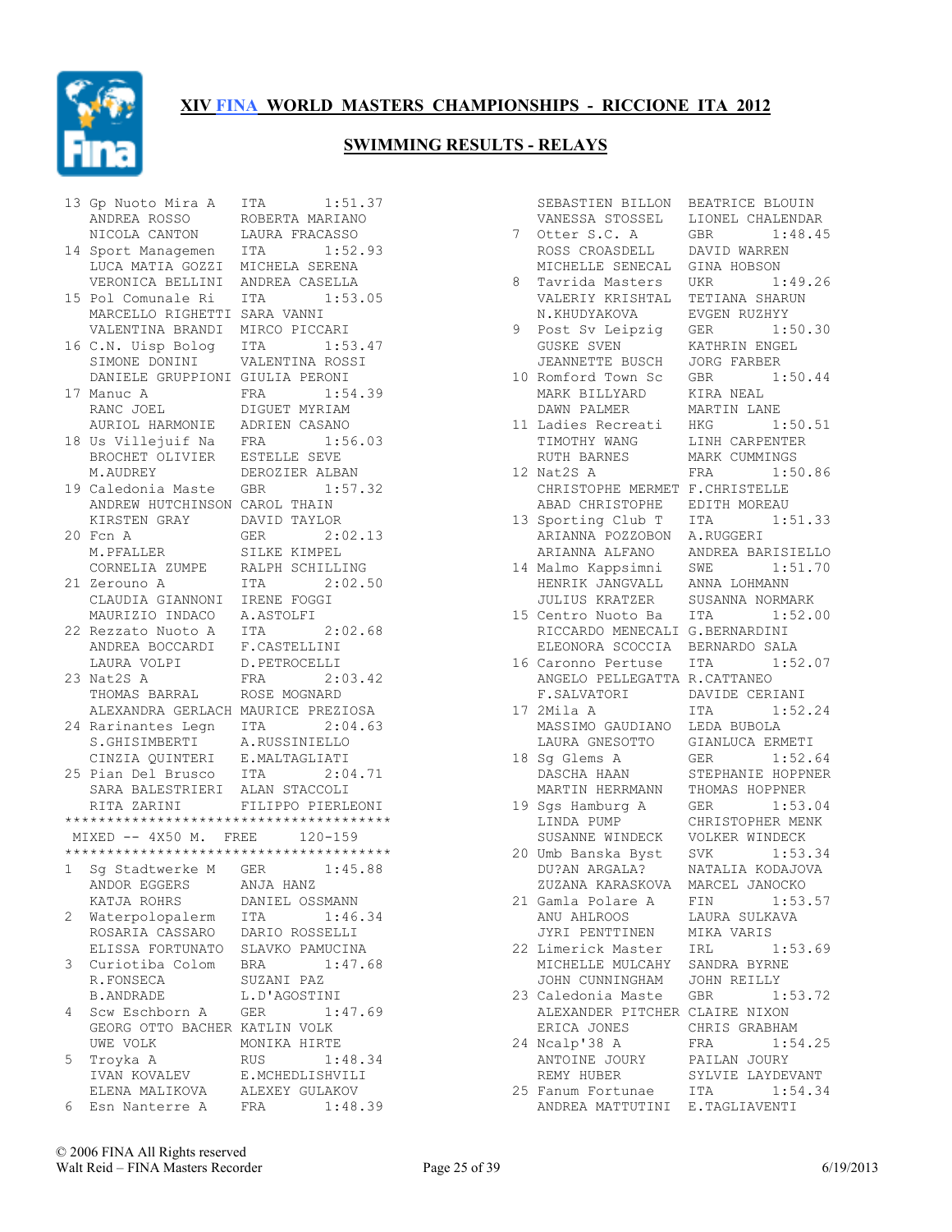## XIV FINA WORLD MASTERS CHAMPIONSHIPS - RICCIONE ITA 2012

### SWIMMING RESULTS - RELAYS

```
13 Gp Nuoto Mira A    ITA        1:51.37
   ANDREA ROSSO       ROBERTA MARIANO
   NICOLA CANTON      LAURA FRACASSO
14 Sport Managemen    ITA        1:52.93
   LUCA MATIA GOZZI   MICHELA SERENA
   VERONICA BELLINI   ANDREA CASELLA
15 Pol Comunale Ri    ITA        1:53.05
   MARCELLO RIGHETTI  SARA VANNI
   VALENTINA BRANDI   MIRCO PICCARI
16 C.N. Uisp Bolog    ITA        1:53.47
   SIMONE DONINI      VALENTINA ROSSI
   DANIELE GRUPPIONI  GIULIA PERONI
17 Manuc A            FRA        1:54.39
   RANC JOEL          DIGUET MYRIAM
   AURIOL HARMONIE    ADRIEN CASANO
18 Us Villejuif Na    FRA        1:56.03
   BROCHET OLIVIER    ESTELLE SEVE
   M.AUDREY           DEROZIER ALBAN
19 Caledonia Maste    GBR        1:57.32
   ANDREW HUTCHINSON  CAROL THAIN
   KIRSTEN GRAY       DAVID TAYLOR
20 Fcn A              GER        2:02.13
   M.PFALLER          SILKE KIMPEL
   CORNELIA ZUMPE     RALPH SCHILLING
21 Zerouno A          ITA        2:02.50
   CLAUDIA GIANNONI   IRENE FOGGI
   MAURIZIO INDACO    A.ASTOLFI
22 Rezzato Nuoto A    ITA        2:02.68
   ANDREA BOCCARDI    F.CASTELLINI
   LAURA VOLPI        D.PETROCELLI
23 Nat2S A            FRA        2:03.42
   THOMAS BARRAL      ROSE MOGNARD
   ALEXANDRA GERLACH  MAURICE PREZIOSA
24 Rarinantes Legn    ITA        2:04.63
   S.GHISIMBERTI      A.RUSSINIELLO
   CINZIA QUINTERI    E.MALTAGLIATI
25 Pian Del Brusco    ITA        2:04.71
   SARA BALESTRIERI   ALAN STACCOLI
   RITA ZARINI        FILIPPO PIERLEONI
***************************************
 MIXED -- 4X50 M.  FREE     120-159
***************************************
1  Sg Stadtwerke M    GER        1:45.88
   ANDOR EGGERS       ANJA HANZ
   KATJA ROHRS        DANIEL OSSMANN
2  Waterpolopalerm    ITA        1:46.34
   ROSARIA CASSARO    DARIO ROSSELLI
   ELISSA FORTUNATO   SLAVKO PAMUCINA
3  Curiotiba Colom    BRA        1:47.68
   R.FONSECA          SUZANI PAZ
   B.ANDRADE          L.D'AGOSTINI
4  Scw Eschborn A     GER        1:47.69
   GEORG OTTO BACHER  KATLIN VOLK
   UWE VOLK           MONIKA HIRTE
5  Troyka A           RUS        1:48.34
   IVAN KOVALEV       E.MCHEDLISHVILI
   ELENA MALIKOVA     ALEXEY GULAKOV
6  Esn Nanterre A     FRA        1:48.39
   SEBASTIEN BILLON   BEATRICE BLOUIN
   VANESSA STOSSEL    LIONEL CHALENDAR
7  Otter S.C. A       GBR        1:48.45
   ROSS CROASDELL     DAVID WARREN
   MICHELLE SENECAL   GINA HOBSON
8  Tavrida Masters    UKR        1:49.26
   VALERIY KRISHTAL   TETIANA SHARUN
   N.KHUDYAKOVA       EVGEN RUZHYY
9  Post Sv Leipzig    GER        1:50.30
   GUSKE SVEN         KATHRIN ENGEL
   JEANNETTE BUSCH    JORG FARBER
10 Romford Town Sc    GBR        1:50.44
   MARK BILLYARD      KIRA NEAL
   DAWN PALMER        MARTIN LANE
11 Ladies Recreati    HKG        1:50.51
   TIMOTHY WANG       LINH CARPENTER
   RUTH BARNES        MARK CUMMINGS
12 Nat2S A            FRA        1:50.86
   CHRISTOPHE MERMET  F.CHRISTELLE
   ABAD CHRISTOPHE    EDITH MOREAU
13 Sporting Club T    ITA        1:51.33
   ARIANNA POZZOBON   A.RUGGERI
   ARIANNA ALFANO     ANDREA BARISIELLO
14 Malmo Kappsimni    SWE        1:51.70
   HENRIK JANGVALL    ANNA LOHMANN
   JULIUS KRATZER     SUSANNA NORMARK
15 Centro Nuoto Ba    ITA        1:52.00
   RICCARDO MENECALI  G.BERNARDINI
   ELEONORA SCOCCIA   BERNARDO SALA
16 Caronno Pertuse    ITA        1:52.07
   ANGELO PELLEGATTA  R.CATTANEO
   F.SALVATORI        DAVIDE CERIANI
17 2Mila A            ITA        1:52.24
   MASSIMO GAUDIANO   LEDA BUBOLA
   LAURA GNESOTTO     GIANLUCA ERMETI
18 Sg Glems A         GER        1:52.64
   DASCHA HAAN        STEPHANIE HOPPNER
   MARTIN HERRMANN    THOMAS HOPPNER
19 Sgs Hamburg A      GER        1:53.04
   LINDA PUMP         CHRISTOPHER MENK
   SUSANNE WINDECK    VOLKER WINDECK
20 Umb Banska Byst    SVK        1:53.34
   DU?AN ARGALA?      NATALIA KODAJOVA
   ZUZANA KARASKOVA   MARCEL JANOCKO
21 Gamla Polare A     FIN        1:53.57
   ANU AHLROOS        LAURA SULKAVA
   JYRI PENTTINEN     MIKA VARIS
22 Limerick Master    IRL        1:53.69
   MICHELLE MULCAHY   SANDRA BYRNE
   JOHN CUNNINGHAM    JOHN REILLY
23 Caledonia Maste    GBR        1:53.72
   ALEXANDER PITCHER  CLAIRE NIXON
   ERICA JONES        CHRIS GRABHAM
24 Ncalp'38 A         FRA        1:54.25
   ANTOINE JOURY      PAILAN JOURY
   REMY HUBER         SYLVIE LAYDEVANT
25 Fanum Fortunae     ITA        1:54.34
   ANDREA MATTUTINI   E.TAGLIAVENTI
```

© 2006 FINA All Rights reserved
Walt Reid – FINA Masters Recorder 6/19/2013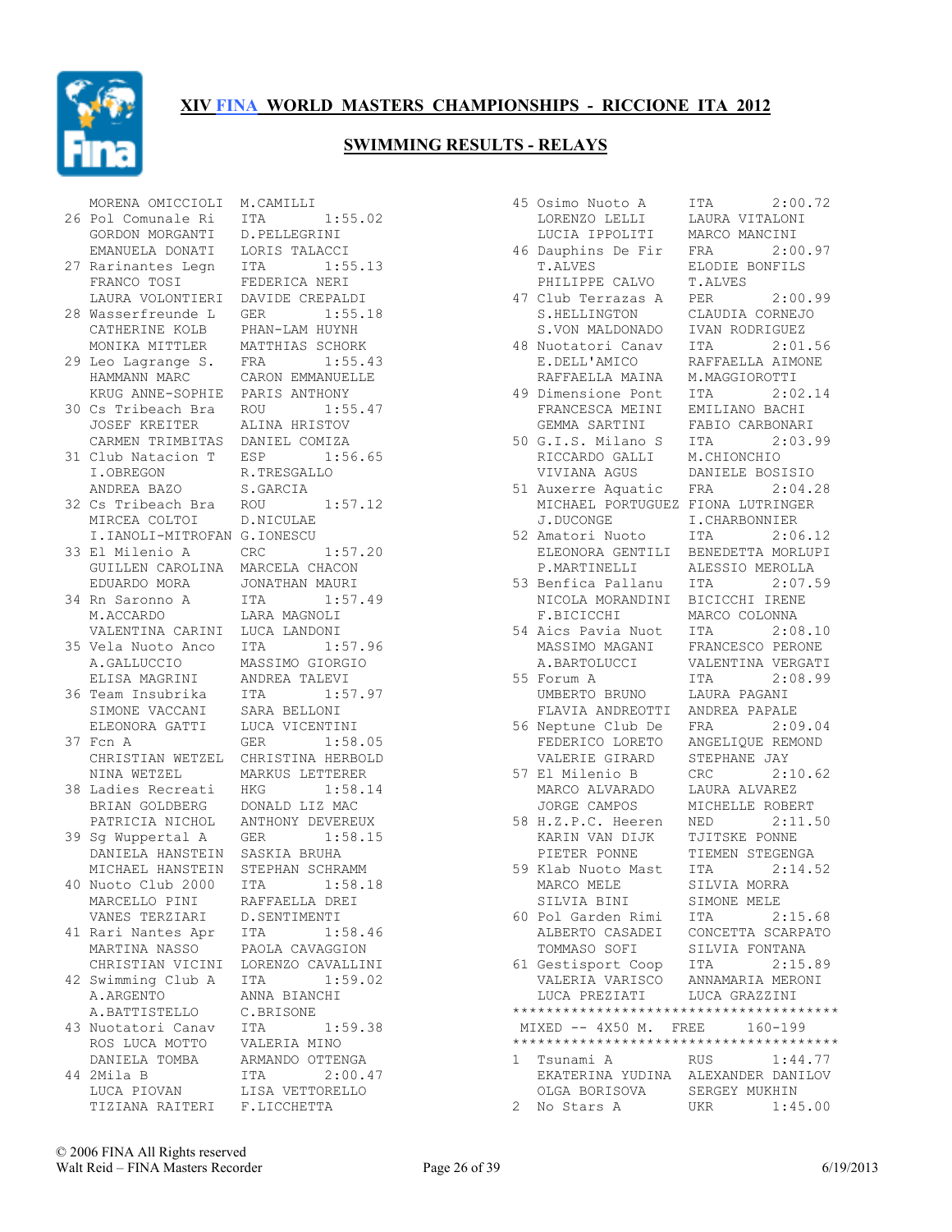# XIV FINA WORLD MASTERS CHAMPIONSHIPS - RICCIONE ITA 2012

## SWIMMING RESULTS - RELAYS

```
    MORENA OMICCIOLI  M.CAMILLI
 26 Pol Comunale Ri   ITA        1:55.02
    GORDON MORGANTI   D.PELLEGRINI
    EMANUELA DONATI   LORIS TALACCI
 27 Rarinantes Legn   ITA        1:55.13
    FRANCO TOSI       FEDERICA NERI
    LAURA VOLONTIERI  DAVIDE CREPALDI
 28 Wasserfreunde L   GER        1:55.18
    CATHERINE KOLB    PHAN-LAM HUYNH
    MONIKA MITTLER    MATTHIAS SCHORK
 29 Leo Lagrange S.   FRA        1:55.43
    HAMMANN MARC      CARON EMMANUELLE
    KRUG ANNE-SOPHIE  PARIS ANTHONY
 30 Cs Tribeach Bra   ROU        1:55.47
    JOSEF KREITER     ALINA HRISTOV
    CARMEN TRIMBITAS  DANIEL COMIZA
 31 Club Natacion T   ESP        1:56.65
    I.OBREGON         R.TRESGALLO
    ANDREA BAZO       S.GARCIA
 32 Cs Tribeach Bra   ROU        1:57.12
    MIRCEA COLTOI     D.NICULAE
    I.IANOLI-MITROFAN G.IONESCU
 33 El Milenio A      CRC        1:57.20
    GUILLEN CAROLINA  MARCELA CHACON
    EDUARDO MORA      JONATHAN MAURI
 34 Rn Saronno A      ITA        1:57.49
    M.ACCARDO         LARA MAGNOLI
    VALENTINA CARINI  LUCA LANDONI
 35 Vela Nuoto Anco   ITA        1:57.96
    A.GALLUCCIO       MASSIMO GIORGIO
    ELISA MAGRINI     ANDREA TALEVI
 36 Team Insubrika    ITA        1:57.97
    SIMONE VACCANI    SARA BELLONI
    ELEONORA GATTI    LUCA VICENTINI
 37 Fcn A             GER        1:58.05
    CHRISTIAN WETZEL  CHRISTINA HERBOLD
    NINA WETZEL       MARKUS LETTERER
 38 Ladies Recreati   HKG        1:58.14
    BRIAN GOLDBERG    DONALD LIZ MAC
    PATRICIA NICHOL   ANTHONY DEVEREUX
 39 Sg Wuppertal A    GER        1:58.15
    DANIELA HANSTEIN  SASKIA BRUHA
    MICHAEL HANSTEIN  STEPHAN SCHRAMM
 40 Nuoto Club 2000   ITA        1:58.18
    MARCELLO PINI     RAFFAELLA DREI
    VANES TERZIARI    D.SENTIMENTI
 41 Rari Nantes Apr   ITA        1:58.46
    MARTINA NASSO     PAOLA CAVAGGION
    CHRISTIAN VICINI  LORENZO CAVALLINI
 42 Swimming Club A   ITA        1:59.02
    A.ARGENTO         ANNA BIANCHI
    A.BATTISTELLO     C.BRISONE
 43 Nuotatori Canav   ITA        1:59.38
    ROS LUCA MOTTO    VALERIA MINO
    DANIELA TOMBA     ARMANDO OTTENGA
 44 2Mila B           ITA        2:00.47
    LUCA PIOVAN       LISA VETTORELLO
    TIZIANA RAITERI   F.LICCHETTA
 45 Osimo Nuoto A     ITA        2:00.72
    LORENZO LELLI     LAURA VITALONI
    LUCIA IPPOLITI    MARCO MANCINI
 46 Dauphins De Fir   FRA        2:00.97
    T.ALVES           ELODIE BONFILS
    PHILIPPE CALVO    T.ALVES
 47 Club Terrazas A   PER        2:00.99
    S.HELLINGTON      CLAUDIA CORNEJO
    S.VON MALDONADO   IVAN RODRIGUEZ
 48 Nuotatori Canav   ITA        2:01.56
    E.DELL'AMICO      RAFFAELLA AIMONE
    RAFFAELLA MAINA   M.MAGGIOROTTI
 49 Dimensione Pont   ITA        2:02.14
    FRANCESCA MEINI   EMILIANO BACHI
    GEMMA SARTINI     FABIO CARBONARI
 50 G.I.S. Milano S   ITA        2:03.99
    RICCARDO GALLI    M.CHIONCHIO
    VIVIANA AGUS      DANIELE BOSISIO
 51 Auxerre Aquatic   FRA        2:04.28
    MICHAEL PORTUGUEZ FIONA LUTRINGER
    J.DUCONGE         I.CHARBONNIER
 52 Amatori Nuoto     ITA        2:06.12
    ELEONORA GENTILI  BENEDETTA MORLUPI
    P.MARTINELLI      ALESSIO MEROLLA
 53 Benfica Pallanu   ITA        2:07.59
    NICOLA MORANDINI  BICICCHI IRENE
    F.BICICCHI        MARCO COLONNA
 54 Aics Pavia Nuot   ITA        2:08.10
    MASSIMO MAGANI    FRANCESCO PERONE
    A.BARTOLUCCI      VALENTINA VERGATI
 55 Forum A           ITA        2:08.99
    UMBERTO BRUNO     LAURA PAGANI
    FLAVIA ANDREOTTI  ANDREA PAPALE
 56 Neptune Club De   FRA        2:09.04
    FEDERICO LORETO   ANGELIQUE REMOND
    VALERIE GIRARD    STEPHANE JAY
 57 El Milenio B      CRC        2:10.62
    MARCO ALVARADO    LAURA ALVAREZ
    JORGE CAMPOS      MICHELLE ROBERT
 58 H.Z.P.C. Heeren   NED        2:11.50
    KARIN VAN DIJK    TJITSKE PONNE
    PIETER PONNE      TIEMEN STEGENGA
 59 Klab Nuoto Mast   ITA        2:14.52
    MARCO MELE        SILVIA MORRA
    SILVIA BINI       SIMONE MELE
 60 Pol Garden Rimi   ITA        2:15.68
    ALBERTO CASADEI   CONCETTA SCARPATO
    TOMMASO SOFI      SILVIA FONTANA
 61 Gestisport Coop   ITA        2:15.89
    VALERIA VARISCO   ANNAMARIA MERONI
    LUCA PREZIATI     LUCA GRAZZINI
***************************************
 MIXED -- 4X50 M.  FREE      160-199
***************************************
1   Tsunami A         RUS        1:44.77
    EKATERINA YUDINA  ALEXANDER DANILOV
    OLGA BORISOVA     SERGEY MUKHIN
2   No Stars A        UKR        1:45.00
```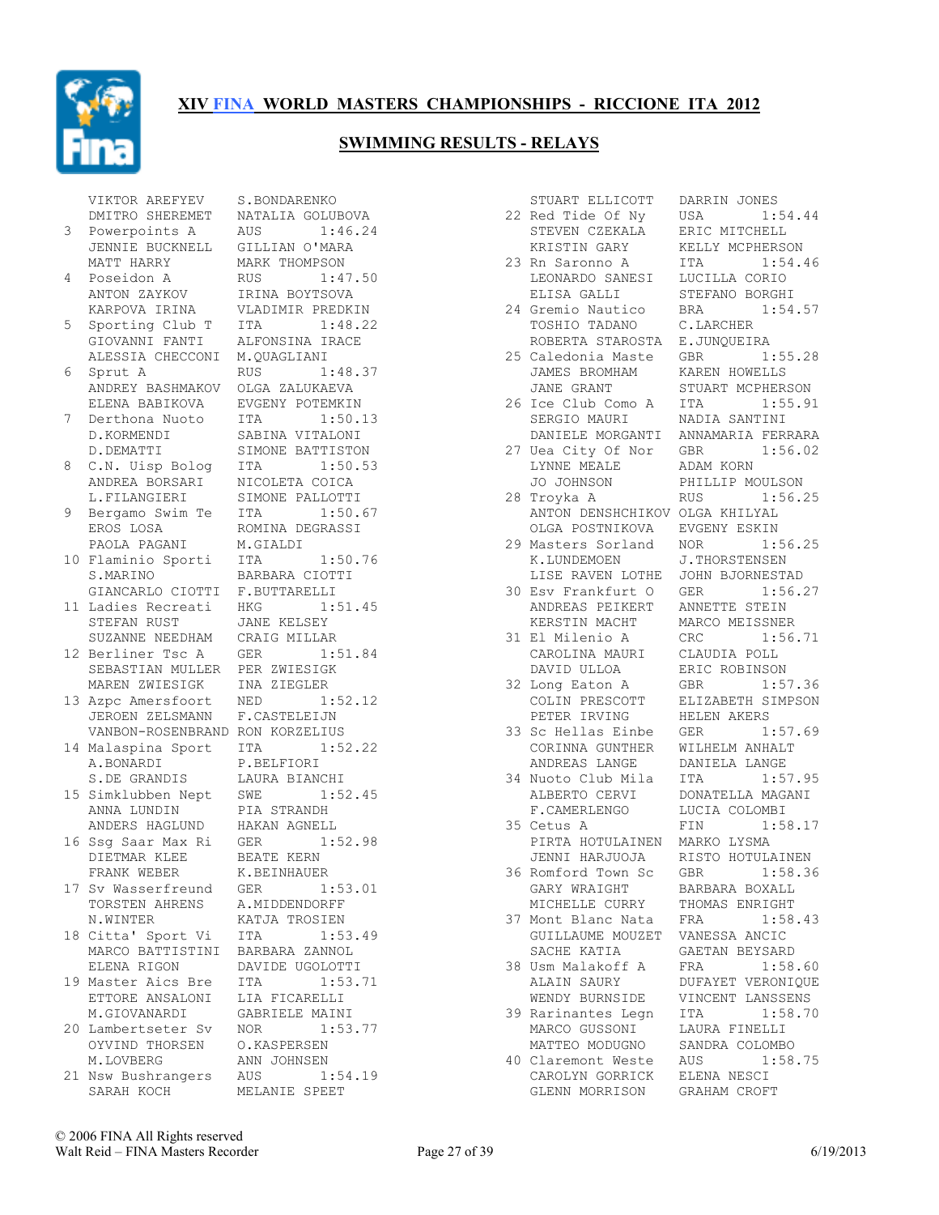# XIV FINA WORLD MASTERS CHAMPIONSHIPS - RICCIONE ITA 2012

## SWIMMING RESULTS - RELAYS

```
    VIKTOR AREFYEV      S.BONDARENKO
    DMITRO SHEREMET     NATALIA GOLUBOVA
 3  Powerpoints A       AUS        1:46.24
    JENNIE BUCKNELL     GILLIAN O'MARA
    MATT HARRY          MARK THOMPSON
 4  Poseidon A          RUS        1:47.50
    ANTON ZAYKOV        IRINA BOYTSOVA
    KARPOVA IRINA       VLADIMIR PREDKIN
 5  Sporting Club T     ITA        1:48.22
    GIOVANNI FANTI      ALFONSINA IRACE
    ALESSIA CHECCONI    M.QUAGLIANI
 6  Sprut A             RUS        1:48.37
    ANDREY BASHMAKOV    OLGA ZALUKAEVA
    ELENA BABIKOVA      EVGENY POTEMKIN
 7  Derthona Nuoto      ITA        1:50.13
    D.KORMENDI          SABINA VITALONI
    D.DEMATTI           SIMONE BATTISTON
 8  C.N. Uisp Bolog     ITA        1:50.53
    ANDREA BORSARI      NICOLETA COICA
    L.FILANGIERI        SIMONE PALLOTTI
 9  Bergamo Swim Te     ITA        1:50.67
    EROS LOSA           ROMINA DEGRASSI
    PAOLA PAGANI        M.GIALDI
10  Flaminio Sporti     ITA        1:50.76
    S.MARINO            BARBARA CIOTTI
    GIANCARLO CIOTTI    F.BUTTARELLI
11  Ladies Recreati     HKG        1:51.45
    STEFAN RUST         JANE KELSEY
    SUZANNE NEEDHAM     CRAIG MILLAR
12  Berliner Tsc A      GER        1:51.84
    SEBASTIAN MULLER    PER ZWIESIGK
    MAREN ZWIESIGK      INA ZIEGLER
13  Azpc Amersfoort     NED        1:52.12
    JEROEN ZELSMANN     F.CASTELEIJN
    VANBON-ROSENBRAND   RON KORZELIUS
14  Malaspina Sport     ITA        1:52.22
    A.BONARDI           P.BELFIORI
    S.DE GRANDIS        LAURA BIANCHI
15  Simklubben Nept     SWE        1:52.45
    ANNA LUNDIN         PIA STRANDH
    ANDERS HAGLUND      HAKAN AGNELL
16  Ssg Saar Max Ri     GER        1:52.98
    DIETMAR KLEE        BEATE KERN
    FRANK WEBER         K.BEINHAUER
17  Sv Wasserfreund     GER        1:53.01
    TORSTEN AHRENS      A.MIDDENDORFF
    N.WINTER            KATJA TROSIEN
18  Citta' Sport Vi     ITA        1:53.49
    MARCO BATTISTINI    BARBARA ZANNOL
    ELENA RIGON         DAVIDE UGOLOTTI
19  Master Aics Bre     ITA        1:53.71
    ETTORE ANSALONI     LIA FICARELLI
    M.GIOVANARDI        GABRIELE MAINI
20  Lambertseter Sv     NOR        1:53.77
    OYVIND THORSEN      O.KASPERSEN
    M.LOVBERG           ANN JOHNSEN
21  Nsw Bushrangers     AUS        1:54.19
    SARAH KOCH          MELANIE SPEET
    STUART ELLICOTT     DARRIN JONES
22  Red Tide Of Ny      USA        1:54.44
    STEVEN CZEKALA      ERIC MITCHELL
    KRISTIN GARY        KELLY MCPHERSON
23  Rn Saronno A        ITA        1:54.46
    LEONARDO SANESI     LUCILLA CORIO
    ELISA GALLI         STEFANO BORGHI
24  Gremio Nautico      BRA        1:54.57
    TOSHIO TADANO       C.LARCHER
    ROBERTA STAROSTA    E.JUNQUEIRA
25  Caledonia Maste     GBR        1:55.28
    JAMES BROMHAM       KAREN HOWELLS
    JANE GRANT          STUART MCPHERSON
26  Ice Club Como A     ITA        1:55.91
    SERGIO MAURI        NADIA SANTINI
    DANIELE MORGANTI    ANNAMARIA FERRARA
27  Uea City Of Nor     GBR        1:56.02
    LYNNE MEALE         ADAM KORN
    JO JOHNSON          PHILLIP MOULSON
28  Troyka A            RUS        1:56.25
    ANTON DENSHCHIKOV   OLGA KHILYAL
    OLGA POSTNIKOVA     EVGENY ESKIN
29  Masters Sorland     NOR        1:56.25
    K.LUNDEMOEN         J.THORSTENSEN
    LISE RAVEN LOTHE    JOHN BJORNESTAD
30  Esv Frankfurt O     GER        1:56.27
    ANDREAS PEIKERT     ANNETTE STEIN
    KERSTIN MACHT       MARCO MEISSNER
31  El Milenio A        CRC        1:56.71
    CAROLINA MAURI      CLAUDIA POLL
    DAVID ULLOA         ERIC ROBINSON
32  Long Eaton A        GBR        1:57.36
    COLIN PRESCOTT      ELIZABETH SIMPSON
    PETER IRVING        HELEN AKERS
33  Sc Hellas Einbe     GER        1:57.69
    CORINNA GUNTHER     WILHELM ANHALT
    ANDREAS LANGE       DANIELA LANGE
34  Nuoto Club Mila     ITA        1:57.95
    ALBERTO CERVI       DONATELLA MAGANI
    F.CAMERLENGO        LUCIA COLOMBI
35  Cetus A             FIN        1:58.17
    PIRTA HOTULAINEN    MARKO LYSMA
    JENNI HARJUOJA      RISTO HOTULAINEN
36  Romford Town Sc     GBR        1:58.36
    GARY WRAIGHT        BARBARA BOXALL
    MICHELLE CURRY      THOMAS ENRIGHT
37  Mont Blanc Nata     FRA        1:58.43
    GUILLAUME MOUZET    VANESSA ANCIC
    SACHE KATIA         GAETAN BEYSARD
38  Usm Malakoff A      FRA        1:58.60
    ALAIN SAURY         DUFAYET VERONIQUE
    WENDY BURNSIDE      VINCENT LANSSENS
39  Rarinantes Legn     ITA        1:58.70
    MARCO GUSSONI       LAURA FINELLI
    MATTEO MODUGNO      SANDRA COLOMBO
40  Claremont Weste     AUS        1:58.75
    CAROLYN GORRICK     ELENA NESCI
    GLENN MORRISON      GRAHAM CROFT
```

© 2006 FINA All Rights reserved
Walt Reid – FINA Masters Recorder
6/19/2013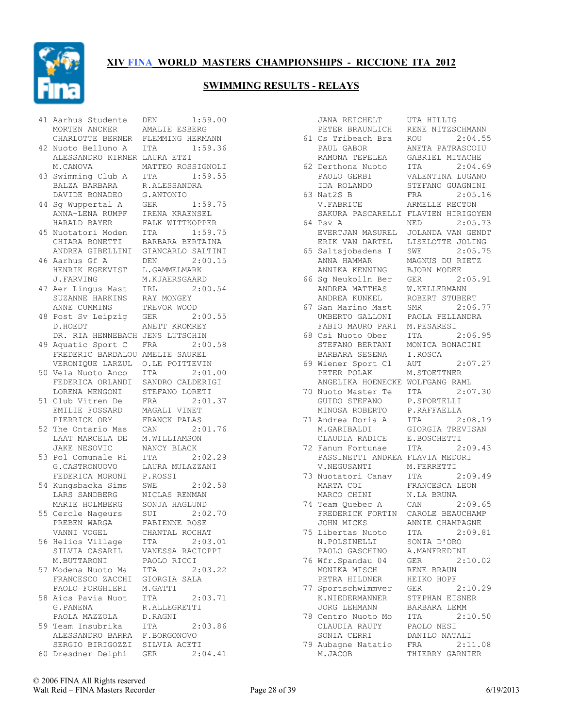## XIV FINA WORLD MASTERS CHAMPIONSHIPS - RICCIONE ITA 2012

### SWIMMING RESULTS - RELAYS

```
41 Aarhus Studente    DEN       1:59.00
   MORTEN ANCKER      AMALIE ESBERG
   CHARLOTTE BERNER   FLEMMING HERMANN
42 Nuoto Belluno A    ITA       1:59.36
   ALESSANDRO KIRNER  LAURA ETZI
   M.CANOVA           MATTEO ROSSIGNOLI
43 Swimming Club A    ITA       1:59.55
   BALZA BARBARA      R.ALESSANDRA
   DAVIDE BONADEO     G.ANTONIO
44 Sg Wuppertal A     GER       1:59.75
   ANNA-LENA RUMPF    IRENA KRAENSEL
   HARALD BAYER       FALK WITTKOPPER
45 Nuotatori Moden    ITA       1:59.75
   CHIARA BONETTI     BARBARA BERTAINA
   ANDREA GIBELLINI   GIANCARLO SALTINI
46 Aarhus Gf A        DEN       2:00.15
   HENRIK EGEKVIST    L.GAMMELMARK
   J.FARVING          M.KJAERSGAARD
47 Aer Lingus Mast    IRL       2:00.54
   SUZANNE HARKINS    RAY MONGEY
   ANNE CUMMINS       TREVOR WOOD
48 Post Sv Leipzig    GER       2:00.55
   D.HOEDT            ANETT KROMREY
   DR. RIA HENNEBACH  JENS LUTSCHIN
49 Aquatic Sport C    FRA       2:00.58
   FREDERIC BARDALOU  AMELIE SAUREL
   VERONIQUE LARZUL   O.LE POITTEVIN
50 Vela Nuoto Anco    ITA       2:01.00
   FEDERICA ORLANDI   SANDRO CALDERIGI
   LORENA MENGONI     STEFANO LORETI
51 Club Vitren De     FRA       2:01.37
   EMILIE FOSSARD     MAGALI VINET
   PIERRICK ORY       FRANCK PALAS
52 The Ontario Mas    CAN       2:01.76
   LAAT MARCELA DE    M.WILLIAMSON
   JAKE NESOVIC       NANCY BLACK
53 Pol Comunale Ri    ITA       2:02.29
   G.CASTRONUOVO      LAURA MULAZZANI
   FEDERICA MORONI    P.ROSSI
54 Kungsbacka Sims    SWE       2:02.58
   LARS SANDBERG      NICLAS RENMAN
   MARIE HOLMBERG     SONJA HAGLUND
55 Cercle Nageurs     SUI       2:02.70
   PREBEN WARGA       FABIENNE ROSE
   VANNI VOGEL        CHANTAL ROCHAT
56 Helios Village     ITA       2:03.01
   SILVIA CASARIL     VANESSA RACIOPPI
   M.BUTTARONI        PAOLO RICCI
57 Modena Nuoto Ma    ITA       2:03.22
   FRANCESCO ZACCHI   GIORGIA SALA
   PAOLO FORGHIERI    M.GATTI
58 Aics Pavia Nuot    ITA       2:03.71
   G.PANENA           R.ALLEGRETTI
   PAOLA MAZZOLA      D.RAGNI
59 Team Insubrika     ITA       2:03.86
   ALESSANDRO BARRA   F.BORGONOVO
   SERGIO BIRIGOZZI   SILVIA ACETI
60 Dresdner Delphi    GER       2:04.41
   JANA REICHELT      UTA HILLIG
   PETER BRAUNLICH    RENE NITZSCHMANN
61 Cs Tribeach Bra    ROU       2:04.55
   PAUL GABOR         ANETA PATRASCOIU
   RAMONA TEPELEA     GABRIEL MITACHE
62 Derthona Nuoto     ITA       2:04.69
   PAOLO GERBI        VALENTINA LUGANO
   IDA ROLANDO        STEFANO GUAGNINI
63 Nat2S B            FRA       2:05.16
   V.FABRICE          ARMELLE RECTON
   SAKURA PASCARELLI  FLAVIEN HIRIGOYEN
64 Psv A              NED       2:05.73
   EVERTJAN MASUREL   JOLANDA VAN GENDT
   ERIK VAN DARTEL    LISELOTTE JOLING
65 Saltsjobadens I    SWE       2:05.75
   ANNA HAMMAR        MAGNUS DU RIETZ
   ANNIKA KENNING     BJORN MODEE
66 Sg Neukolln Ber    GER       2:05.91
   ANDREA MATTHAS     W.KELLERMANN
   ANDREA KUNKEL      ROBERT STUBERT
67 San Marino Mast    SMR       2:06.77
   UMBERTO GALLONI    PAOLA PELLANDRA
   FABIO MAURO PARI   M.PESARESI
68 Csi Nuoto Ober     ITA       2:06.95
   STEFANO BERTANI    MONICA BONACINI
   BARBARA SESENA     I.ROSCA
69 Wiener Sport Cl    AUT       2:07.27
   PETER POLAK        M.STOETTNER
   ANGELIKA HOENECKE  WOLFGANG RAML
70 Nuoto Master Te    ITA       2:07.30
   GUIDO STEFANO      P.SPORTELLI
   MINOSA ROBERTO     P.RAFFAELLA
71 Andrea Doria A     ITA       2:08.19
   M.GARIBALDI        GIORGIA TREVISAN
   CLAUDIA RADICE     E.BOSCHETTI
72 Fanum Fortunae     ITA       2:09.43
   PASSINETTI ANDREA  FLAVIA MEDORI
   V.NEGUSANTI        M.FERRETTI
73 Nuotatori Canav    ITA       2:09.49
   MARTA COI          FRANCESCA LEON
   MARCO CHINI        N.LA BRUNA
74 Team Quebec A      CAN       2:09.65
   FREDERICK FORTIN   CAROLE BEAUCHAMP
   JOHN MICKS         ANNIE CHAMPAGNE
75 Libertas Nuoto     ITA       2:09.81
   N.POLSINELLI       SONIA D'ORO
   PAOLO GASCHINO     A.MANFREDINI
76 Wfr.Spandau 04     GER       2:10.02
   MONIKA MISCH       RENE BRAUN
   PETRA HILDNER      HEIKO HOPF
77 Sportschwimmver    GER       2:10.29
   K.NIEDERMANNER     STEPHAN EISNER
   JORG LEHMANN       BARBARA LEMM
78 Centro Nuoto Mo    ITA       2:10.50
   CLAUDIA RAUTY      PAOLO NESI
   SONIA CERRI        DANILO NATALI
79 Aubagne Natatio    FRA       2:11.08
   M.JACOB            THIERRY GARNIER
```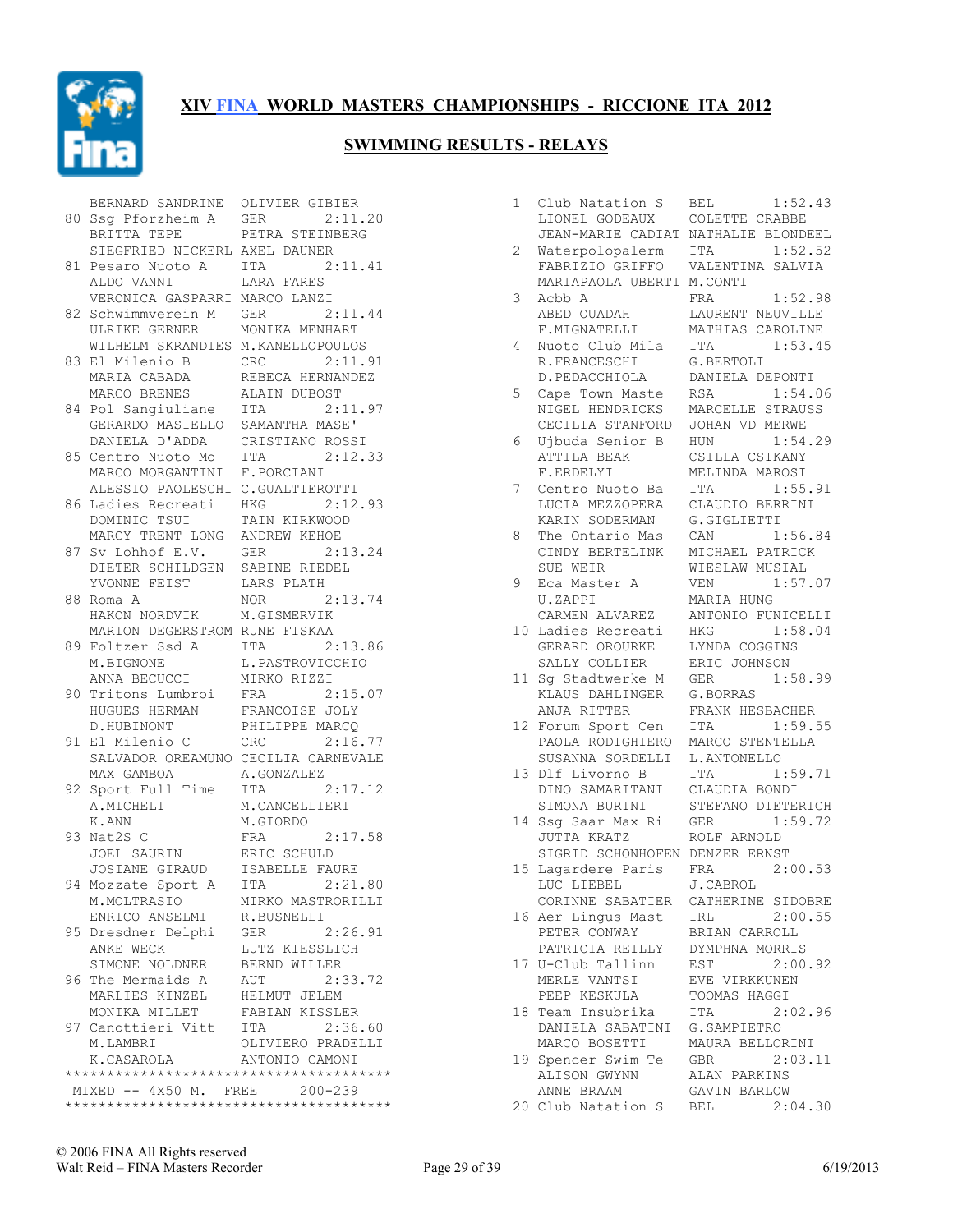# XIV FINA WORLD MASTERS CHAMPIONSHIPS - RICCIONE ITA 2012

## SWIMMING RESULTS - RELAYS

```
    BERNARD SANDRINE   OLIVIER GIBIER
 80 Ssg Pforzheim A    GER        2:11.20
    BRITTA TEPE        PETRA STEINBERG
    SIEGFRIED NICKERL  AXEL DAUNER
 81 Pesaro Nuoto A     ITA        2:11.41
    ALDO VANNI         LARA FARES
    VERONICA GASPARRI  MARCO LANZI
 82 Schwimmverein M    GER        2:11.44
    ULRIKE GERNER      MONIKA MENHART
    WILHELM SKRANDIES  M.KANELLOPOULOS
 83 El Milenio B       CRC        2:11.91
    MARIA CABADA       REBECA HERNANDEZ
    MARCO BRENES       ALAIN DUBOST
 84 Pol Sangiuliane    ITA        2:11.97
    GERARDO MASIELLO   SAMANTHA MASE'
    DANIELA D'ADDA     CRISTIANO ROSSI
 85 Centro Nuoto Mo    ITA        2:12.33
    MARCO MORGANTINI   F.PORCIANI
    ALESSIO PAOLESCHI  C.GUALTIEROTTI
 86 Ladies Recreati    HKG        2:12.93
    DOMINIC TSUI       TAIN KIRKWOOD
    MARCY TRENT LONG   ANDREW KEHOE
 87 Sv Lohhof E.V.     GER        2:13.24
    DIETER SCHILDGEN   SABINE RIEDEL
    YVONNE FEIST       LARS PLATH
 88 Roma A             NOR        2:13.74
    HAKON NORDVIK      M.GISMERVIK
    MARION DEGERSTROM  RUNE FISKAA
 89 Foltzer Ssd A      ITA        2:13.86
    M.BIGNONE          L.PASTROVICCHIO
    ANNA BECUCCI       MIRKO RIZZI
 90 Tritons Lumbroi    FRA        2:15.07
    HUGUES HERMAN      FRANCOISE JOLY
    D.HUBINONT         PHILIPPE MARCQ
 91 El Milenio C       CRC        2:16.77
    SALVADOR OREAMUNO  CECILIA CARNEVALE
    MAX GAMBOA         A.GONZALEZ
 92 Sport Full Time    ITA        2:17.12
    A.MICHELI          M.CANCELLIERI
    K.ANN              M.GIORDO
 93 Nat2S C            FRA        2:17.58
    JOEL SAURIN        ERIC SCHULD
    JOSIANE GIRAUD     ISABELLE FAURE
 94 Mozzate Sport A    ITA        2:21.80
    M.MOLTRASIO        MIRKO MASTRORILLI
    ENRICO ANSELMI     R.BUSNELLI
 95 Dresdner Delphi    GER        2:26.91
    ANKE WECK          LUTZ KIESSLICH
    SIMONE NOLDNER     BERND WILLER
 96 The Mermaids A     AUT        2:33.72
    MARLIES KINZEL     HELMUT JELEM
    MONIKA MILLET      FABIAN KISSLER
 97 Canottieri Vitt    ITA        2:36.60
    M.LAMBRI           OLIVIERO PRADELLI
    K.CASAROLA         ANTONIO CAMONI
***************************************
 MIXED -- 4X50 M.  FREE      200-239
***************************************
  1 Club Natation S    BEL        1:52.43
    LIONEL GODEAUX     COLETTE CRABBE
    JEAN-MARIE CADIAT  NATHALIE BLONDEEL
  2 Waterpolopalerm    ITA        1:52.52
    FABRIZIO GRIFFO    VALENTINA SALVIA
    MARIAPAOLA UBERTI  M.CONTI
  3 Acbb A             FRA        1:52.98
    ABED OUADAH        LAURENT NEUVILLE
    F.MIGNATELLI       MATHIAS CAROLINE
  4 Nuoto Club Mila    ITA        1:53.45
    R.FRANCESCHI       G.BERTOLI
    D.PEDACCHIOLA      DANIELA DEPONTI
  5 Cape Town Maste    RSA        1:54.06
    NIGEL HENDRICKS    MARCELLE STRAUSS
    CECILIA STANFORD   JOHAN VD MERWE
  6 Ujbuda Senior B    HUN        1:54.29
    ATTILA BEAK        CSILLA CSIKANY
    F.ERDELYI          MELINDA MAROSI
  7 Centro Nuoto Ba    ITA        1:55.91
    LUCIA MEZZOPERA    CLAUDIO BERRINI
    KARIN SODERMAN     G.GIGLIETTI
  8 The Ontario Mas    CAN        1:56.84
    CINDY BERTELINK    MICHAEL PATRICK
    SUE WEIR           WIESLAW MUSIAL
  9 Eca Master A       VEN        1:57.07
    U.ZAPPI            MARIA HUNG
    CARMEN ALVAREZ     ANTONIO FUNICELLI
 10 Ladies Recreati    HKG        1:58.04
    GERARD OROURKE     LYNDA COGGINS
    SALLY COLLIER      ERIC JOHNSON
 11 Sg Stadtwerke M    GER        1:58.99
    KLAUS DAHLINGER    G.BORRAS
    ANJA RITTER        FRANK HESBACHER
 12 Forum Sport Cen    ITA        1:59.55
    PAOLA RODIGHIERO   MARCO STENTELLA
    SUSANNA SORDELLI   L.ANTONELLO
 13 Dlf Livorno B      ITA        1:59.71
    DINO SAMARITANI    CLAUDIA BONDI
    SIMONA BURINI      STEFANO DIETERICH
 14 Ssg Saar Max Ri    GER        1:59.72
    JUTTA KRATZ        ROLF ARNOLD
    SIGRID SCHONHOFEN  DENZER ERNST
 15 Lagardere Paris    FRA        2:00.53
    LUC LIEBEL         J.CABROL
    CORINNE SABATIER   CATHERINE SIDOBRE
 16 Aer Lingus Mast    IRL        2:00.55
    PETER CONWAY       BRIAN CARROLL
    PATRICIA REILLY    DYMPHNA MORRIS
 17 U-Club Tallinn     EST        2:00.92
    MERLE VANTSI       EVE VIRKKUNEN
    PEEP KESKULA       TOOMAS HAGGI
 18 Team Insubrika     ITA        2:02.96
    DANIELA SABATINI   G.SAMPIETRO
    MARCO BOSETTI      MAURA BELLORINI
 19 Spencer Swim Te    GBR        2:03.11
    ALISON GWYNN       ALAN PARKINS
    ANNE BRAAM         GAVIN BARLOW
 20 Club Natation S    BEL        2:04.30
```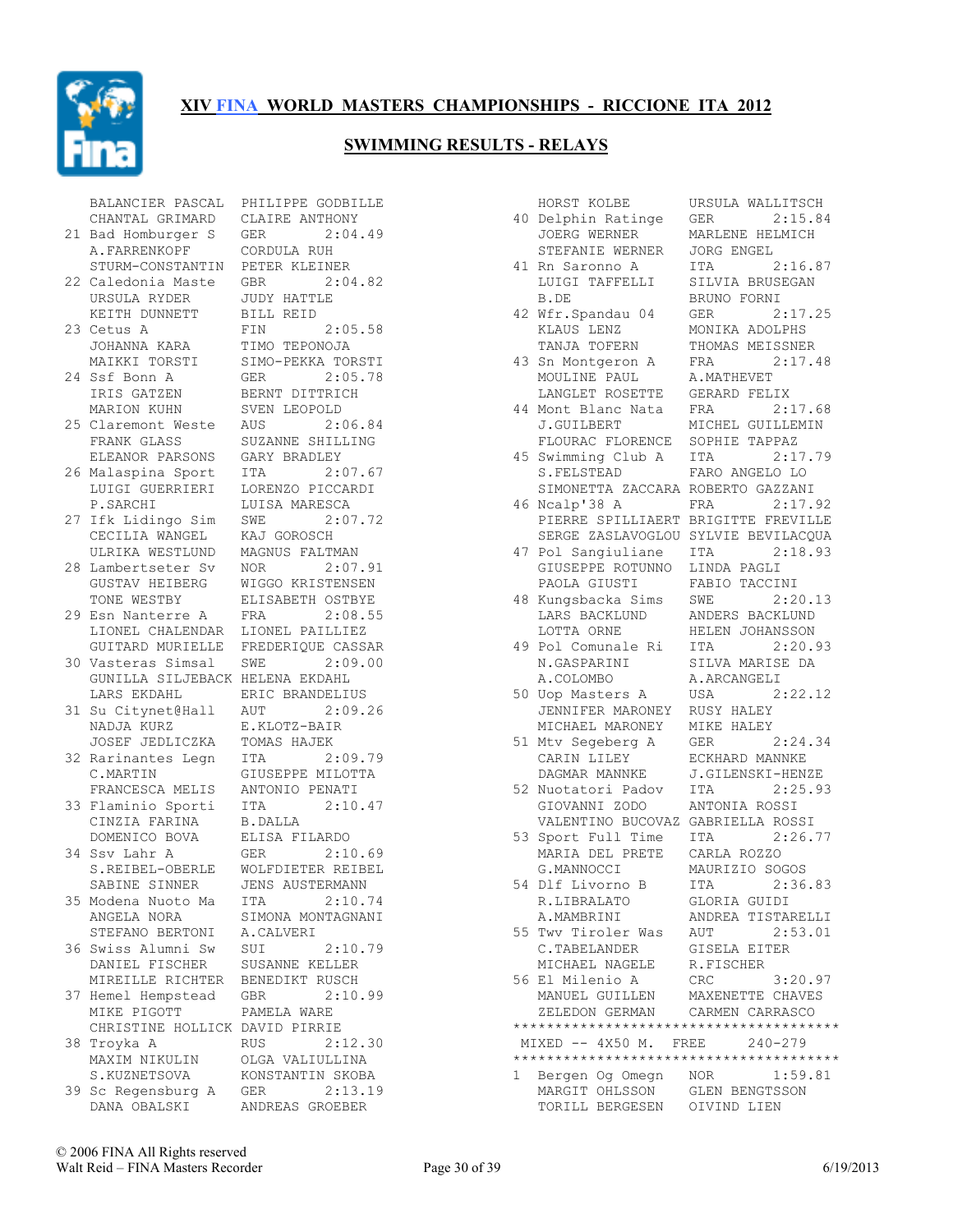# XIV FINA WORLD MASTERS CHAMPIONSHIPS - RICCIONE ITA 2012

## SWIMMING RESULTS - RELAYS

```
      BALANCIER PASCAL   PHILIPPE GODBILLE
      CHANTAL GRIMARD    CLAIRE ANTHONY
   21 Bad Homburger S    GER        2:04.49
      A.FARRENKOPF       CORDULA RUH
      STURM-CONSTANTIN   PETER KLEINER
   22 Caledonia Maste    GBR        2:04.82
      URSULA RYDER       JUDY HATTLE
      KEITH DUNNETT      BILL REID
   23 Cetus A            FIN        2:05.58
      JOHANNA KARA       TIMO TEPONOJA
      MAIKKI TORSTI      SIMO-PEKKA TORSTI
   24 Ssf Bonn A         GER        2:05.78
      IRIS GATZEN        BERNT DITTRICH
      MARION KUHN        SVEN LEOPOLD
   25 Claremont Weste    AUS        2:06.84
      FRANK GLASS        SUZANNE SHILLING
      ELEANOR PARSONS    GARY BRADLEY
   26 Malaspina Sport    ITA        2:07.67
      LUIGI GUERRIERI    LORENZO PICCARDI
      P.SARCHI           LUISA MARESCA
   27 Ifk Lidingo Sim    SWE        2:07.72
      CECILIA WANGEL     KAJ GOROSCH
      ULRIKA WESTLUND    MAGNUS FALTMAN
   28 Lambertseter Sv    NOR        2:07.91
      GUSTAV HEIBERG     WIGGO KRISTENSEN
      TONE WESTBY        ELISABETH OSTBYE
   29 Esn Nanterre A     FRA        2:08.55
      LIONEL CHALENDAR   LIONEL PAILLIEZ
      GUITARD MURIELLE   FREDERIQUE CASSAR
   30 Vasteras Simsal    SWE        2:09.00
      GUNILLA SILJEBACK  HELENA EKDAHL
      LARS EKDAHL        ERIC BRANDELIUS
   31 Su Citynet@Hall    AUT        2:09.26
      NADJA KURZ         E.KLOTZ-BAIR
      JOSEF JEDLICZKA    TOMAS HAJEK
   32 Rarinantes Legn    ITA        2:09.79
      C.MARTIN           GIUSEPPE MILOTTA
      FRANCESCA MELIS    ANTONIO PENATI
   33 Flaminio Sporti    ITA        2:10.47
      CINZIA FARINA      B.DALLA
      DOMENICO BOVA      ELISA FILARDO
   34 Ssv Lahr A         GER        2:10.69
      S.REIBEL-OBERLE    WOLFDIETER REIBEL
      SABINE SINNER      JENS AUSTERMANN
   35 Modena Nuoto Ma    ITA        2:10.74
      ANGELA NORA        SIMONA MONTAGNANI
      STEFANO BERTONI    A.CALVERI
   36 Swiss Alumni Sw    SUI        2:10.79
      DANIEL FISCHER     SUSANNE KELLER
      MIREILLE RICHTER   BENEDIKT RUSCH
   37 Hemel Hempstead    GBR        2:10.99
      MIKE PIGOTT        PAMELA WARE
      CHRISTINE HOLLICK  DAVID PIRRIE
   38 Troyka A           RUS        2:12.30
      MAXIM NIKULIN      OLGA VALIULLINA
      S.KUZNETSOVA       KONSTANTIN SKOBA
   39 Sc Regensburg A    GER        2:13.19
      DANA OBALSKI       ANDREAS GROEBER
      HORST KOLBE        URSULA WALLITSCH
   40 Delphin Ratinge    GER        2:15.84
      JOERG WERNER       MARLENE HELMICH
      STEFANIE WERNER    JORG ENGEL
   41 Rn Saronno A       ITA        2:16.87
      LUIGI TAFFELLI     SILVIA BRUSEGAN
      B.DE               BRUNO FORNI
   42 Wfr.Spandau 04     GER        2:17.25
      KLAUS LENZ         MONIKA ADOLPHS
      TANJA TOFERN       THOMAS MEISSNER
   43 Sn Montgeron A     FRA        2:17.48
      MOULINE PAUL       A.MATHEVET
      LANGLET ROSETTE    GERARD FELIX
   44 Mont Blanc Nata    FRA        2:17.68
      J.GUILBERT         MICHEL GUILLEMIN
      FLOURAC FLORENCE   SOPHIE TAPPAZ
   45 Swimming Club A     ITA        2:17.79
      S.FELSTEAD         FARO ANGELO LO
      SIMONETTA ZACCARA  ROBERTO GAZZANI
   46 Ncalp'38 A         FRA        2:17.92
      PIERRE SPILLIAERT  BRIGITTE FREVILLE
      SERGE ZASLAVOGLOU  SYLVIE BEVILACQUA
   47 Pol Sangiuliane    ITA        2:18.93
      GIUSEPPE ROTUNNO   LINDA PAGLI
      PAOLA GIUSTI       FABIO TACCINI
   48 Kungsbacka Sims    SWE        2:20.13
      LARS BACKLUND      ANDERS BACKLUND
      LOTTA ORNE         HELEN JOHANSSON
   49 Pol Comunale Ri    ITA        2:20.93
      N.GASPARINI        SILVA MARISE DA
      A.COLOMBO          A.ARCANGELI
   50 Uop Masters A      USA        2:22.12
      JENNIFER MARONEY   RUSY HALEY
      MICHAEL MARONEY    MIKE HALEY
   51 Mtv Segeberg A     GER        2:24.34
      CARIN LILEY        ECKHARD MANNKE
      DAGMAR MANNKE      J.GILENSKI-HENZE
   52 Nuotatori Padov    ITA        2:25.93
      GIOVANNI ZODO      ANTONIA ROSSI
      VALENTINO BUCOVAZ  GABRIELLA ROSSI
   53 Sport Full Time    ITA        2:26.77
      MARIA DEL PRETE    CARLA ROZZO
      G.MANNOCCI         MAURIZIO SOGOS
   54 Dlf Livorno B      ITA        2:36.83
      R.LIBRALATO        GLORIA GUIDI
      A.MAMBRINI         ANDREA TISTARELLI
   55 Twv Tiroler Was    AUT        2:53.01
      C.TABELANDER       GISELA EITER
      MICHAEL NAGELE     R.FISCHER
   56 El Milenio A       CRC        3:20.97
      MANUEL GUILLEN     MAXENETTE CHAVES
      ZELEDON GERMAN     CARMEN CARRASCO
*************************************
 MIXED -- 4X50 M.  FREE      240-279
*************************************
 1  Bergen Og Omegn    NOR        1:59.81
      MARGIT OHLSSON     GLEN BENGTSSON
      TORILL BERGESEN    OIVIND LIEN
```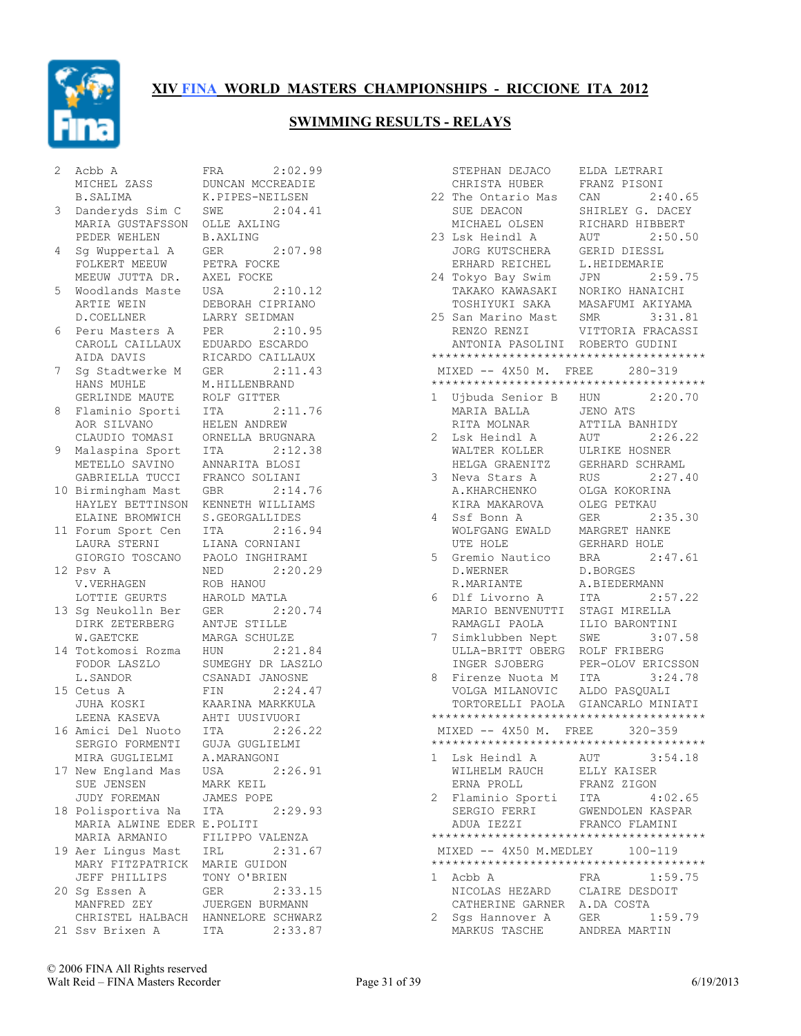# XIV FINA WORLD MASTERS CHAMPIONSHIPS - RICCIONE ITA 2012

## SWIMMING RESULTS - RELAYS

```
 2  Acbb A              FRA        2:02.99
    MICHEL ZASS         DUNCAN MCCREADIE
    B.SALIMA            K.PIPES-NEILSEN
 3  Danderyds Sim C     SWE        2:04.41
    MARIA GUSTAFSSON    OLLE AXLING
    PEDER WEHLEN        B.AXLING
 4  Sg Wuppertal A      GER        2:07.98
    FOLKERT MEEUW       PETRA FOCKE
    MEEUW JUTTA DR.     AXEL FOCKE
 5  Woodlands Maste     USA        2:10.12
    ARTIE WEIN          DEBORAH CIPRIANO
    D.COELLNER          LARRY SEIDMAN
 6  Peru Masters A      PER        2:10.95
    CAROLL CAILLAUX     EDUARDO ESCARDO
    AIDA DAVIS          RICARDO CAILLAUX
 7  Sg Stadtwerke M     GER        2:11.43
    HANS MUHLE          M.HILLENBRAND
    GERLINDE MAUTE      ROLF GITTER
 8  Flaminio Sporti     ITA        2:11.76
    AOR SILVANO         HELEN ANDREW
    CLAUDIO TOMASI      ORNELLA BRUGNARA
 9  Malaspina Sport     ITA        2:12.38
    METELLO SAVINO      ANNARITA BLOSI
    GABRIELLA TUCCI     FRANCO SOLIANI
10  Birmingham Mast     GBR        2:14.76
    HAYLEY BETTINSON    KENNETH WILLIAMS
    ELAINE BROMWICH     S.GEORGALLIDES
11  Forum Sport Cen     ITA        2:16.94
    LAURA STERNI        LIANA CORNIANI
    GIORGIO TOSCANO     PAOLO INGHIRAMI
12  Psv A               NED        2:20.29
    V.VERHAGEN          ROB HANOU
    LOTTIE GEURTS       HAROLD MATLA
13  Sg Neukolln Ber     GER        2:20.74
    DIRK ZETERBERG      ANTJE STILLE
    W.GAETCKE           MARGA SCHULZE
14  Totkomosi Rozma     HUN        2:21.84
    FODOR LASZLO        SUMEGHY DR LASZLO
    L.SANDOR            CSANADI JANOSNE
15  Cetus A             FIN        2:24.47
    JUHA KOSKI          KAARINA MARKKULA
    LEENA KASEVA        AHTI UUSIVUORI
16  Amici Del Nuoto     ITA        2:26.22
    SERGIO FORMENTI     GUJA GUGLIELMI
    MIRA GUGLIELMI      A.MARANGONI
17  New England Mas     USA        2:26.91
    SUE JENSEN          MARK KEIL
    JUDY FOREMAN        JAMES POPE
18  Polisportiva Na     ITA        2:29.93
    MARIA ALWINE EDER   E.POLITI
    MARIA ARMANIO       FILIPPO VALENZA
19  Aer Lingus Mast     IRL        2:31.67
    MARY FITZPATRICK    MARIE GUIDON
    JEFF PHILLIPS       TONY O'BRIEN
20  Sg Essen A          GER        2:33.15
    MANFRED ZEY         JUERGEN BURMANN
    CHRISTEL HALBACH    HANNELORE SCHWARZ
21  Ssv Brixen A        ITA        2:33.87
    STEPHAN DEJACO      ELDA LETRARI
    CHRISTA HUBER       FRANZ PISONI
22  The Ontario Mas     CAN        2:40.65
    SUE DEACON          SHIRLEY G. DACEY
    MICHAEL OLSEN       RICHARD HIBBERT
23  Lsk Heindl A        AUT        2:50.50
    JORG KUTSCHERA      GERID DIESSL
    ERHARD REICHEL      L.HEIDEMARIE
24  Tokyo Bay Swim      JPN        2:59.75
    TAKAKO KAWASAKI     NORIKO HANAICHI
    TOSHIYUKI SAKA      MASAFUMI AKIYAMA
25  San Marino Mast     SMR        3:31.81
    RENZO RENZI         VITTORIA FRACASSI
    ANTONIA PASOLINI    ROBERTO GUDINI
***************************************
 MIXED -- 4X50 M.  FREE     280-319
***************************************
 1  Ujbuda Senior B     HUN        2:20.70
    MARIA BALLA         JENO ATS
    RITA MOLNAR         ATTILA BANHIDY
 2  Lsk Heindl A        AUT        2:26.22
    WALTER KOLLER       ULRIKE HOSNER
    HELGA GRAENITZ      GERHARD SCHRAML
 3  Neva Stars A        RUS        2:27.40
    A.KHARCHENKO        OLGA KOKORINA
    KIRA MAKAROVA       OLEG PETKAU
 4  Ssf Bonn A          GER        2:35.30
    WOLFGANG EWALD      MARGRET HANKE
    UTE HOLE            GERHARD HOLE
 5  Gremio Nautico      BRA        2:47.61
    D.WERNER            D.BORGES
    R.MARIANTE          A.BIEDERMANN
 6  Dlf Livorno A       ITA        2:57.22
    MARIO BENVENUTTI    STAGI MIRELLA
    RAMAGLI PAOLA       ILIO BARONTINI
 7  Simklubben Nept     SWE        3:07.58
    ULLA-BRITT OBERG    ROLF FRIBERG
    INGER SJOBERG       PER-OLOV ERICSSON
 8  Firenze Nuota M     ITA        3:24.78
    VOLGA MILANOVIC     ALDO PASQUALI
    TORTORELLI PAOLA    GIANCARLO MINIATI
***************************************
 MIXED -- 4X50 M.  FREE     320-359
***************************************
 1  Lsk Heindl A        AUT        3:54.18
    WILHELM RAUCH       ELLY KAISER
    ERNA PROLL          FRANZ ZIGON
 2  Flaminio Sporti     ITA        4:02.65
    SERGIO FERRI        GWENDOLEN KASPAR
    ADUA IEZZI          FRANCO FLAMINI
***************************************
 MIXED -- 4X50 M.MEDLEY     100-119
***************************************
 1  Acbb A              FRA        1:59.75
    NICOLAS HEZARD      CLAIRE DESDOIT
    CATHERINE GARNER    A.DA COSTA
 2  Sgs Hannover A      GER        1:59.79
    MARKUS TASCHE       ANDREA MARTIN
```

© 2006 FINA All Rights reserved
Walt Reid – FINA Masters Recorder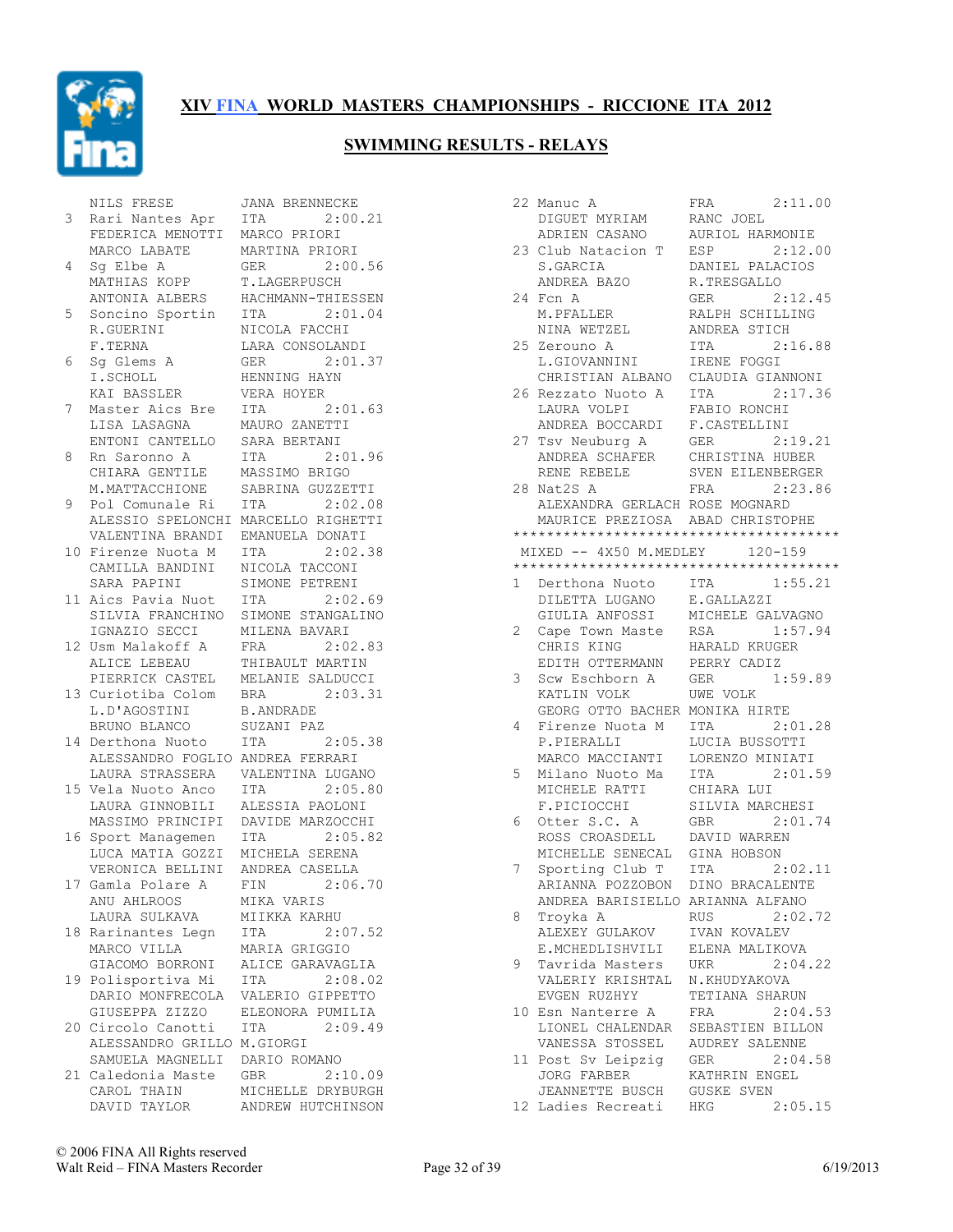# XIV FINA WORLD MASTERS CHAMPIONSHIPS - RICCIONE ITA 2012

## SWIMMING RESULTS - RELAYS

```
     NILS FRESE          JANA BRENNECKE
  3  Rari Nantes Apr     ITA       2:00.21
     FEDERICA MENOTTI    MARCO PRIORI
     MARCO LABATE        MARTINA PRIORI
  4  Sg Elbe A           GER       2:00.56
     MATHIAS KOPP        T.LAGERPUSCH
     ANTONIA ALBERS      HACHMANN-THIESSEN
  5  Soncino Sportin     ITA       2:01.04
     R.GUERINI           NICOLA FACCHI
     F.TERNA             LARA CONSOLANDI
  6  Sg Glems A          GER       2:01.37
     I.SCHOLL            HENNING HAYN
     KAI BASSLER         VERA HOYER
  7  Master Aics Bre     ITA       2:01.63
     LISA LASAGNA        MAURO ZANETTI
     ENTONI CANTELLO     SARA BERTANI
  8  Rn Saronno A        ITA       2:01.96
     CHIARA GENTILE      MASSIMO BRIGO
     M.MATTACCHIONE      SABRINA GUZZETTI
  9  Pol Comunale Ri     ITA       2:02.08
     ALESSIO SPELONCHI   MARCELLO RIGHETTI
     VALENTINA BRANDI    EMANUELA DONATI
 10  Firenze Nuota M     ITA       2:02.38
     CAMILLA BANDINI     NICOLA TACCONI
     SARA PAPINI         SIMONE PETRENI
 11  Aics Pavia Nuot     ITA       2:02.69
     SILVIA FRANCHINO    SIMONE STANGALINO
     IGNAZIO SECCI       MILENA BAVARI
 12  Usm Malakoff A      FRA       2:02.83
     ALICE LEBEAU        THIBAULT MARTIN
     PIERRICK CASTEL     MELANIE SALDUCCI
 13  Curiotiba Colom     BRA       2:03.31
     L.D'AGOSTINI        B.ANDRADE
     BRUNO BLANCO        SUZANI PAZ
 14  Derthona Nuoto      ITA       2:05.38
     ALESSANDRO FOGLIO   ANDREA FERRARI
     LAURA STRASSERA     VALENTINA LUGANO
 15  Vela Nuoto Anco     ITA       2:05.80
     LAURA GINNOBILI     ALESSIA PAOLONI
     MASSIMO PRINCIPI    DAVIDE MARZOCCHI
 16  Sport Managemen     ITA       2:05.82
     LUCA MATIA GOZZI    MICHELA SERENA
     VERONICA BELLINI    ANDREA CASELLA
 17  Gamla Polare A      FIN       2:06.70
     ANU AHLROOS         MIKA VARIS
     LAURA SULKAVA       MIIKKA KARHU
 18  Rarinantes Legn     ITA       2:07.52
     MARCO VILLA         MARIA GRIGGIO
     GIACOMO BORRONI     ALICE GARAVAGLIA
 19  Polisportiva Mi     ITA       2:08.02
     DARIO MONFRECOLA    VALERIO GIPPETTO
     GIUSEPPA ZIZZO      ELEONORA PUMILIA
 20  Circolo Canotti     ITA       2:09.49
     ALESSANDRO GRILLO   M.GIORGI
     SAMUELA MAGNELLI    DARIO ROMANO
 21  Caledonia Maste     GBR       2:10.09
     CAROL THAIN         MICHELLE DRYBURGH
     DAVID TAYLOR        ANDREW HUTCHINSON
 22  Manuc A             FRA       2:11.00
     DIGUET MYRIAM       RANC JOEL
     ADRIEN CASANO       AURIOL HARMONIE
 23  Club Natacion T     ESP       2:12.00
     S.GARCIA            DANIEL PALACIOS
     ANDREA BAZO         R.TRESGALLO
 24  Fcn A               GER       2:12.45
     M.PFALLER           RALPH SCHILLING
     NINA WETZEL         ANDREA STICH
 25  Zerouno A           ITA       2:16.88
     L.GIOVANNINI        IRENE FOGGI
     CHRISTIAN ALBANO    CLAUDIA GIANNONI
 26  Rezzato Nuoto A     ITA       2:17.36
     LAURA VOLPI         FABIO RONCHI
     ANDREA BOCCARDI     F.CASTELLINI
 27  Tsv Neuburg A       GER       2:19.21
     ANDREA SCHAFER      CHRISTINA HUBER
     RENE REBELE         SVEN EILENBERGER
 28  Nat2S A             FRA       2:23.86
     ALEXANDRA GERLACH   ROSE MOGNARD
     MAURICE PREZIOSA    ABAD CHRISTOPHE
***************************************
 MIXED -- 4X50 M.MEDLEY      120-159
***************************************
  1  Derthona Nuoto      ITA       1:55.21
     DILETTA LUGANO      E.GALLAZZI
     GIULIA ANFOSSI      MICHELE GALVAGNO
  2  Cape Town Maste     RSA       1:57.94
     CHRIS KING          HARALD KRUGER
     EDITH OTTERMANN     PERRY CADIZ
  3  Scw Eschborn A      GER       1:59.89
     KATLIN VOLK         UWE VOLK
     GEORG OTTO BACHER   MONIKA HIRTE
  4  Firenze Nuota M     ITA       2:01.28
     P.PIERALLI          LUCIA BUSSOTTI
     MARCO MACCIANTI     LORENZO MINIATI
  5  Milano Nuoto Ma     ITA       2:01.59
     MICHELE RATTI       CHIARA LUI
     F.PICIOCCHI         SILVIA MARCHESI
  6  Otter S.C. A        GBR       2:01.74
     ROSS CROASDELL      DAVID WARREN
     MICHELLE SENECAL    GINA HOBSON
  7  Sporting Club T     ITA       2:02.11
     ARIANNA POZZOBON    DINO BRACALENTE
     ANDREA BARISIELLO   ARIANNA ALFANO
  8  Troyka A            RUS       2:02.72
     ALEXEY GULAKOV      IVAN KOVALEV
     E.MCHEDLISHVILI     ELENA MALIKOVA
  9  Tavrida Masters     UKR       2:04.22
     VALERIY KRISHTAL    N.KHUDYAKOVA
     EVGEN RUZHYY        TETIANA SHARUN
 10  Esn Nanterre A      FRA       2:04.53
     LIONEL CHALENDAR    SEBASTIEN BILLON
     VANESSA STOSSEL     AUDREY SALENNE
 11  Post Sv Leipzig     GER       2:04.58
     JORG FARBER         KATHRIN ENGEL
     JEANNETTE BUSCH     GUSKE SVEN
 12  Ladies Recreati     HKG       2:05.15
```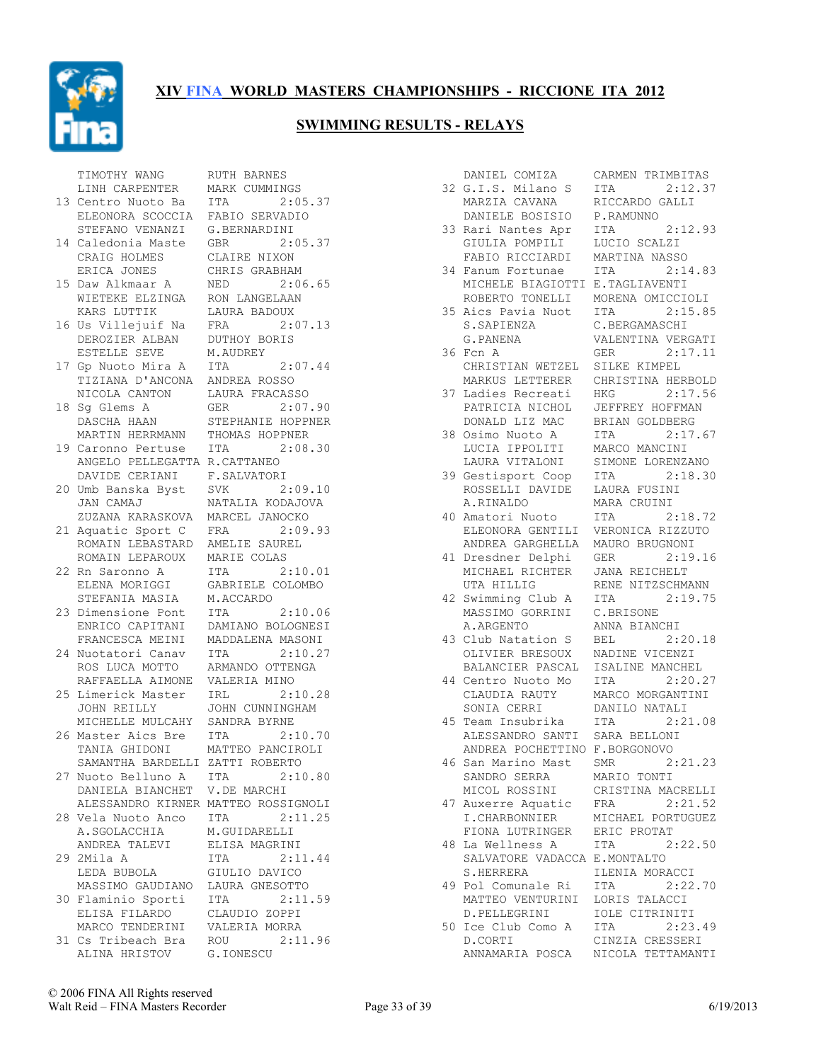# XIV FINA WORLD MASTERS CHAMPIONSHIPS - RICCIONE ITA 2012

## SWIMMING RESULTS - RELAYS

```
    TIMOTHY WANG        RUTH BARNES
    LINH CARPENTER      MARK CUMMINGS
 13 Centro Nuoto Ba     ITA         2:05.37
    ELEONORA SCOCCIA    FABIO SERVADIO
    STEFANO VENANZI     G.BERNARDINI
 14 Caledonia Maste     GBR         2:05.37
    CRAIG HOLMES        CLAIRE NIXON
    ERICA JONES         CHRIS GRABHAM
 15 Daw Alkmaar A       NED         2:06.65
    WIETEKE ELZINGA     RON LANGELAAN
    KARS LUTTIK         LAURA BADOUX
 16 Us Villejuif Na     FRA         2:07.13
    DEROZIER ALBAN      DUTHOY BORIS
    ESTELLE SEVE        M.AUDREY
 17 Gp Nuoto Mira A     ITA         2:07.44
    TIZIANA D'ANCONA    ANDREA ROSSO
    NICOLA CANTON       LAURA FRACASSO
 18 Sg Glems A          GER         2:07.90
    DASCHA HAAN         STEPHANIE HOPPNER
    MARTIN HERRMANN     THOMAS HOPPNER
 19 Caronno Pertuse     ITA         2:08.30
    ANGELO PELLEGATTA   R.CATTANEO
    DAVIDE CERIANI      F.SALVATORI
 20 Umb Banska Byst     SVK         2:09.10
    JAN CAMAJ           NATALIA KODAJOVA
    ZUZANA KARASKOVA    MARCEL JANOCKO
 21 Aquatic Sport C     FRA         2:09.93
    ROMAIN LEBASTARD    AMELIE SAUREL
    ROMAIN LEPAROUX     MARIE COLAS
 22 Rn Saronno A        ITA         2:10.01
    ELENA MORIGGI       GABRIELE COLOMBO
    STEFANIA MASIA      M.ACCARDO
 23 Dimensione Pont     ITA         2:10.06
    ENRICO CAPITANI     DAMIANO BOLOGNESI
    FRANCESCA MEINI     MADDALENA MASONI
 24 Nuotatori Canav     ITA         2:10.27
    ROS LUCA MOTTO      ARMANDO OTTENGA
    RAFFAELLA AIMONE    VALERIA MINO
 25 Limerick Master     IRL         2:10.28
    JOHN REILLY         JOHN CUNNINGHAM
    MICHELLE MULCAHY    SANDRA BYRNE
 26 Master Aics Bre     ITA         2:10.70
    TANIA GHIDONI       MATTEO PANCIROLI
    SAMANTHA BARDELLI   ZATTI ROBERTO
 27 Nuoto Belluno A     ITA         2:10.80
    DANIELA BIANCHET    V.DE MARCHI
    ALESSANDRO KIRNER   MATTEO ROSSIGNOLI
 28 Vela Nuoto Anco     ITA         2:11.25
    A.SGOLACCHIA        M.GUIDARELLI
    ANDREA TALEVI       ELISA MAGRINI
 29 2Mila A             ITA         2:11.44
    LEDA BUBOLA         GIULIO DAVICO
    MASSIMO GAUDIANO    LAURA GNESOTTO
 30 Flaminio Sporti     ITA         2:11.59
    ELISA FILARDO       CLAUDIO ZOPPI
    MARCO TENDERINI     VALERIA MORRA
 31 Cs Tribeach Bra     ROU         2:11.96
    ALINA HRISTOV       G.IONESCU
    DANIEL COMIZA       CARMEN TRIMBITAS
 32 G.I.S. Milano S     ITA         2:12.37
    MARZIA CAVANA       RICCARDO GALLI
    DANIELE BOSISIO     P.RAMUNNO
 33 Rari Nantes Apr     ITA         2:12.93
    GIULIA POMPILI      LUCIO SCALZI
    FABIO RICCIARDI     MARTINA NASSO
 34 Fanum Fortunae      ITA         2:14.83
    MICHELE BIAGIOTTI   E.TAGLIAVENTI
    ROBERTO TONELLI     MORENA OMICCIOLI
 35 Aics Pavia Nuot     ITA         2:15.85
    S.SAPIENZA          C.BERGAMASCHI
    G.PANENA            VALENTINA VERGATI
 36 Fcn A               GER         2:17.11
    CHRISTIAN WETZEL    SILKE KIMPEL
    MARKUS LETTERER     CHRISTINA HERBOLD
 37 Ladies Recreati     HKG         2:17.56
    PATRICIA NICHOL     JEFFREY HOFFMAN
    DONALD LIZ MAC      BRIAN GOLDBERG
 38 Osimo Nuoto A       ITA         2:17.67
    LUCIA IPPOLITI      MARCO MANCINI
    LAURA VITALONI      SIMONE LORENZANO
 39 Gestisport Coop     ITA         2:18.30
    ROSSELLI DAVIDE     LAURA FUSINI
    A.RINALDO           MARA CRUINI
 40 Amatori Nuoto       ITA         2:18.72
    ELEONORA GENTILI    VERONICA RIZZUTO
    ANDREA GARGHELLA    MAURO BRUGNONI
 41 Dresdner Delphi     GER         2:19.16
    MICHAEL RICHTER     JANA REICHELT
    UTA HILLIG          RENE NITZSCHMANN
 42 Swimming Club A     ITA         2:19.75
    MASSIMO GORRINI     C.BRISONE
    A.ARGENTO           ANNA BIANCHI
 43 Club Natation S     BEL         2:20.18
    OLIVIER BRESOUX     NADINE VICENZI
    BALANCIER PASCAL    ISALINE MANCHEL
 44 Centro Nuoto Mo     ITA         2:20.27
    CLAUDIA RAUTY       MARCO MORGANTINI
    SONIA CERRI         DANILO NATALI
 45 Team Insubrika      ITA         2:21.08
    ALESSANDRO SANTI    SARA BELLONI
    ANDREA POCHETTINO   F.BORGONOVO
 46 San Marino Mast     SMR         2:21.23
    SANDRO SERRA        MARIO TONTI
    MICOL ROSSINI       CRISTINA MACRELLI
 47 Auxerre Aquatic     FRA         2:21.52
    I.CHARBONNIER       MICHAEL PORTUGUEZ
    FIONA LUTRINGER     ERIC PROTAT
 48 La Wellness A       ITA         2:22.50
    SALVATORE VADACCA   E.MONTALTO
    S.HERRERA           ILENIA MORACCI
 49 Pol Comunale Ri     ITA         2:22.70
    MATTEO VENTURINI    LORIS TALACCI
    D.PELLEGRINI        IOLE CITRINITI
 50 Ice Club Como A     ITA         2:23.49
    D.CORTI             CINZIA CRESSERI
    ANNAMARIA POSCA     NICOLA TETTAMANTI
```

© 2006 FINA All Rights reserved
Walt Reid – FINA Masters Recorder 6/19/2013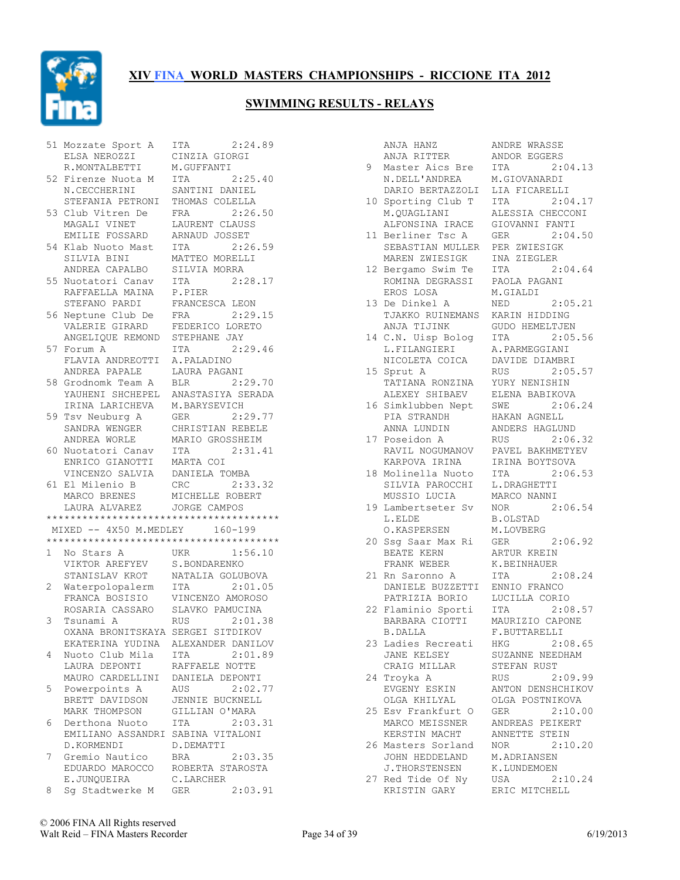# XIV FINA WORLD MASTERS CHAMPIONSHIPS - RICCIONE ITA 2012

## SWIMMING RESULTS - RELAYS

```
51 Mozzate Sport A    ITA      2:24.89
   ELSA NEROZZI       CINZIA GIORGI
   R.MONTALBETTI      M.GUFFANTI
52 Firenze Nuota M    ITA      2:25.40
   N.CECCHERINI       SANTINI DANIEL
   STEFANIA PETRONI   THOMAS COLELLA
53 Club Vitren De     FRA      2:26.50
   MAGALI VINET       LAURENT CLAUSS
   EMILIE FOSSARD     ARNAUD JOSSET
54 Klab Nuoto Mast    ITA      2:26.59
   SILVIA BINI        MATTEO MORELLI
   ANDREA CAPALBO     SILVIA MORRA
55 Nuotatori Canav    ITA      2:28.17
   RAFFAELLA MAINA    P.PIER
   STEFANO PARDI      FRANCESCA LEON
56 Neptune Club De    FRA      2:29.15
   VALERIE GIRARD     FEDERICO LORETO
   ANGELIQUE REMOND   STEPHANE JAY
57 Forum A            ITA      2:29.46
   FLAVIA ANDREOTTI   A.PALADINO
   ANDREA PAPALE      LAURA PAGANI
58 Grodnomk Team A    BLR      2:29.70
   YAUHENI SHCHEPEL   ANASTASIYA SERADA
   IRINA LARICHEVA    M.BARYSEVICH
59 Tsv Neuburg A      GER      2:29.77
   SANDRA WENGER      CHRISTIAN REBELE
   ANDREA WORLE       MARIO GROSSHEIM
60 Nuotatori Canav    ITA      2:31.41
   ENRICO GIANOTTI    MARTA COI
   VINCENZO SALVIA    DANIELA TOMBA
61 El Milenio B       CRC      2:33.32
   MARCO BRENES       MICHELLE ROBERT
   LAURA ALVAREZ      JORGE CAMPOS
***************************************
 MIXED -- 4X50 M.MEDLEY      160-199
***************************************
1  No Stars A         UKR      1:56.10
   VIKTOR AREFYEV     S.BONDARENKO
   STANISLAV KROT     NATALIA GOLUBOVA
2  Waterpolopalerm    ITA      2:01.05
   FRANCA BOSISIO     VINCENZO AMOROSO
   ROSARIA CASSARO    SLAVKO PAMUCINA
3  Tsunami A          RUS      2:01.38
   OXANA BRONITSKAYA  SERGEI SITDIKOV
   EKATERINA YUDINA   ALEXANDER DANILOV
4  Nuoto Club Mila    ITA      2:01.89
   LAURA DEPONTI      RAFFAELE NOTTE
   MAURO CARDELLINI   DANIELA DEPONTI
5  Powerpoints A      AUS      2:02.77
   BRETT DAVIDSON     JENNIE BUCKNELL
   MARK THOMPSON      GILLIAN O'MARA
6  Derthona Nuoto     ITA      2:03.31
   EMILIANO ASSANDRI  SABINA VITALONI
   D.KORMENDI         D.DEMATTI
7  Gremio Nautico     BRA      2:03.35
   EDUARDO MAROCCO    ROBERTA STAROSTA
   E.JUNQUEIRA        C.LARCHER
8  Sg Stadtwerke M    GER      2:03.91
   ANJA HANZ          ANDRE WRASSE
   ANJA RITTER        ANDOR EGGERS
9  Master Aics Bre    ITA      2:04.13
   N.DELL'ANDREA      M.GIOVANARDI
   DARIO BERTAZZOLI   LIA FICARELLI
10 Sporting Club T    ITA      2:04.17
   M.QUAGLIANI        ALESSIA CHECCONI
   ALFONSINA IRACE    GIOVANNI FANTI
11 Berliner Tsc A     GER      2:04.50
   SEBASTIAN MULLER   PER ZWIESIGK
   MAREN ZWIESIGK     INA ZIEGLER
12 Bergamo Swim Te    ITA      2:04.64
   ROMINA DEGRASSI    PAOLA PAGANI
   EROS LOSA          M.GIALDI
13 De Dinkel A        NED      2:05.21
   TJAKKO RUINEMANS   KARIN HIDDING
   ANJA TIJINK        GUDO HEMELTJEN
14 C.N. Uisp Bolog    ITA      2:05.56
   L.FILANGIERI       A.PARMEGGIANI
   NICOLETA COICA     DAVIDE DIAMBRI
15 Sprut A            RUS      2:05.57
   TATIANA RONZINA    YURY NENISHIN
   ALEXEY SHIBAEV     ELENA BABIKOVA
16 Simklubben Nept    SWE      2:06.24
   PIA STRANDH        HAKAN AGNELL
   ANNA LUNDIN        ANDERS HAGLUND
17 Poseidon A         RUS      2:06.32
   RAVIL NOGUMANOV    PAVEL BAKHMETYEV
   KARPOVA IRINA      IRINA BOYTSOVA
18 Molinella Nuoto    ITA      2:06.53
   SILVIA PAROCCHI    L.DRAGHETTI
   MUSSIO LUCIA       MARCO NANNI
19 Lambertseter Sv    NOR      2:06.54
   L.ELDE             B.OLSTAD
   O.KASPERSEN        M.LOVBERG
20 Ssg Saar Max Ri    GER      2:06.92
   BEATE KERN         ARTUR KREIN
   FRANK WEBER        K.BEINHAUER
21 Rn Saronno A       ITA      2:08.24
   DANIELE BUZZETTI   ENNIO FRANCO
   PATRIZIA BORIO     LUCILLA CORIO
22 Flaminio Sporti    ITA      2:08.57
   BARBARA CIOTTI     MAURIZIO CAPONE
   B.DALLA            F.BUTTARELLI
23 Ladies Recreati    HKG      2:08.65
   JANE KELSEY        SUZANNE NEEDHAM
   CRAIG MILLAR       STEFAN RUST
24 Troyka A           RUS      2:09.99
   EVGENY ESKIN       ANTON DENSHCHIKOV
   OLGA KHILYAL       OLGA POSTNIKOVA
25 Esv Frankfurt O    GER      2:10.00
   MARCO MEISSNER     ANDREAS PEIKERT
   KERSTIN MACHT      ANNETTE STEIN
26 Masters Sorland    NOR      2:10.20
   JOHN HEDDELAND     M.ADRIANSEN
   J.THORSTENSEN      K.LUNDEMOEN
27 Red Tide Of Ny     USA      2:10.24
   KRISTIN GARY       ERIC MITCHELL
```

© 2006 FINA All Rights reserved
Walt Reid – FINA Masters Recorder 6/19/2013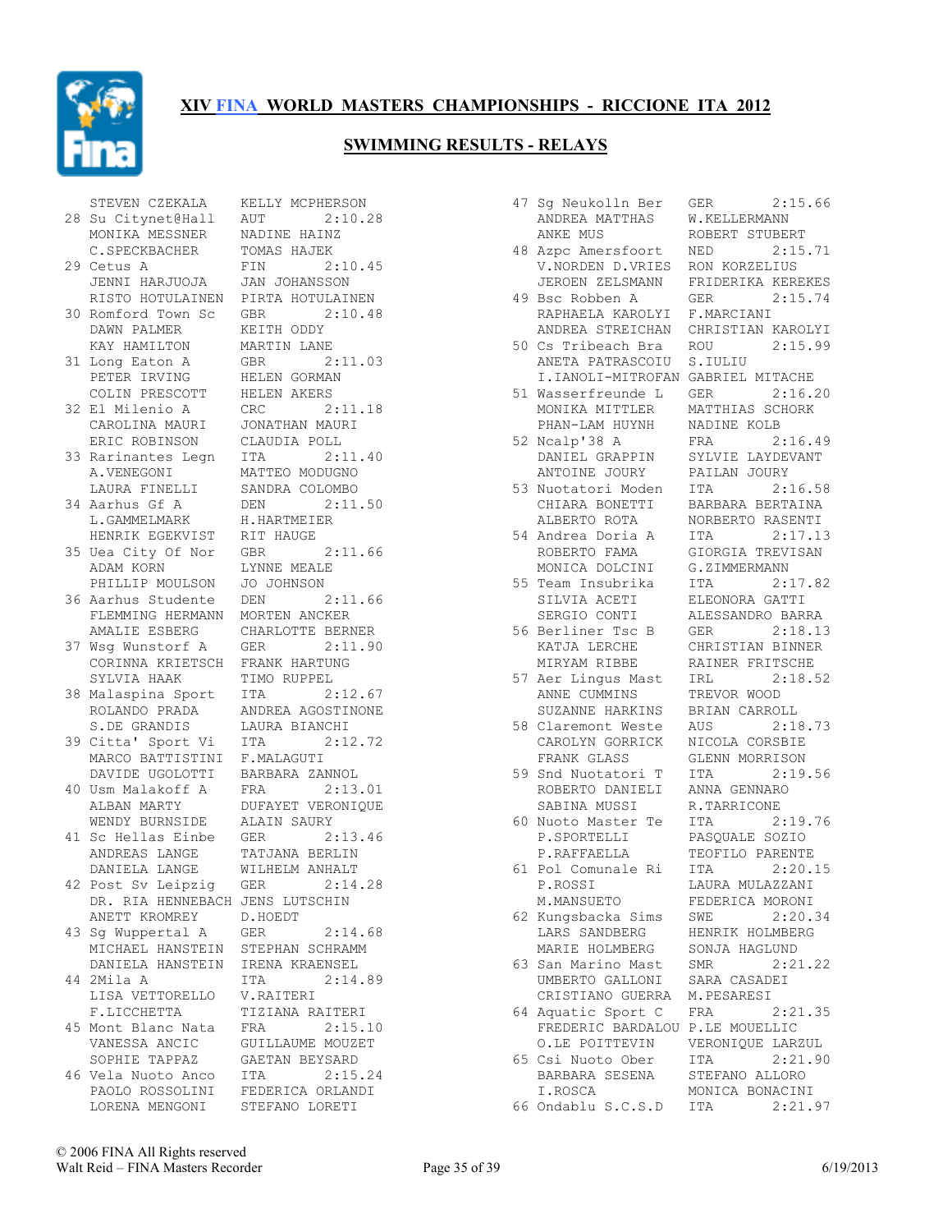# XIV FINA WORLD MASTERS CHAMPIONSHIPS - RICCIONE ITA 2012

## SWIMMING RESULTS - RELAYS

```
    STEVEN CZEKALA     KELLY MCPHERSON
 28 Su Citynet@Hall    AUT       2:10.28
    MONIKA MESSNER     NADINE HAINZ
    C.SPECKBACHER      TOMAS HAJEK
 29 Cetus A            FIN       2:10.45
    JENNI HARJUOJA     JAN JOHANSSON
    RISTO HOTULAINEN   PIRTA HOTULAINEN
 30 Romford Town Sc    GBR       2:10.48
    DAWN PALMER        KEITH ODDY
    KAY HAMILTON       MARTIN LANE
 31 Long Eaton A       GBR       2:11.03
    PETER IRVING       HELEN GORMAN
    COLIN PRESCOTT     HELEN AKERS
 32 El Milenio A       CRC       2:11.18
    CAROLINA MAURI     JONATHAN MAURI
    ERIC ROBINSON      CLAUDIA POLL
 33 Rarinantes Legn    ITA       2:11.40
    A.VENEGONI         MATTEO MODUGNO
    LAURA FINELLI      SANDRA COLOMBO
 34 Aarhus Gf A        DEN       2:11.50
    L.GAMMELMARK       H.HARTMEIER
    HENRIK EGEKVIST    RIT HAUGE
 35 Uea City Of Nor    GBR       2:11.66
    ADAM KORN          LYNNE MEALE
    PHILLIP MOULSON    JO JOHNSON
 36 Aarhus Studente    DEN       2:11.66
    FLEMMING HERMANN   MORTEN ANCKER
    AMALIE ESBERG      CHARLOTTE BERNER
 37 Wsg Wunstorf A     GER       2:11.90
    CORINNA KRIETSCH   FRANK HARTUNG
    SYLVIA HAAK        TIMO RUPPEL
 38 Malaspina Sport    ITA       2:12.67
    ROLANDO PRADA      ANDREA AGOSTINONE
    S.DE GRANDIS       LAURA BIANCHI
 39 Citta' Sport Vi    ITA       2:12.72
    MARCO BATTISTINI   F.MALAGUTI
    DAVIDE UGOLOTTI    BARBARA ZANNOL
 40 Usm Malakoff A     FRA       2:13.01
    ALBAN MARTY        DUFAYET VERONIQUE
    WENDY BURNSIDE     ALAIN SAURY
 41 Sc Hellas Einbe    GER       2:13.46
    ANDREAS LANGE      TATJANA BERLIN
    DANIELA LANGE      WILHELM ANHALT
 42 Post Sv Leipzig    GER       2:14.28
    DR. RIA HENNEBACH  JENS LUTSCHIN
    ANETT KROMREY      D.HOEDT
 43 Sg Wuppertal A     GER       2:14.68
    MICHAEL HANSTEIN   STEPHAN SCHRAMM
    DANIELA HANSTEIN   IRENA KRAENSEL
 44 2Mila A            ITA       2:14.89
    LISA VETTORELLO    V.RAITERI
    F.LICCHETTA        TIZIANA RAITERI
 45 Mont Blanc Nata    FRA       2:15.10
    VANESSA ANCIC      GUILLAUME MOUZET
    SOPHIE TAPPAZ      GAETAN BEYSARD
 46 Vela Nuoto Anco    ITA       2:15.24
    PAOLO ROSSOLINI    FEDERICA ORLANDI
    LORENA MENGONI     STEFANO LORETI
 47 Sg Neukolln Ber    GER       2:15.66
    ANDREA MATTHAS     W.KELLERMANN
    ANKE MUS           ROBERT STUBERT
 48 Azpc Amersfoort    NED       2:15.71
    V.NORDEN D.VRIES   RON KORZELIUS
    JEROEN ZELSMANN    FRIDERIKA KEREKES
 49 Bsc Robben A       GER       2:15.74
    RAPHAELA KAROLYI   F.MARCIANI
    ANDREA STREICHAN   CHRISTIAN KAROLYI
 50 Cs Tribeach Bra    ROU       2:15.99
    ANETA PATRASCOIU   S.IULIU
    I.IANOLI-MITROFAN  GABRIEL MITACHE
 51 Wasserfreunde L    GER       2:16.20
    MONIKA MITTLER     MATTHIAS SCHORK
    PHAN-LAM HUYNH     NADINE KOLB
 52 Ncalp'38 A         FRA       2:16.49
    DANIEL GRAPPIN     SYLVIE LAYDEVANT
    ANTOINE JOURY      PAILAN JOURY
 53 Nuotatori Moden    ITA       2:16.58
    CHIARA BONETTI     BARBARA BERTAINA
    ALBERTO ROTA       NORBERTO RASENTI
 54 Andrea Doria A     ITA       2:17.13
    ROBERTO FAMA       GIORGIA TREVISAN
    MONICA DOLCINI     G.ZIMMERMANN
 55 Team Insubrika     ITA       2:17.82
    SILVIA ACETI       ELEONORA GATTI
    SERGIO CONTI       ALESSANDRO BARRA
 56 Berliner Tsc B     GER       2:18.13
    KATJA LERCHE       CHRISTIAN BINNER
    MIRYAM RIBBE       RAINER FRITSCHE
 57 Aer Lingus Mast    IRL       2:18.52
    ANNE CUMMINS       TREVOR WOOD
    SUZANNE HARKINS    BRIAN CARROLL
 58 Claremont Weste    AUS       2:18.73
    CAROLYN GORRICK    NICOLA CORSBIE
    FRANK GLASS        GLENN MORRISON
 59 Snd Nuotatori T    ITA       2:19.56
    ROBERTO DANIELI    ANNA GENNARO
    SABINA MUSSI       R.TARRICONE
 60 Nuoto Master Te    ITA       2:19.76
    P.SPORTELLI        PASQUALE SOZIO
    P.RAFFAELLA        TEOFILO PARENTE
 61 Pol Comunale Ri    ITA       2:20.15
    P.ROSSI            LAURA MULAZZANI
    M.MANSUETO         FEDERICA MORONI
 62 Kungsbacka Sims    SWE       2:20.34
    LARS SANDBERG      HENRIK HOLMBERG
    MARIE HOLMBERG     SONJA HAGLUND
 63 San Marino Mast    SMR       2:21.22
    UMBERTO GALLONI    SARA CASADEI
    CRISTIANO GUERRA   M.PESARESI
 64 Aquatic Sport C    FRA       2:21.35
    FREDERIC BARDALOU  P.LE MOUELLIC
    O.LE POITTEVIN     VERONIQUE LARZUL
 65 Csi Nuoto Ober     ITA       2:21.90
    BARBARA SESENA     STEFANO ALLORO
    I.ROSCA            MONICA BONACINI
 66 Ondablu S.C.S.D    ITA       2:21.97
```

© 2006 FINA All Rights reserved
Walt Reid – FINA Masters Recorder 6/19/2013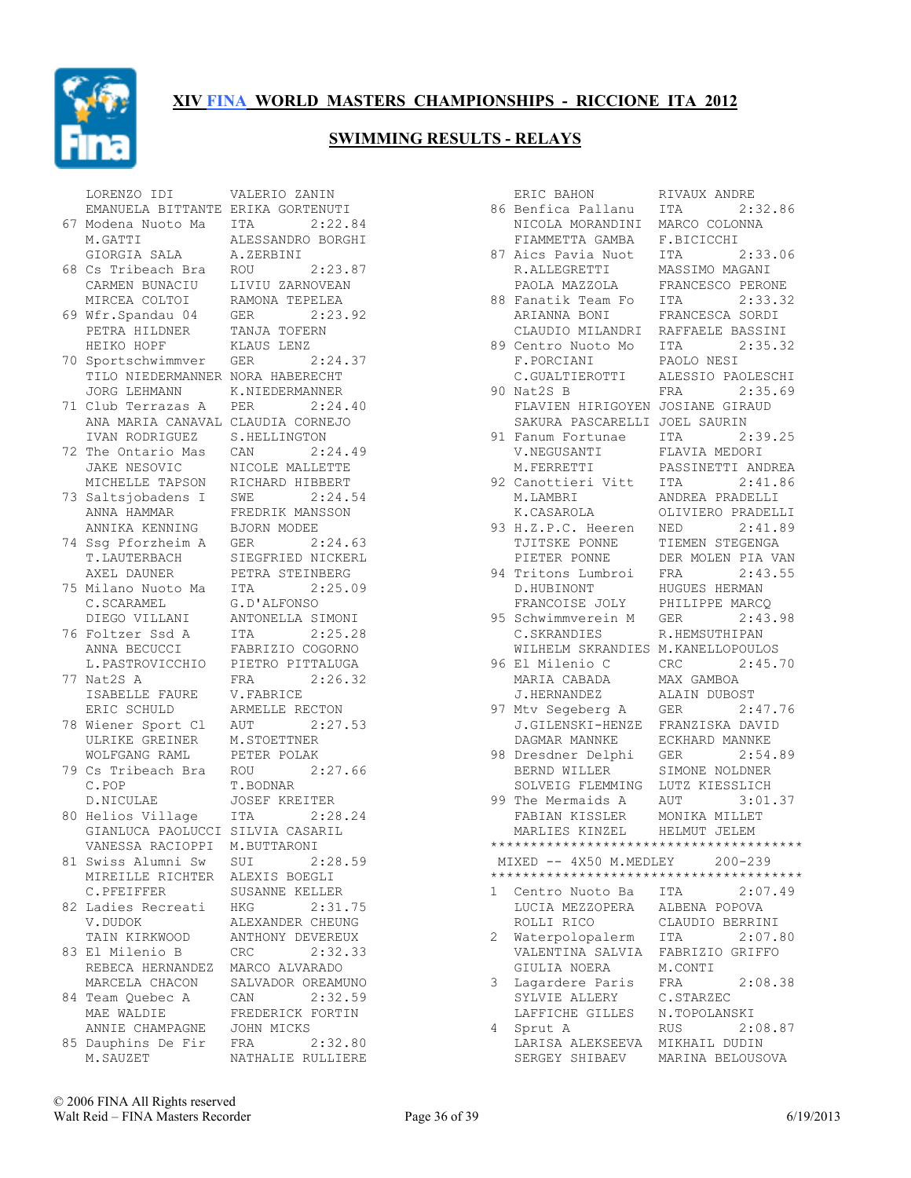# XIV FINA WORLD MASTERS CHAMPIONSHIPS - RICCIONE ITA 2012

## SWIMMING RESULTS - RELAYS

```
     LORENZO IDI         VALERIO ZANIN
     EMANUELA BITTANTE ERIKA GORTENUTI
  67 Modena Nuoto Ma     ITA        2:22.84
     M.GATTI             ALESSANDRO BORGHI
     GIORGIA SALA        A.ZERBINI
  68 Cs Tribeach Bra     ROU        2:23.87
     CARMEN BUNACIU      LIVIU ZARNOVEAN
     MIRCEA COLTOI       RAMONA TEPELEA
  69 Wfr.Spandau 04      GER        2:23.92
     PETRA HILDNER       TANJA TOFERN
     HEIKO HOPF          KLAUS LENZ
  70 Sportschwimmver     GER        2:24.37
     TILO NIEDERMANNER NORA HABERECHT
     JORG LEHMANN        K.NIEDERMANNER
  71 Club Terrazas A     PER        2:24.40
     ANA MARIA CANAVAL CLAUDIA CORNEJO
     IVAN RODRIGUEZ      S.HELLINGTON
  72 The Ontario Mas     CAN        2:24.49
     JAKE NESOVIC        NICOLE MALLETTE
     MICHELLE TAPSON     RICHARD HIBBERT
  73 Saltsjobadens I     SWE        2:24.54
     ANNA HAMMAR         FREDRIK MANSSON
     ANNIKA KENNING      BJORN MODEE
  74 Ssg Pforzheim A     GER        2:24.63
     T.LAUTERBACH        SIEGFRIED NICKERL
     AXEL DAUNER         PETRA STEINBERG
  75 Milano Nuoto Ma     ITA        2:25.09
     C.SCARAMEL          G.D'ALFONSO
     DIEGO VILLANI       ANTONELLA SIMONI
  76 Foltzer Ssd A       ITA        2:25.28
     ANNA BECUCCI        FABRIZIO COGORNO
     L.PASTROVICCHIO     PIETRO PITTALUGA
  77 Nat2S A             FRA        2:26.32
     ISABELLE FAURE      V.FABRICE
     ERIC SCHULD         ARMELLE RECTON
  78 Wiener Sport Cl     AUT        2:27.53
     ULRIKE GREINER      M.STOETTNER
     WOLFGANG RAML       PETER POLAK
  79 Cs Tribeach Bra     ROU        2:27.66
     C.POP               T.BODNAR
     D.NICULAE           JOSEF KREITER
  80 Helios Village      ITA        2:28.24
     GIANLUCA PAOLUCCI SILVIA CASARIL
     VANESSA RACIOPPI    M.BUTTARONI
  81 Swiss Alumni Sw     SUI        2:28.59
     MIREILLE RICHTER    ALEXIS BOEGLI
     C.PFEIFFER          SUSANNE KELLER
  82 Ladies Recreati     HKG        2:31.75
     V.DUDOK             ALEXANDER CHEUNG
     TAIN KIRKWOOD       ANTHONY DEVEREUX
  83 El Milenio B        CRC        2:32.33
     REBECA HERNANDEZ    MARCO ALVARADO
     MARCELA CHACON      SALVADOR OREAMUNO
  84 Team Quebec A       CAN        2:32.59
     MAE WALDIE          FREDERICK FORTIN
     ANNIE CHAMPAGNE     JOHN MICKS
  85 Dauphins De Fir     FRA        2:32.80
     M.SAUZET            NATHALIE RULLIERE
     ERIC BAHON          RIVAUX ANDRE
  86 Benfica Pallanu     ITA        2:32.86
     NICOLA MORANDINI    MARCO COLONNA
     FIAMMETTA GAMBA     F.BICICCHI
  87 Aics Pavia Nuot     ITA        2:33.06
     R.ALLEGRETTI        MASSIMO MAGANI
     PAOLA MAZZOLA       FRANCESCO PERONE
  88 Fanatik Team Fo     ITA        2:33.32
     ARIANNA BONI        FRANCESCA SORDI
     CLAUDIO MILANDRI    RAFFAELE BASSINI
  89 Centro Nuoto Mo     ITA        2:35.32
     F.PORCIANI          PAOLO NESI
     C.GUALTIEROTTI      ALESSIO PAOLESCHI
  90 Nat2S B             FRA        2:35.69
     FLAVIEN HIRIGOYEN JOSIANE GIRAUD
     SAKURA PASCARELLI JOEL SAURIN
  91 Fanum Fortunae      ITA        2:39.25
     V.NEGUSANTI         FLAVIA MEDORI
     M.FERRETTI          PASSINETTI ANDREA
  92 Canottieri Vitt     ITA        2:41.86
     M.LAMBRI            ANDREA PRADELLI
     K.CASAROLA          OLIVIERO PRADELLI
  93 H.Z.P.C. Heeren     NED        2:41.89
     TJITSKE PONNE       TIEMEN STEGENGA
     PIETER PONNE        DER MOLEN PIA VAN
  94 Tritons Lumbroi     FRA        2:43.55
     D.HUBINONT          HUGUES HERMAN
     FRANCOISE JOLY      PHILIPPE MARCQ
  95 Schwimmverein M     GER        2:43.98
     C.SKRANDIES         R.HEMSUTHIPAN
     WILHELM SKRANDIES M.KANELLOPOULOS
  96 El Milenio C        CRC        2:45.70
     MARIA CABADA        MAX GAMBOA
     J.HERNANDEZ         ALAIN DUBOST
  97 Mtv Segeberg A      GER        2:47.76
     J.GILENSKI-HENZE    FRANZISKA DAVID
     DAGMAR MANNKE       ECKHARD MANNKE
  98 Dresdner Delphi     GER        2:54.89
     BERND WILLER        SIMONE NOLDNER
     SOLVEIG FLEMMING    LUTZ KIESSLICH
  99 The Mermaids A      AUT        3:01.37
     FABIAN KISSLER      MONIKA MILLET
     MARLIES KINZEL      HELMUT JELEM
***************************************
 MIXED -- 4X50 M.MEDLEY        200-239
***************************************
  1  Centro Nuoto Ba     ITA        2:07.49
     LUCIA MEZZOPERA     ALBENA POPOVA
     ROLLI RICO          CLAUDIO BERRINI
  2  Waterpolopalerm     ITA        2:07.80
     VALENTINA SALVIA    FABRIZIO GRIFFO
     GIULIA NOERA        M.CONTI
  3  Lagardere Paris     FRA        2:08.38
     SYLVIE ALLERY       C.STARZEC
     LAFFICHE GILLES     N.TOPOLANSKI
  4  Sprut A             RUS        2:08.87
     LARISA ALEKSEEVA    MIKHAIL DUDIN
     SERGEY SHIBAEV      MARINA BELOUSOVA
```

© 2006 FINA All Rights reserved
Walt Reid – FINA Masters Recorder 6/19/2013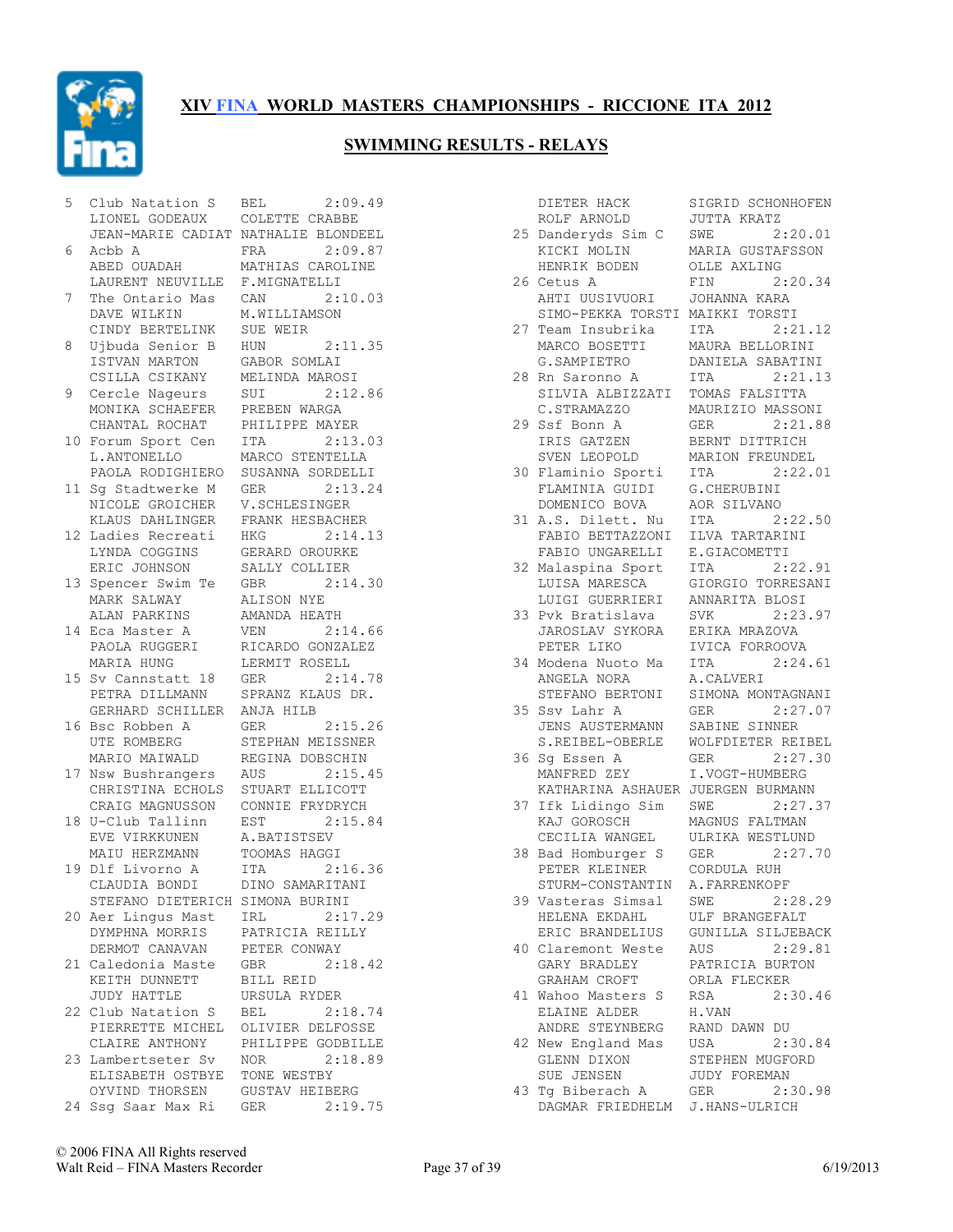# XIV FINA WORLD MASTERS CHAMPIONSHIPS - RICCIONE ITA 2012

## SWIMMING RESULTS - RELAYS

```
 5  Club Natation S    BEL        2:09.49
    LIONEL GODEAUX     COLETTE CRABBE
    JEAN-MARIE CADIAT  NATHALIE BLONDEEL
 6  Acbb A             FRA        2:09.87
    ABED OUADAH        MATHIAS CAROLINE
    LAURENT NEUVILLE   F.MIGNATELLI
 7  The Ontario Mas    CAN        2:10.03
    DAVE WILKIN        M.WILLIAMSON
    CINDY BERTELINK    SUE WEIR
 8  Ujbuda Senior B    HUN        2:11.35
    ISTVAN MARTON      GABOR SOMLAI
    CSILLA CSIKANY     MELINDA MAROSI
 9  Cercle Nageurs     SUI        2:12.86
    MONIKA SCHAEFER    PREBEN WARGA
    CHANTAL ROCHAT     PHILIPPE MAYER
10  Forum Sport Cen    ITA        2:13.03
    L.ANTONELLO        MARCO STENTELLA
    PAOLA RODIGHIERO   SUSANNA SORDELLI
11  Sg Stadtwerke M    GER        2:13.24
    NICOLE GROICHER    V.SCHLESINGER
    KLAUS DAHLINGER    FRANK HESBACHER
12  Ladies Recreati    HKG        2:14.13
    LYNDA COGGINS      GERARD OROURKE
    ERIC JOHNSON       SALLY COLLIER
13  Spencer Swim Te    GBR        2:14.30
    MARK SALWAY        ALISON NYE
    ALAN PARKINS       AMANDA HEATH
14  Eca Master A       VEN        2:14.66
    PAOLA RUGGERI      RICARDO GONZALEZ
    MARIA HUNG         LERMIT ROSELL
15  Sv Cannstatt 18    GER        2:14.78
    PETRA DILLMANN     SPRANZ KLAUS DR.
    GERHARD SCHILLER   ANJA HILB
16  Bsc Robben A       GER        2:15.26
    UTE ROMBERG        STEPHAN MEISSNER
    MARIO MAIWALD      REGINA DOBSCHIN
17  Nsw Bushrangers    AUS        2:15.45
    CHRISTINA ECHOLS   STUART ELLICOTT
    CRAIG MAGNUSSON    CONNIE FRYDRYCH
18  U-Club Tallinn     EST        2:15.84
    EVE VIRKKUNEN      A.BATISTSEV
    MAIU HERZMANN      TOOMAS HAGGI
19  Dlf Livorno A      ITA        2:16.36
    CLAUDIA BONDI      DINO SAMARITANI
    STEFANO DIETERICH  SIMONA BURINI
20  Aer Lingus Mast    IRL        2:17.29
    DYMPHNA MORRIS     PATRICIA REILLY
    DERMOT CANAVAN     PETER CONWAY
21  Caledonia Maste    GBR        2:18.42
    KEITH DUNNETT      BILL REID
    JUDY HATTLE        URSULA RYDER
22  Club Natation S    BEL        2:18.74
    PIERRETTE MICHEL   OLIVIER DELFOSSE
    CLAIRE ANTHONY     PHILIPPE GODBILLE
23  Lambertseter Sv    NOR        2:18.89
    ELISABETH OSTBYE   TONE WESTBY
    OYVIND THORSEN     GUSTAV HEIBERG
24  Ssg Saar Max Ri    GER        2:19.75
    DIETER HACK        SIGRID SCHONHOFEN
    ROLF ARNOLD        JUTTA KRATZ
25  Danderyds Sim C    SWE        2:20.01
    KICKI MOLIN        MARIA GUSTAFSSON
    HENRIK BODEN       OLLE AXLING
26  Cetus A            FIN        2:20.34
    AHTI UUSIVUORI     JOHANNA KARA
    SIMO-PEKKA TORSTI  MAIKKI TORSTI
27  Team Insubrika     ITA        2:21.12
    MARCO BOSETTI      MAURA BELLORINI
    G.SAMPIETRO        DANIELA SABATINI
28  Rn Saronno A       ITA        2:21.13
    SILVIA ALBIZZATI   TOMAS FALSITTA
    C.STRAMAZZO        MAURIZIO MASSONI
29  Ssf Bonn A         GER        2:21.88
    IRIS GATZEN        BERNT DITTRICH
    SVEN LEOPOLD       MARION FREUNDEL
30  Flaminio Sporti    ITA        2:22.01
    FLAMINIA GUIDI     G.CHERUBINI
    DOMENICO BOVA      AOR SILVANO
31  A.S. Dilett. Nu    ITA        2:22.50
    FABIO BETTAZZONI   ILVA TARTARINI
    FABIO UNGARELLI    E.GIACOMETTI
32  Malaspina Sport    ITA        2:22.91
    LUISA MARESCA      GIORGIO TORRESANI
    LUIGI GUERRIERI    ANNARITA BLOSI
33  Pvk Bratislava     SVK        2:23.97
    JAROSLAV SYKORA    ERIKA MRAZOVA
    PETER LIKO         IVICA FORROOVA
34  Modena Nuoto Ma    ITA        2:24.61
    ANGELA NORA        A.CALVERI
    STEFANO BERTONI    SIMONA MONTAGNANI
35  Ssv Lahr A         GER        2:27.07
    JENS AUSTERMANN    SABINE SINNER
    S.REIBEL-OBERLE    WOLFDIETER REIBEL
36  Sg Essen A         GER        2:27.30
    MANFRED ZEY        I.VOGT-HUMBERG
    KATHARINA ASHAUER  JUERGEN BURMANN
37  Ifk Lidingo Sim    SWE        2:27.37
    KAJ GOROSCH        MAGNUS FALTMAN
    CECILIA WANGEL     ULRIKA WESTLUND
38  Bad Homburger S    GER        2:27.70
    PETER KLEINER      CORDULA RUH
    STURM-CONSTANTIN   A.FARRENKOPF
39  Vasteras Simsal    SWE        2:28.29
    HELENA EKDAHL      ULF BRANGEFALT
    ERIC BRANDELIUS    GUNILLA SILJEBACK
40  Claremont Weste    AUS        2:29.81
    GARY BRADLEY       PATRICIA BURTON
    GRAHAM CROFT       ORLA FLECKER
41  Wahoo Masters S    RSA        2:30.46
    ELAINE ALDER       H.VAN
    ANDRE STEYNBERG    RAND DAWN DU
42  New England Mas    USA        2:30.84
    GLENN DIXON        STEPHEN MUGFORD
    SUE JENSEN         JUDY FOREMAN
43  Tg Biberach A      GER        2:30.98
    DAGMAR FRIEDHELM   J.HANS-ULRICH
```

© 2006 FINA All Rights reserved
Walt Reid – FINA Masters Recorder 6/19/2013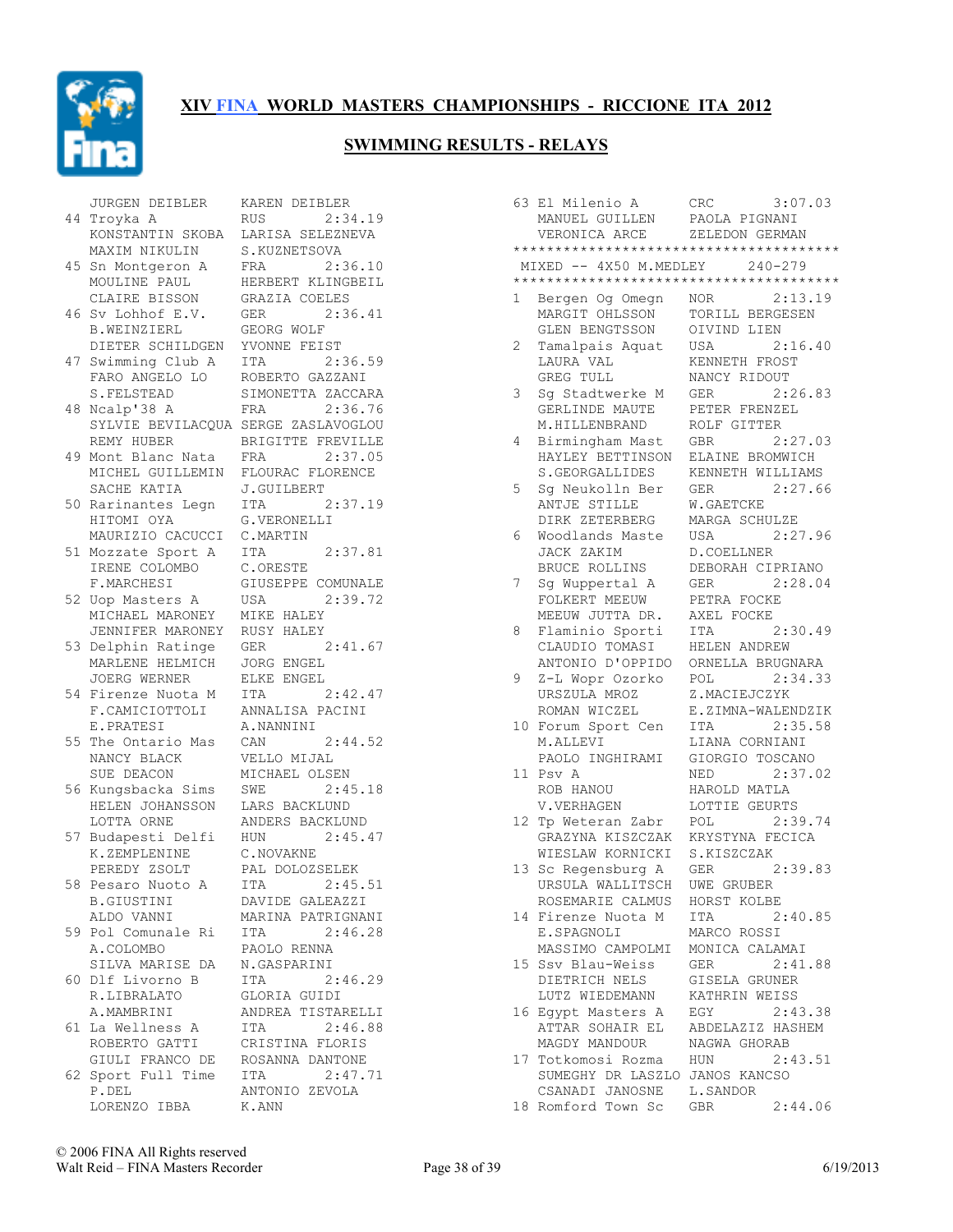# XIV FINA WORLD MASTERS CHAMPIONSHIPS - RICCIONE ITA 2012

## SWIMMING RESULTS - RELAYS

```
    JURGEN DEIBLER      KAREN DEIBLER
 44 Troyka A            RUS        2:34.19
    KONSTANTIN SKOBA    LARISA SELEZNEVA
    MAXIM NIKULIN       S.KUZNETSOVA
 45 Sn Montgeron A      FRA        2:36.10
    MOULINE PAUL        HERBERT KLINGBEIL
    CLAIRE BISSON       GRAZIA COELES
 46 Sv Lohhof E.V.      GER        2:36.41
    B.WEINZIERL         GEORG WOLF
    DIETER SCHILDGEN    YVONNE FEIST
 47 Swimming Club A     ITA        2:36.59
    FARO ANGELO LO      ROBERTO GAZZANI
    S.FELSTEAD          SIMONETTA ZACCARA
 48 Ncalp'38 A          FRA        2:36.76
    SYLVIE BEVILACQUA   SERGE ZASLAVOGLOU
    REMY HUBER          BRIGITTE FREVILLE
 49 Mont Blanc Nata     FRA        2:37.05
    MICHEL GUILLEMIN    FLOURAC FLORENCE
    SACHE KATIA         J.GUILBERT
 50 Rarinantes Legn     ITA        2:37.19
    HITOMI OYA          G.VERONELLI
    MAURIZIO CACUCCI    C.MARTIN
 51 Mozzate Sport A     ITA        2:37.81
    IRENE COLOMBO       C.ORESTE
    F.MARCHESI          GIUSEPPE COMUNALE
 52 Uop Masters A       USA        2:39.72
    MICHAEL MARONEY     MIKE HALEY
    JENNIFER MARONEY    RUSY HALEY
 53 Delphin Ratinge     GER        2:41.67
    MARLENE HELMICH     JORG ENGEL
    JOERG WERNER        ELKE ENGEL
 54 Firenze Nuota M     ITA        2:42.47
    F.CAMICIOTTOLI      ANNALISA PACINI
    E.PRATESI           A.NANNINI
 55 The Ontario Mas     CAN        2:44.52
    NANCY BLACK         VELLO MIJAL
    SUE DEACON          MICHAEL OLSEN
 56 Kungsbacka Sims     SWE        2:45.18
    HELEN JOHANSSON     LARS BACKLUND
    LOTTA ORNE          ANDERS BACKLUND
 57 Budapesti Delfi     HUN        2:45.47
    K.ZEMPLENINE        C.NOVAKNE
    PEREDY ZSOLT        PAL DOLOZSELEK
 58 Pesaro Nuoto A      ITA        2:45.51
    B.GIUSTINI          DAVIDE GALEAZZI
    ALDO VANNI          MARINA PATRIGNANI
 59 Pol Comunale Ri     ITA        2:46.28
    A.COLOMBO           PAOLO RENNA
    SILVA MARISE DA     N.GASPARINI
 60 Dlf Livorno B       ITA        2:46.29
    R.LIBRALATO         GLORIA GUIDI
    A.MAMBRINI          ANDREA TISTARELLI
 61 La Wellness A       ITA        2:46.88
    ROBERTO GATTI       CRISTINA FLORIS
    GIULI FRANCO DE     ROSANNA DANTONE
 62 Sport Full Time     ITA        2:47.71
    P.DEL               ANTONIO ZEVOLA
    LORENZO IBBA        K.ANN
 63 El Milenio A        CRC        3:07.03
    MANUEL GUILLEN      PAOLA PIGNANI
    VERONICA ARCE       ZELEDON GERMAN
****************************************
 MIXED -- 4X50 M.MEDLEY       240-279
****************************************
  1 Bergen Og Omegn     NOR        2:13.19
    MARGIT OHLSSON      TORILL BERGESEN
    GLEN BENGTSSON      OIVIND LIEN
  2 Tamalpais Aquat     USA        2:16.40
    LAURA VAL           KENNETH FROST
    GREG TULL           NANCY RIDOUT
  3 Sg Stadtwerke M     GER        2:26.83
    GERLINDE MAUTE      PETER FRENZEL
    M.HILLENBRAND       ROLF GITTER
  4 Birmingham Mast     GBR        2:27.03
    HAYLEY BETTINSON    ELAINE BROMWICH
    S.GEORGALLIDES      KENNETH WILLIAMS
  5 Sg Neukolln Ber     GER        2:27.66
    ANTJE STILLE        W.GAETCKE
    DIRK ZETERBERG      MARGA SCHULZE
  6 Woodlands Maste     USA        2:27.96
    JACK ZAKIM          D.COELLNER
    BRUCE ROLLINS       DEBORAH CIPRIANO
  7 Sg Wuppertal A      GER        2:28.04
    FOLKERT MEEUW       PETRA FOCKE
    MEEUW JUTTA DR.     AXEL FOCKE
  8 Flaminio Sporti     ITA        2:30.49
    CLAUDIO TOMASI      HELEN ANDREW
    ANTONIO D'OPPIDO    ORNELLA BRUGNARA
  9 Z-L Wopr Ozorko     POL        2:34.33
    URSZULA MROZ        Z.MACIEJCZYK
    ROMAN WICZEL        E.ZIMNA-WALENDZIK
 10 Forum Sport Cen     ITA        2:35.58
    M.ALLEVI            LIANA CORNIANI
    PAOLO INGHIRAMI     GIORGIO TOSCANO
 11 Psv A               NED        2:37.02
    ROB HANOU           HAROLD MATLA
    V.VERHAGEN          LOTTIE GEURTS
 12 Tp Weteran Zabr     POL        2:39.74
    GRAZYNA KISZCZAK    KRYSTYNA FECICA
    WIESLAW KORNICKI    S.KISZCZAK
 13 Sc Regensburg A     GER        2:39.83
    URSULA WALLITSCH    UWE GRUBER
    ROSEMARIE CALMUS    HORST KOLBE
 14 Firenze Nuota M     ITA        2:40.85
    E.SPAGNOLI          MARCO ROSSI
    MASSIMO CAMPOLMI    MONICA CALAMAI
 15 Ssv Blau-Weiss      GER        2:41.88
    DIETRICH NELS       GISELA GRUNER
    LUTZ WIEDEMANN      KATHRIN WEISS
 16 Egypt Masters A     EGY        2:43.38
    ATTAR SOHAIR EL     ABDELAZIZ HASHEM
    MAGDY MANDOUR       NAGWA GHORAB
 17 Totkomosi Rozma     HUN        2:43.51
    SUMEGHY DR LASZLO   JANOS KANCSO
    CSANADI JANOSNE     L.SANDOR
 18 Romford Town Sc     GBR        2:44.06
```

© 2006 FINA All Rights reserved
Walt Reid – FINA Masters Recorder 6/19/2013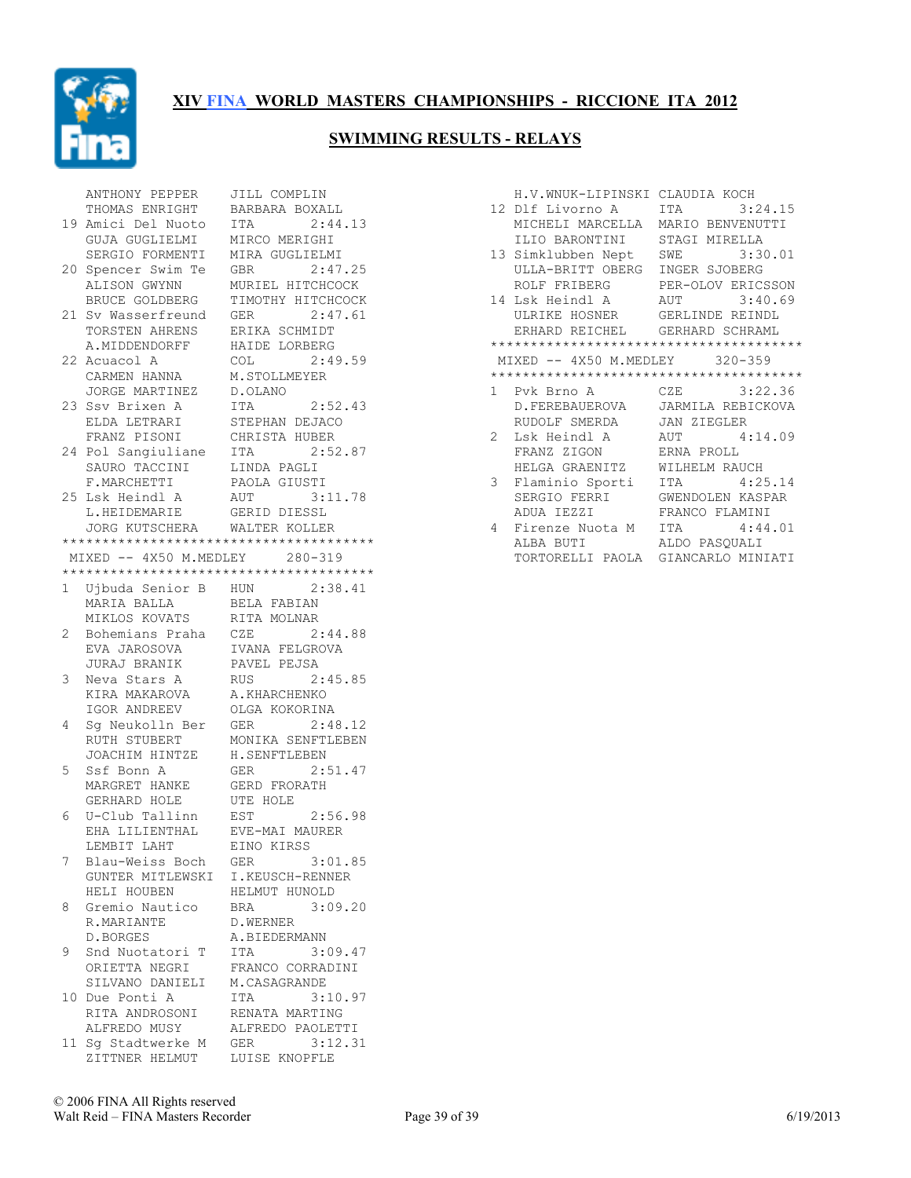# XIV FINA WORLD MASTERS CHAMPIONSHIPS - RICCIONE ITA 2012

## SWIMMING RESULTS - RELAYS

```
     ANTHONY PEPPER     JILL COMPLIN
     THOMAS ENRIGHT     BARBARA BOXALL
  19 Amici Del Nuoto    ITA        2:44.13
     GUJA GUGLIELMI     MIRCO MERIGHI
     SERGIO FORMENTI    MIRA GUGLIELMI
  20 Spencer Swim Te    GBR        2:47.25
     ALISON GWYNN       MURIEL HITCHCOCK
     BRUCE GOLDBERG     TIMOTHY HITCHCOCK
  21 Sv Wasserfreund    GER        2:47.61
     TORSTEN AHRENS     ERIKA SCHMIDT
     A.MIDDENDORFF      HAIDE LORBERG
  22 Acuacol A          COL        2:49.59
     CARMEN HANNA       M.STOLLMEYER
     JORGE MARTINEZ     D.OLANO
  23 Ssv Brixen A       ITA        2:52.43
     ELDA LETRARI       STEPHAN DEJACO
     FRANZ PISONI       CHRISTA HUBER
  24 Pol Sangiuliane    ITA        2:52.87
     SAURO TACCINI      LINDA PAGLI
     F.MARCHETTI        PAOLA GIUSTI
  25 Lsk Heindl A       AUT        3:11.78
     L.HEIDEMARIE       GERID DIESSL
     JORG KUTSCHERA     WALTER KOLLER
***************************************
 MIXED -- 4X50 M.MEDLEY       280-319
***************************************
 1   Ujbuda Senior B    HUN        2:38.41
     MARIA BALLA        BELA FABIAN
     MIKLOS KOVATS      RITA MOLNAR
 2   Bohemians Praha    CZE        2:44.88
     EVA JAROSOVA       IVANA FELGROVA
     JURAJ BRANIK       PAVEL PEJSA
 3   Neva Stars A       RUS        2:45.85
     KIRA MAKAROVA      A.KHARCHENKO
     IGOR ANDREEV       OLGA KOKORINA
 4   Sg Neukolln Ber    GER        2:48.12
     RUTH STUBERT       MONIKA SENFTLEBEN
     JOACHIM HINTZE     H.SENFTLEBEN
 5   Ssf Bonn A         GER        2:51.47
     MARGRET HANKE      GERD FRORATH
     GERHARD HOLE       UTE HOLE
 6   U-Club Tallinn     EST        2:56.98
     EHA LILIENTHAL     EVE-MAI MAURER
     LEMBIT LAHT        EINO KIRSS
 7   Blau-Weiss Boch    GER        3:01.85
     GUNTER MITLEWSKI   I.KEUSCH-RENNER
     HELI HOUBEN        HELMUT HUNOLD
 8   Gremio Nautico     BRA        3:09.20
     R.MARIANTE         D.WERNER
     D.BORGES           A.BIEDERMANN
 9   Snd Nuotatori T    ITA        3:09.47
     ORIETTA NEGRI      FRANCO CORRADINI
     SILVANO DANIELI    M.CASAGRANDE
 10  Due Ponti A        ITA        3:10.97
     RITA ANDROSONI     RENATA MARTING
     ALFREDO MUSY       ALFREDO PAOLETTI
 11  Sg Stadtwerke M    GER        3:12.31
     ZITTNER HELMUT     LUISE KNOPFLE
     H.V.WNUK-LIPINSKI  CLAUDIA KOCH
 12  Dlf Livorno A      ITA        3:24.15
     MICHELI MARCELLA   MARIO BENVENUTTI
     ILIO BARONTINI     STAGI MIRELLA
 13  Simklubben Nept    SWE        3:30.01
     ULLA-BRITT OBERG   INGER SJOBERG
     ROLF FRIBERG       PER-OLOV ERICSSON
 14  Lsk Heindl A       AUT        3:40.69
     ULRIKE HOSNER      GERLINDE REINDL
     ERHARD REICHEL     GERHARD SCHRAML
***************************************
 MIXED -- 4X50 M.MEDLEY       320-359
***************************************
 1   Pvk Brno A         CZE        3:22.36
     D.FEREBAUEROVA     JARMILA REBICKOVA
     RUDOLF SMERDA      JAN ZIEGLER
 2   Lsk Heindl A       AUT        4:14.09
     FRANZ ZIGON        ERNA PROLL
     HELGA GRAENITZ     WILHELM RAUCH
 3   Flaminio Sporti    ITA        4:25.14
     SERGIO FERRI       GWENDOLEN KASPAR
     ADUA IEZZI         FRANCO FLAMINI
 4   Firenze Nuota M    ITA        4:44.01
     ALBA BUTI          ALDO PASQUALI
     TORTORELLI PAOLA   GIANCARLO MINIATI
```

© 2006 FINA All Rights reserved
Walt Reid – FINA Masters Recorder

6/19/2013